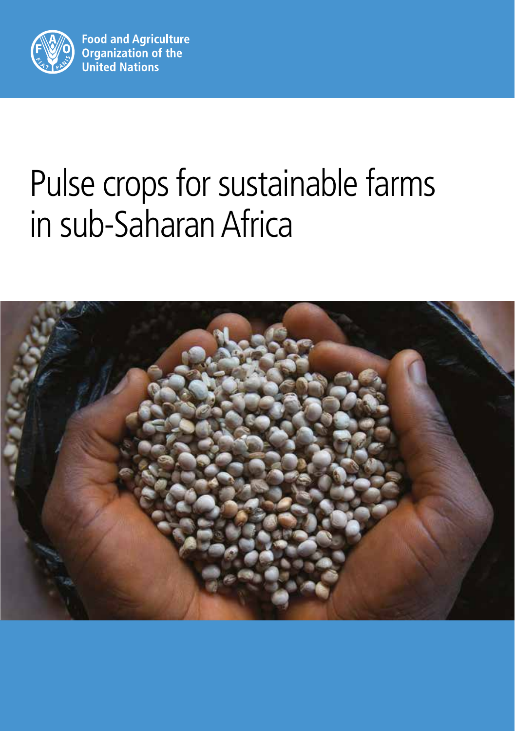Food and Agriculture Organization of the United Nations

# Pulse crops for sustainable farms in sub-Saharan Africa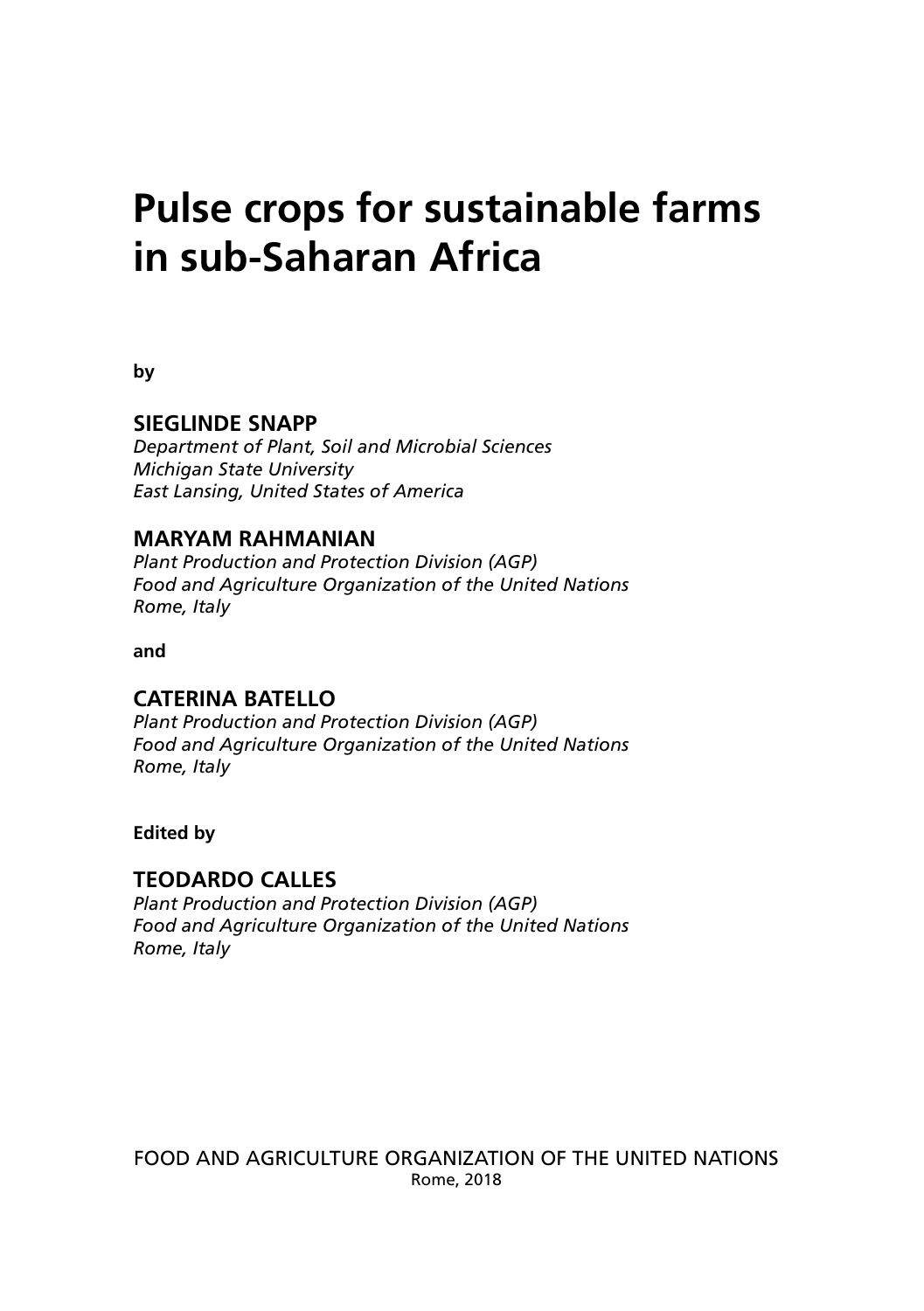# Pulse crops for sustainable farms in sub-Saharan Africa

**by**

**SIEGLINDE SNAPP**
*Department of Plant, Soil and Microbial Sciences*
*Michigan State University*
*East Lansing, United States of America*

**MARYAM RAHMANIAN**
*Plant Production and Protection Division (AGP)*
*Food and Agriculture Organization of the United Nations*
*Rome, Italy*

**and**

**CATERINA BATELLO**
*Plant Production and Protection Division (AGP)*
*Food and Agriculture Organization of the United Nations*
*Rome, Italy*

**Edited by**

**TEODARDO CALLES**
*Plant Production and Protection Division (AGP)*
*Food and Agriculture Organization of the United Nations*
*Rome, Italy*

FOOD AND AGRICULTURE ORGANIZATION OF THE UNITED NATIONS
Rome, 2018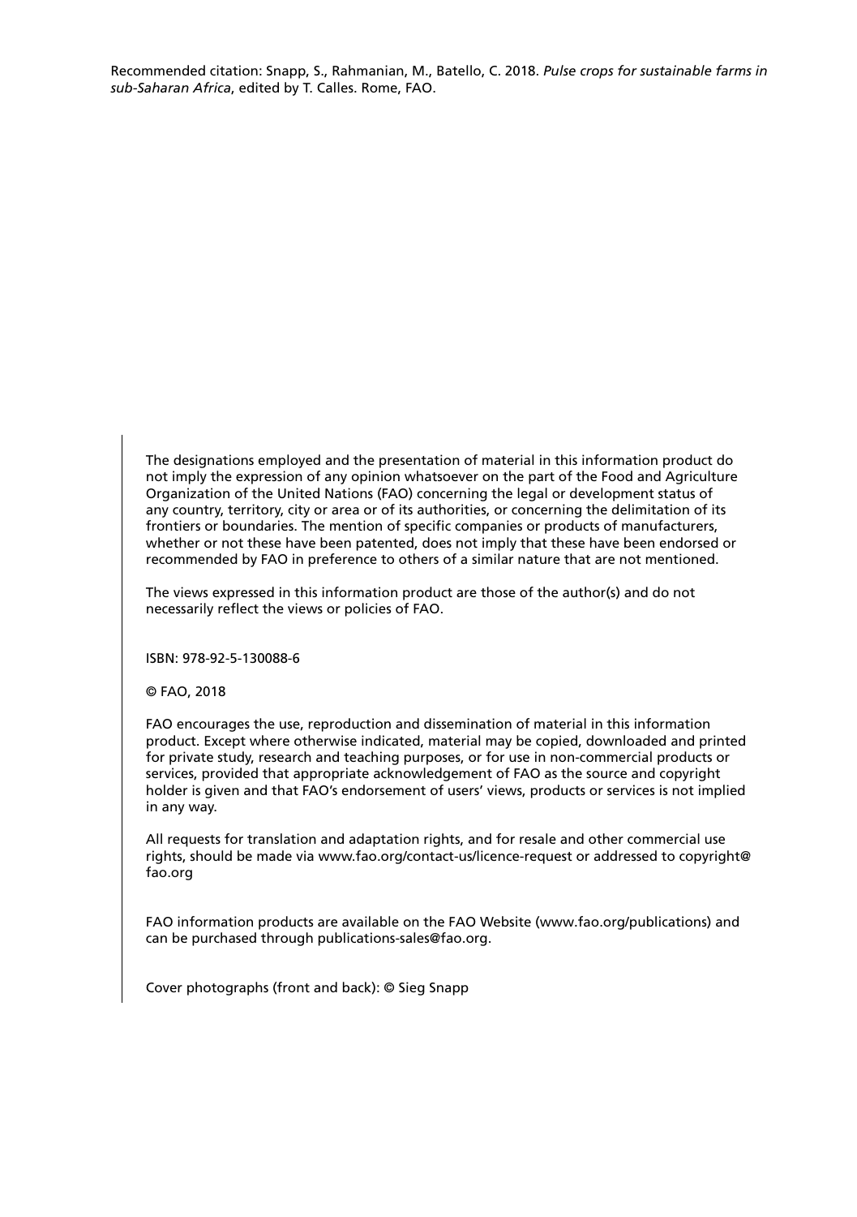Recommended citation: Snapp, S., Rahmanian, M., Batello, C. 2018. *Pulse crops for sustainable farms in sub-Saharan Africa*, edited by T. Calles. Rome, FAO.

The designations employed and the presentation of material in this information product do not imply the expression of any opinion whatsoever on the part of the Food and Agriculture Organization of the United Nations (FAO) concerning the legal or development status of any country, territory, city or area or of its authorities, or concerning the delimitation of its frontiers or boundaries. The mention of specific companies or products of manufacturers, whether or not these have been patented, does not imply that these have been endorsed or recommended by FAO in preference to others of a similar nature that are not mentioned.

The views expressed in this information product are those of the author(s) and do not necessarily reflect the views or policies of FAO.

ISBN: 978-92-5-130088-6

© FAO, 2018

FAO encourages the use, reproduction and dissemination of material in this information product. Except where otherwise indicated, material may be copied, downloaded and printed for private study, research and teaching purposes, or for use in non-commercial products or services, provided that appropriate acknowledgement of FAO as the source and copyright holder is given and that FAO's endorsement of users' views, products or services is not implied in any way.

All requests for translation and adaptation rights, and for resale and other commercial use rights, should be made via www.fao.org/contact-us/licence-request or addressed to copyright@fao.org

FAO information products are available on the FAO Website (www.fao.org/publications) and can be purchased through publications-sales@fao.org.

Cover photographs (front and back): © Sieg Snapp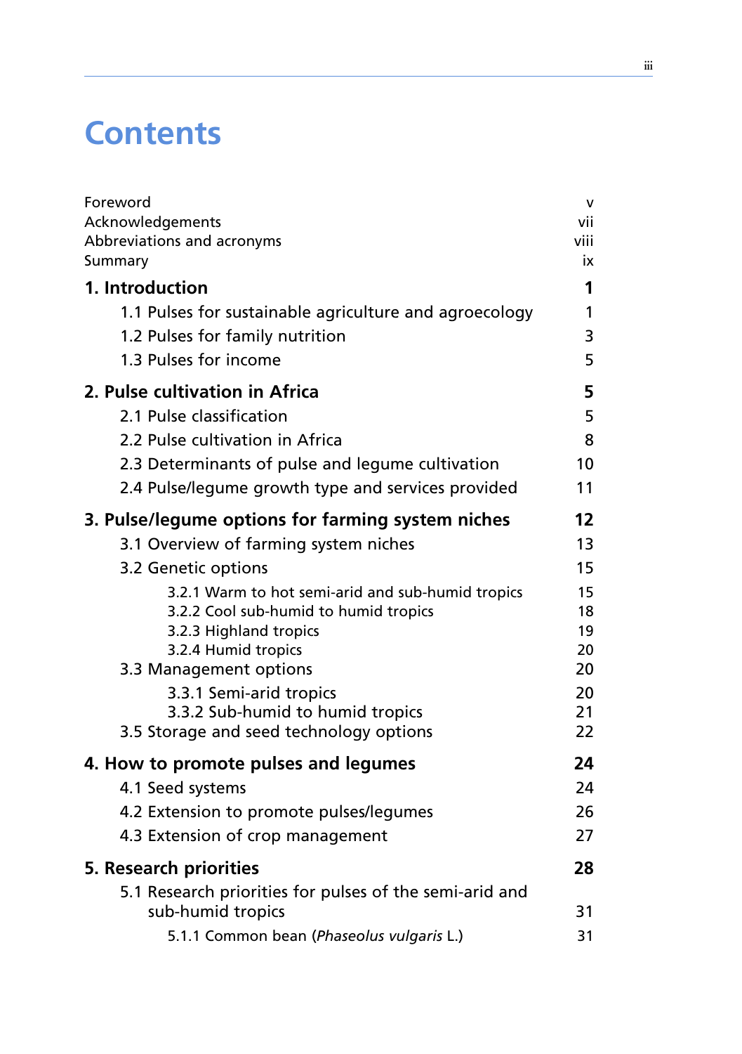# Contents

| | |
|---|---|
| Foreword | v |
| Acknowledgements | vii |
| Abbreviations and acronyms | viii |
| Summary | ix |
| **1. Introduction** | **1** |
| 1.1 Pulses for sustainable agriculture and agroecology | 1 |
| 1.2 Pulses for family nutrition | 3 |
| 1.3 Pulses for income | 5 |
| **2. Pulse cultivation in Africa** | **5** |
| 2.1 Pulse classification | 5 |
| 2.2 Pulse cultivation in Africa | 8 |
| 2.3 Determinants of pulse and legume cultivation | 10 |
| 2.4 Pulse/legume growth type and services provided | 11 |
| **3. Pulse/legume options for farming system niches** | **12** |
| 3.1 Overview of farming system niches | 13 |
| 3.2 Genetic options | 15 |
| 3.2.1 Warm to hot semi-arid and sub-humid tropics | 15 |
| 3.2.2 Cool sub-humid to humid tropics | 18 |
| 3.2.3 Highland tropics | 19 |
| 3.2.4 Humid tropics | 20 |
| 3.3 Management options | 20 |
| 3.3.1 Semi-arid tropics | 20 |
| 3.3.2 Sub-humid to humid tropics | 21 |
| 3.5 Storage and seed technology options | 22 |
| **4. How to promote pulses and legumes** | **24** |
| 4.1 Seed systems | 24 |
| 4.2 Extension to promote pulses/legumes | 26 |
| 4.3 Extension of crop management | 27 |
| **5. Research priorities** | **28** |
| 5.1 Research priorities for pulses of the semi-arid and sub-humid tropics | 31 |
| 5.1.1 Common bean (*Phaseolus vulgaris* L.) | 31 |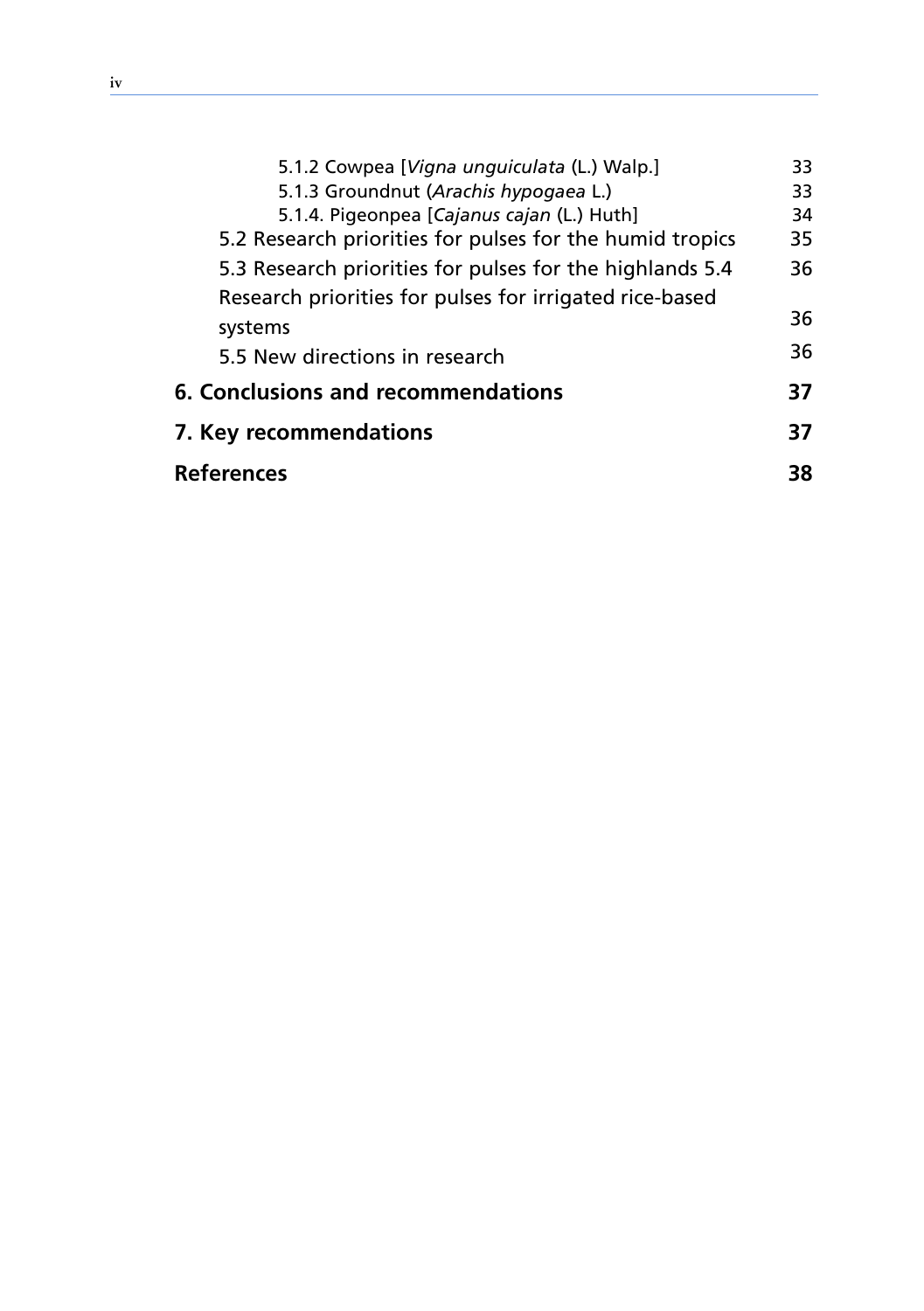5.1.2 Cowpea [*Vigna unguiculata* (L.) Walp.] 33
5.1.3 Groundnut (*Arachis hypogaea* L.) 33
5.1.4. Pigeonpea [*Cajanus cajan* (L.) Huth] 34
5.2 Research priorities for pulses for the humid tropics 35
5.3 Research priorities for pulses for the highlands 36
5.4 Research priorities for pulses for irrigated rice-based systems 36
5.5 New directions in research 36

**6. Conclusions and recommendations 37**

**7. Key recommendations 37**

**References 38**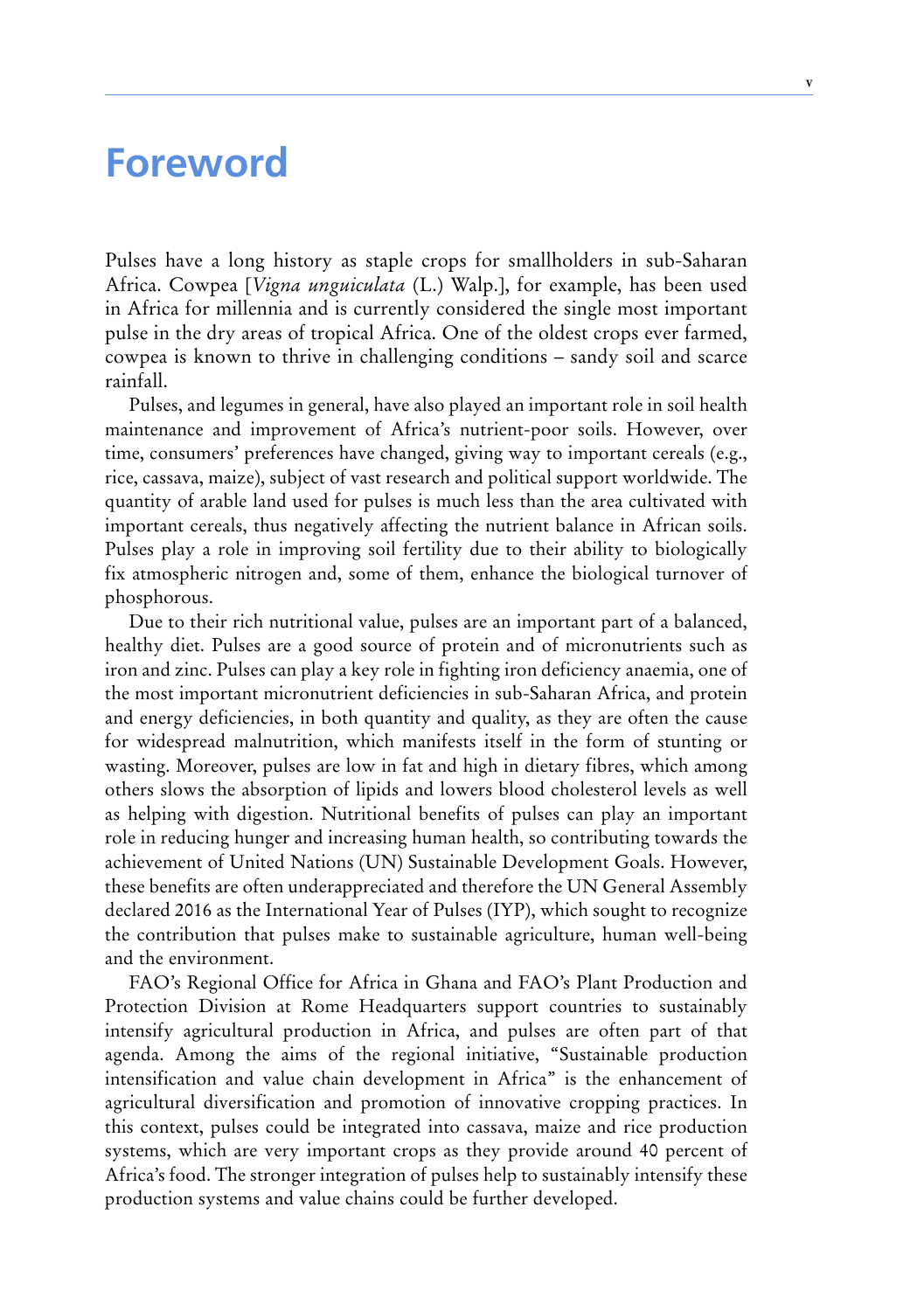# Foreword

Pulses have a long history as staple crops for smallholders in sub-Saharan Africa. Cowpea [*Vigna unguiculata* (L.) Walp.], for example, has been used in Africa for millennia and is currently considered the single most important pulse in the dry areas of tropical Africa. One of the oldest crops ever farmed, cowpea is known to thrive in challenging conditions – sandy soil and scarce rainfall.

Pulses, and legumes in general, have also played an important role in soil health maintenance and improvement of Africa's nutrient-poor soils. However, over time, consumers' preferences have changed, giving way to important cereals (e.g., rice, cassava, maize), subject of vast research and political support worldwide. The quantity of arable land used for pulses is much less than the area cultivated with important cereals, thus negatively affecting the nutrient balance in African soils. Pulses play a role in improving soil fertility due to their ability to biologically fix atmospheric nitrogen and, some of them, enhance the biological turnover of phosphorous.

Due to their rich nutritional value, pulses are an important part of a balanced, healthy diet. Pulses are a good source of protein and of micronutrients such as iron and zinc. Pulses can play a key role in fighting iron deficiency anaemia, one of the most important micronutrient deficiencies in sub-Saharan Africa, and protein and energy deficiencies, in both quantity and quality, as they are often the cause for widespread malnutrition, which manifests itself in the form of stunting or wasting. Moreover, pulses are low in fat and high in dietary fibres, which among others slows the absorption of lipids and lowers blood cholesterol levels as well as helping with digestion. Nutritional benefits of pulses can play an important role in reducing hunger and increasing human health, so contributing towards the achievement of United Nations (UN) Sustainable Development Goals. However, these benefits are often underappreciated and therefore the UN General Assembly declared 2016 as the International Year of Pulses (IYP), which sought to recognize the contribution that pulses make to sustainable agriculture, human well-being and the environment.

FAO's Regional Office for Africa in Ghana and FAO's Plant Production and Protection Division at Rome Headquarters support countries to sustainably intensify agricultural production in Africa, and pulses are often part of that agenda. Among the aims of the regional initiative, "Sustainable production intensification and value chain development in Africa" is the enhancement of agricultural diversification and promotion of innovative cropping practices. In this context, pulses could be integrated into cassava, maize and rice production systems, which are very important crops as they provide around 40 percent of Africa's food. The stronger integration of pulses help to sustainably intensify these production systems and value chains could be further developed.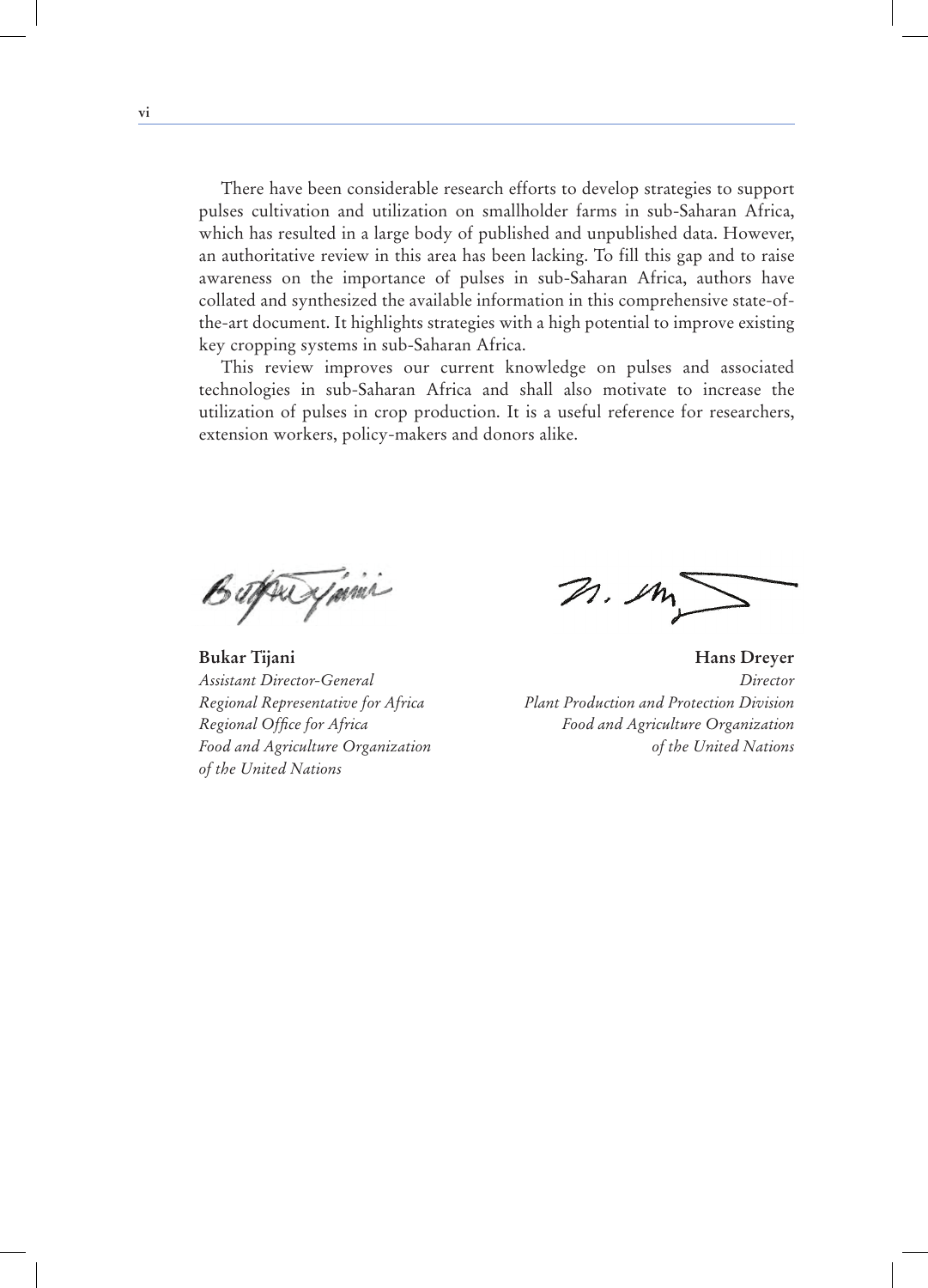There have been considerable research efforts to develop strategies to support pulses cultivation and utilization on smallholder farms in sub-Saharan Africa, which has resulted in a large body of published and unpublished data. However, an authoritative review in this area has been lacking. To fill this gap and to raise awareness on the importance of pulses in sub-Saharan Africa, authors have collated and synthesized the available information in this comprehensive state-of-the-art document. It highlights strategies with a high potential to improve existing key cropping systems in sub-Saharan Africa.

This review improves our current knowledge on pulses and associated technologies in sub-Saharan Africa and shall also motivate to increase the utilization of pulses in crop production. It is a useful reference for researchers, extension workers, policy-makers and donors alike.

**Bukar Tijani**
*Assistant Director-General*
*Regional Representative for Africa*
*Regional Office for Africa*
*Food and Agriculture Organization of the United Nations*

**Hans Dreyer**
*Director*
*Plant Production and Protection Division*
*Food and Agriculture Organization of the United Nations*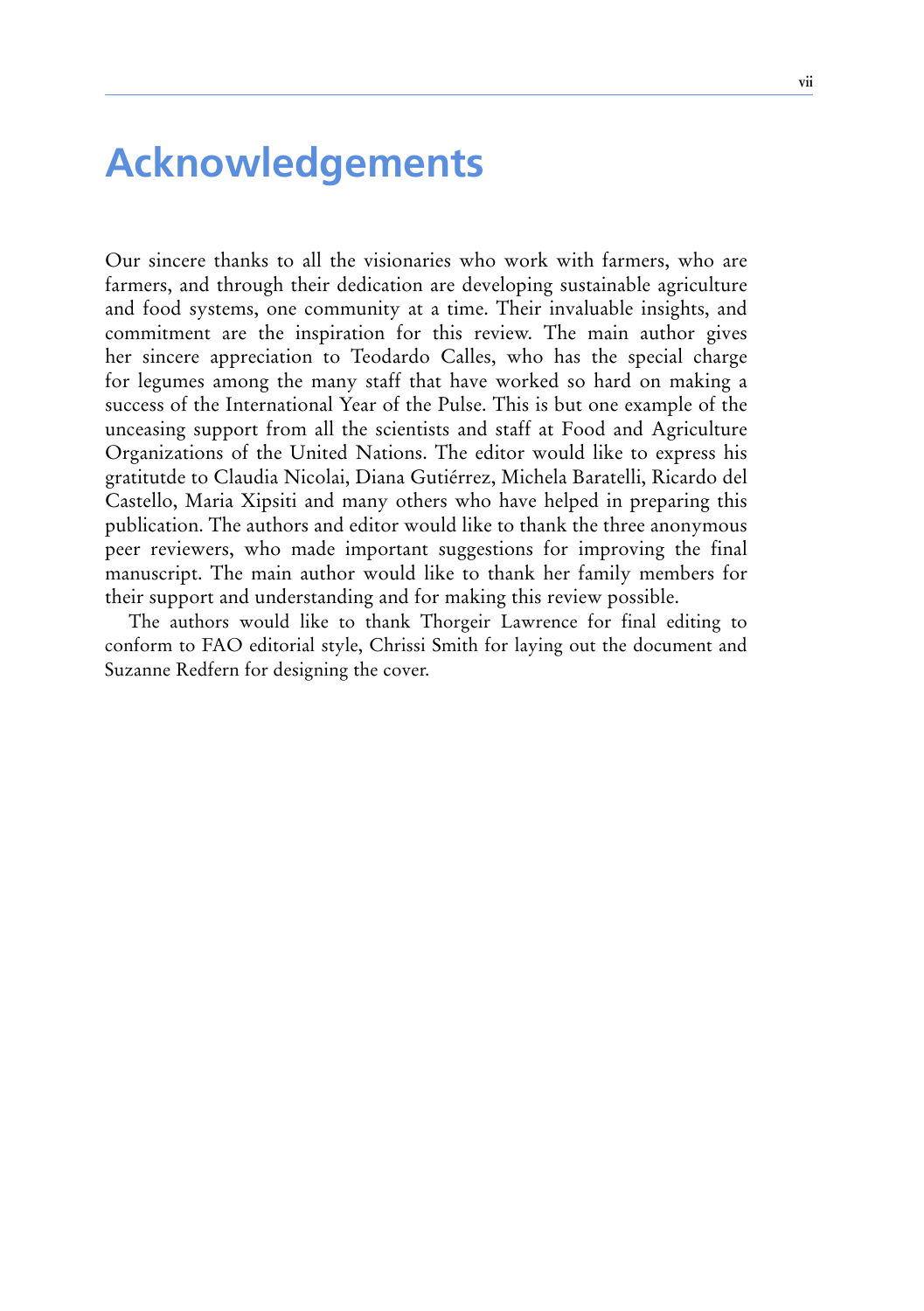# Acknowledgements

Our sincere thanks to all the visionaries who work with farmers, who are farmers, and through their dedication are developing sustainable agriculture and food systems, one community at a time. Their invaluable insights, and commitment are the inspiration for this review. The main author gives her sincere appreciation to Teodardo Calles, who has the special charge for legumes among the many staff that have worked so hard on making a success of the International Year of the Pulse. This is but one example of the unceasing support from all the scientists and staff at Food and Agriculture Organizations of the United Nations. The editor would like to express his gratitutde to Claudia Nicolai, Diana Gutiérrez, Michela Baratelli, Ricardo del Castello, Maria Xipsiti and many others who have helped in preparing this publication. The authors and editor would like to thank the three anonymous peer reviewers, who made important suggestions for improving the final manuscript. The main author would like to thank her family members for their support and understanding and for making this review possible.

The authors would like to thank Thorgeir Lawrence for final editing to conform to FAO editorial style, Chrissi Smith for laying out the document and Suzanne Redfern for designing the cover.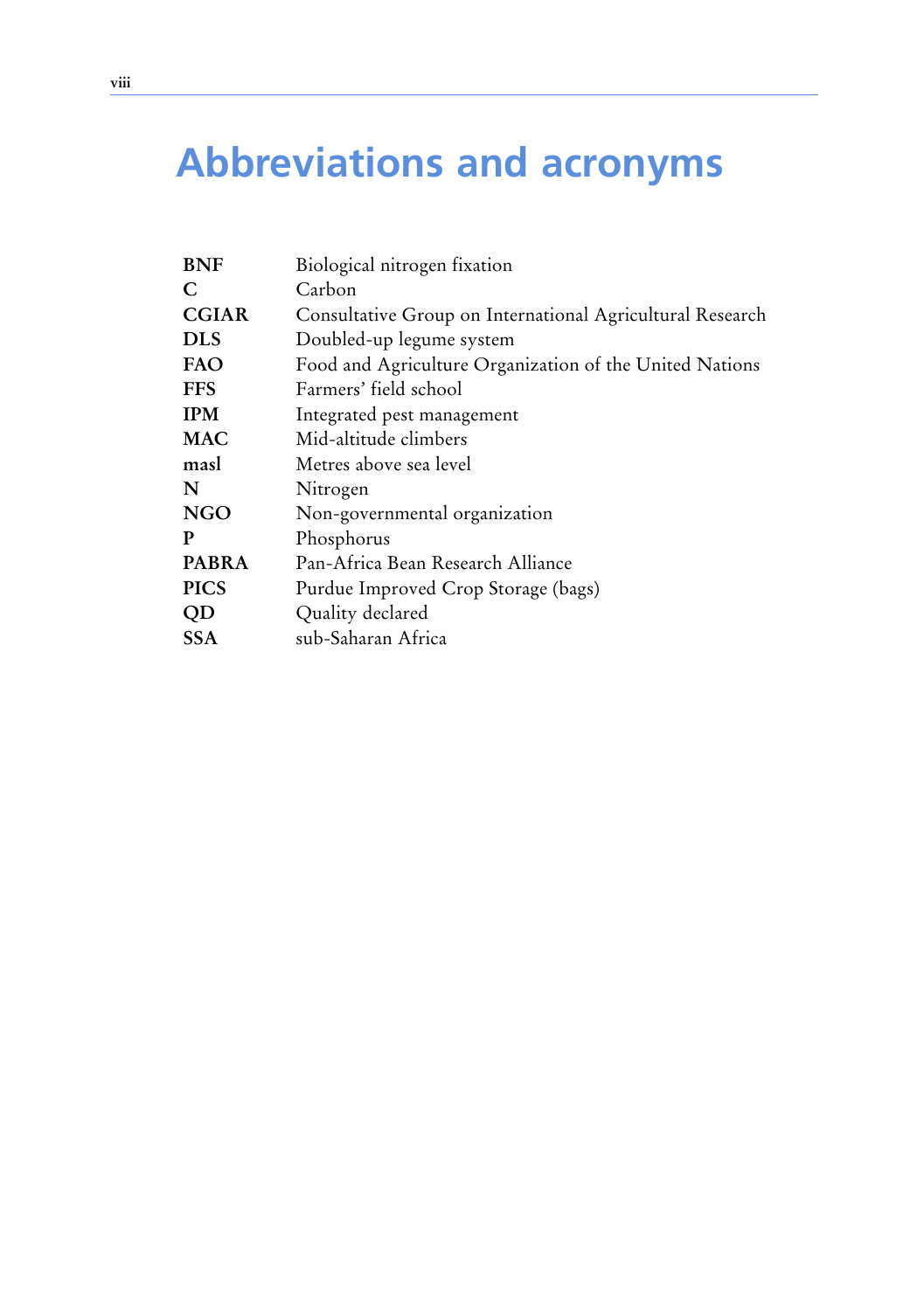# Abbreviations and acronyms

| | |
|---|---|
| **BNF** | Biological nitrogen fixation |
| **C** | Carbon |
| **CGIAR** | Consultative Group on International Agricultural Research |
| **DLS** | Doubled-up legume system |
| **FAO** | Food and Agriculture Organization of the United Nations |
| **FFS** | Farmers' field school |
| **IPM** | Integrated pest management |
| **MAC** | Mid-altitude climbers |
| **masl** | Metres above sea level |
| **N** | Nitrogen |
| **NGO** | Non-governmental organization |
| **P** | Phosphorus |
| **PABRA** | Pan-Africa Bean Research Alliance |
| **PICS** | Purdue Improved Crop Storage (bags) |
| **QD** | Quality declared |
| **SSA** | sub-Saharan Africa |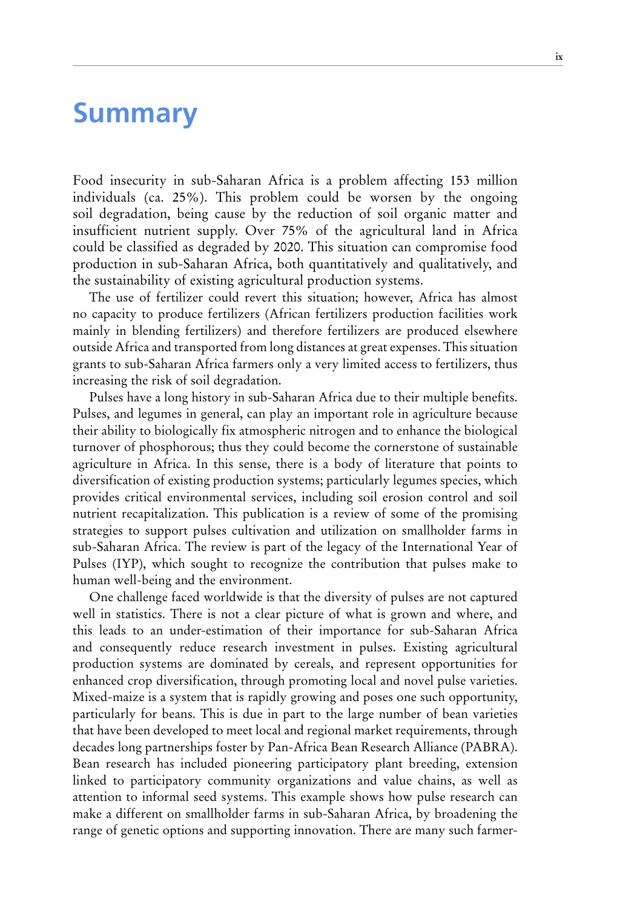# Summary

Food insecurity in sub-Saharan Africa is a problem affecting 153 million individuals (ca. 25%). This problem could be worsen by the ongoing soil degradation, being cause by the reduction of soil organic matter and insufficient nutrient supply. Over 75% of the agricultural land in Africa could be classified as degraded by 2020. This situation can compromise food production in sub-Saharan Africa, both quantitatively and qualitatively, and the sustainability of existing agricultural production systems.

The use of fertilizer could revert this situation; however, Africa has almost no capacity to produce fertilizers (African fertilizers production facilities work mainly in blending fertilizers) and therefore fertilizers are produced elsewhere outside Africa and transported from long distances at great expenses. This situation grants to sub-Saharan Africa farmers only a very limited access to fertilizers, thus increasing the risk of soil degradation.

Pulses have a long history in sub-Saharan Africa due to their multiple benefits. Pulses, and legumes in general, can play an important role in agriculture because their ability to biologically fix atmospheric nitrogen and to enhance the biological turnover of phosphorous; thus they could become the cornerstone of sustainable agriculture in Africa. In this sense, there is a body of literature that points to diversification of existing production systems; particularly legumes species, which provides critical environmental services, including soil erosion control and soil nutrient recapitalization. This publication is a review of some of the promising strategies to support pulses cultivation and utilization on smallholder farms in sub-Saharan Africa. The review is part of the legacy of the International Year of Pulses (IYP), which sought to recognize the contribution that pulses make to human well-being and the environment.

One challenge faced worldwide is that the diversity of pulses are not captured well in statistics. There is not a clear picture of what is grown and where, and this leads to an under-estimation of their importance for sub-Saharan Africa and consequently reduce research investment in pulses. Existing agricultural production systems are dominated by cereals, and represent opportunities for enhanced crop diversification, through promoting local and novel pulse varieties. Mixed-maize is a system that is rapidly growing and poses one such opportunity, particularly for beans. This is due in part to the large number of bean varieties that have been developed to meet local and regional market requirements, through decades long partnerships foster by Pan-Africa Bean Research Alliance (PABRA). Bean research has included pioneering participatory plant breeding, extension linked to participatory community organizations and value chains, as well as attention to informal seed systems. This example shows how pulse research can make a different on smallholder farms in sub-Saharan Africa, by broadening the range of genetic options and supporting innovation. There are many such farmer-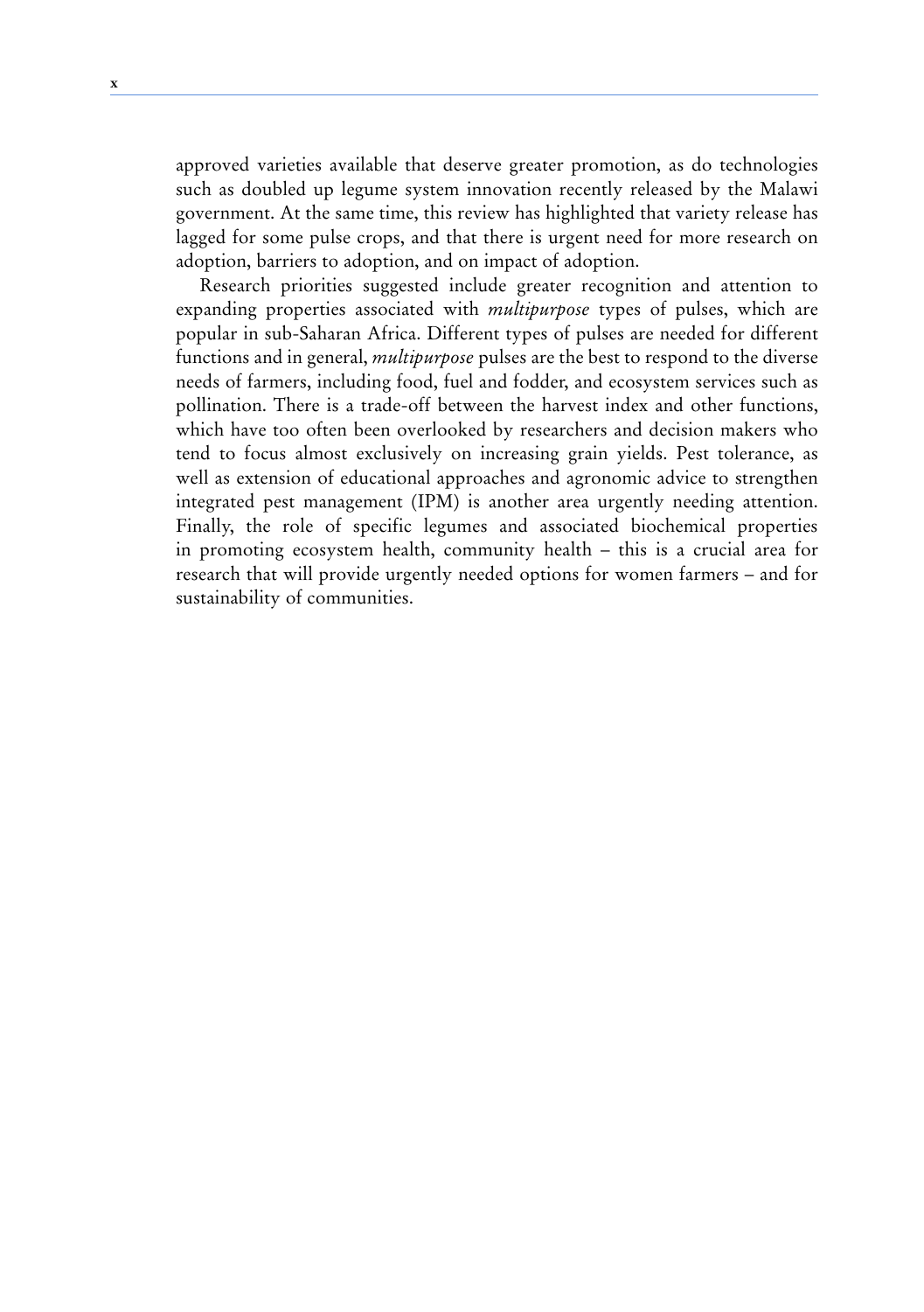approved varieties available that deserve greater promotion, as do technologies such as doubled up legume system innovation recently released by the Malawi government. At the same time, this review has highlighted that variety release has lagged for some pulse crops, and that there is urgent need for more research on adoption, barriers to adoption, and on impact of adoption.

Research priorities suggested include greater recognition and attention to expanding properties associated with *multipurpose* types of pulses, which are popular in sub-Saharan Africa. Different types of pulses are needed for different functions and in general, *multipurpose* pulses are the best to respond to the diverse needs of farmers, including food, fuel and fodder, and ecosystem services such as pollination. There is a trade-off between the harvest index and other functions, which have too often been overlooked by researchers and decision makers who tend to focus almost exclusively on increasing grain yields. Pest tolerance, as well as extension of educational approaches and agronomic advice to strengthen integrated pest management (IPM) is another area urgently needing attention. Finally, the role of specific legumes and associated biochemical properties in promoting ecosystem health, community health – this is a crucial area for research that will provide urgently needed options for women farmers – and for sustainability of communities.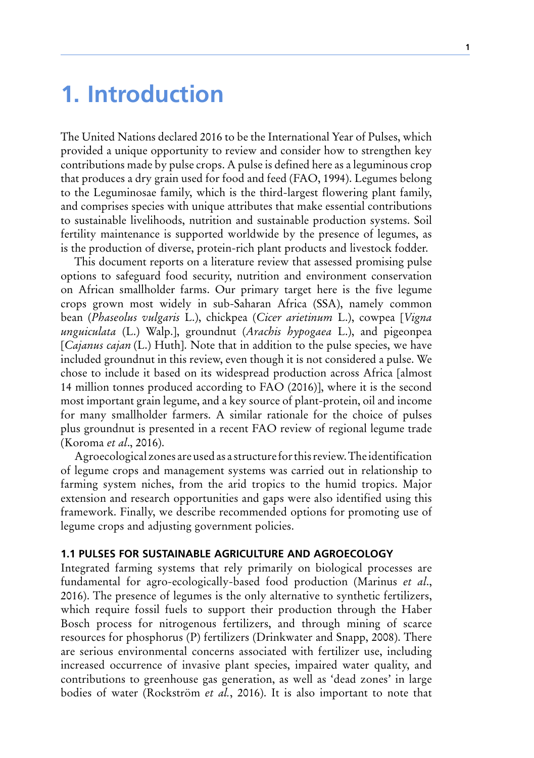# 1. Introduction

The United Nations declared 2016 to be the International Year of Pulses, which provided a unique opportunity to review and consider how to strengthen key contributions made by pulse crops. A pulse is defined here as a leguminous crop that produces a dry grain used for food and feed (FAO, 1994). Legumes belong to the Leguminosae family, which is the third-largest flowering plant family, and comprises species with unique attributes that make essential contributions to sustainable livelihoods, nutrition and sustainable production systems. Soil fertility maintenance is supported worldwide by the presence of legumes, as is the production of diverse, protein-rich plant products and livestock fodder.

This document reports on a literature review that assessed promising pulse options to safeguard food security, nutrition and environment conservation on African smallholder farms. Our primary target here is the five legume crops grown most widely in sub-Saharan Africa (SSA), namely common bean (*Phaseolus vulgaris* L.), chickpea (*Cicer arietinum* L.), cowpea [*Vigna unguiculata* (L.) Walp.], groundnut (*Arachis hypogaea* L.), and pigeonpea [*Cajanus cajan* (L.) Huth]. Note that in addition to the pulse species, we have included groundnut in this review, even though it is not considered a pulse. We chose to include it based on its widespread production across Africa [almost 14 million tonnes produced according to FAO (2016)], where it is the second most important grain legume, and a key source of plant-protein, oil and income for many smallholder farmers. A similar rationale for the choice of pulses plus groundnut is presented in a recent FAO review of regional legume trade (Koroma *et al*., 2016).

Agroecological zones are used as a structure for this review. The identification of legume crops and management systems was carried out in relationship to farming system niches, from the arid tropics to the humid tropics. Major extension and research opportunities and gaps were also identified using this framework. Finally, we describe recommended options for promoting use of legume crops and adjusting government policies.

### 1.1 PULSES FOR SUSTAINABLE AGRICULTURE AND AGROECOLOGY

Integrated farming systems that rely primarily on biological processes are fundamental for agro-ecologically-based food production (Marinus *et al*., 2016). The presence of legumes is the only alternative to synthetic fertilizers, which require fossil fuels to support their production through the Haber Bosch process for nitrogenous fertilizers, and through mining of scarce resources for phosphorus (P) fertilizers (Drinkwater and Snapp, 2008). There are serious environmental concerns associated with fertilizer use, including increased occurrence of invasive plant species, impaired water quality, and contributions to greenhouse gas generation, as well as 'dead zones' in large bodies of water (Rockström *et al.*, 2016). It is also important to note that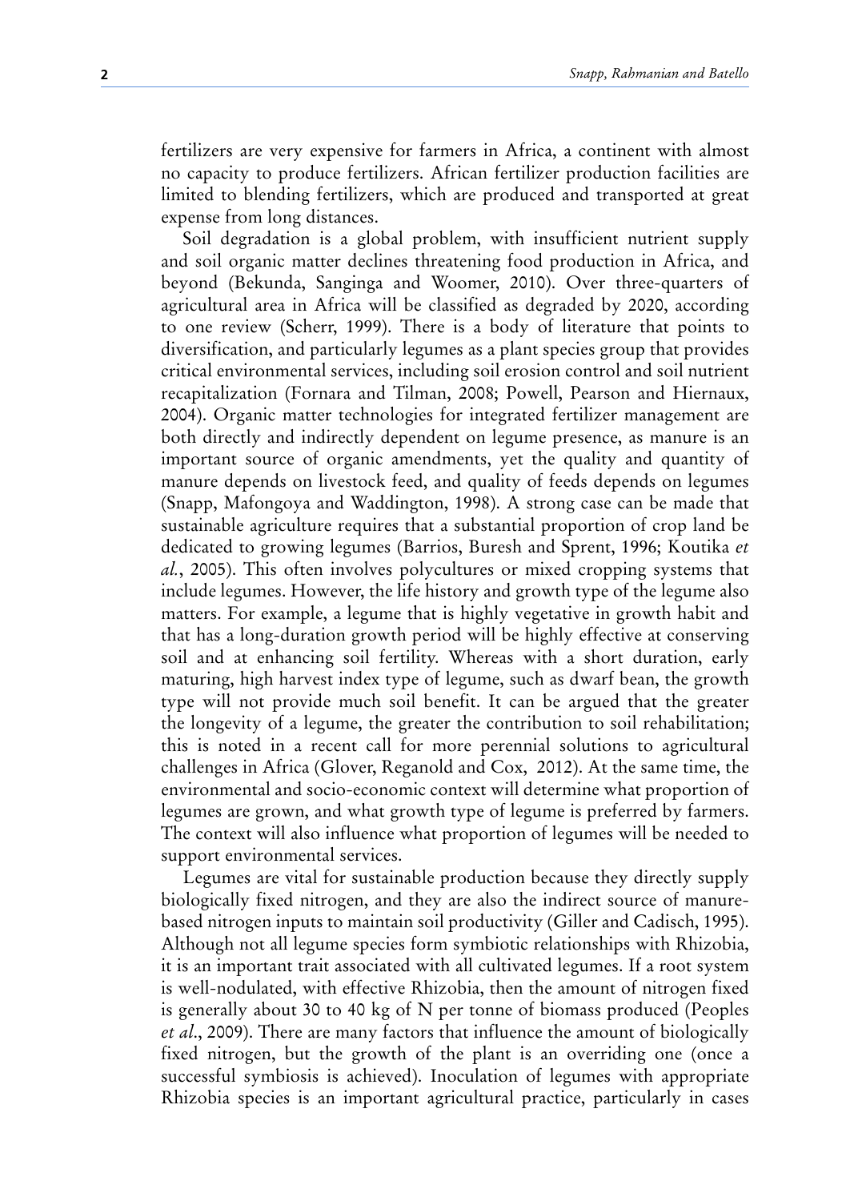fertilizers are very expensive for farmers in Africa, a continent with almost no capacity to produce fertilizers. African fertilizer production facilities are limited to blending fertilizers, which are produced and transported at great expense from long distances.

Soil degradation is a global problem, with insufficient nutrient supply and soil organic matter declines threatening food production in Africa, and beyond (Bekunda, Sanginga and Woomer, 2010). Over three-quarters of agricultural area in Africa will be classified as degraded by 2020, according to one review (Scherr, 1999). There is a body of literature that points to diversification, and particularly legumes as a plant species group that provides critical environmental services, including soil erosion control and soil nutrient recapitalization (Fornara and Tilman, 2008; Powell, Pearson and Hiernaux, 2004). Organic matter technologies for integrated fertilizer management are both directly and indirectly dependent on legume presence, as manure is an important source of organic amendments, yet the quality and quantity of manure depends on livestock feed, and quality of feeds depends on legumes (Snapp, Mafongoya and Waddington, 1998). A strong case can be made that sustainable agriculture requires that a substantial proportion of crop land be dedicated to growing legumes (Barrios, Buresh and Sprent, 1996; Koutika *et al.*, 2005). This often involves polycultures or mixed cropping systems that include legumes. However, the life history and growth type of the legume also matters. For example, a legume that is highly vegetative in growth habit and that has a long-duration growth period will be highly effective at conserving soil and at enhancing soil fertility. Whereas with a short duration, early maturing, high harvest index type of legume, such as dwarf bean, the growth type will not provide much soil benefit. It can be argued that the greater the longevity of a legume, the greater the contribution to soil rehabilitation; this is noted in a recent call for more perennial solutions to agricultural challenges in Africa (Glover, Reganold and Cox, 2012). At the same time, the environmental and socio-economic context will determine what proportion of legumes are grown, and what growth type of legume is preferred by farmers. The context will also influence what proportion of legumes will be needed to support environmental services.

Legumes are vital for sustainable production because they directly supply biologically fixed nitrogen, and they are also the indirect source of manure-based nitrogen inputs to maintain soil productivity (Giller and Cadisch, 1995). Although not all legume species form symbiotic relationships with Rhizobia, it is an important trait associated with all cultivated legumes. If a root system is well-nodulated, with effective Rhizobia, then the amount of nitrogen fixed is generally about 30 to 40 kg of N per tonne of biomass produced (Peoples *et al.*, 2009). There are many factors that influence the amount of biologically fixed nitrogen, but the growth of the plant is an overriding one (once a successful symbiosis is achieved). Inoculation of legumes with appropriate Rhizobia species is an important agricultural practice, particularly in cases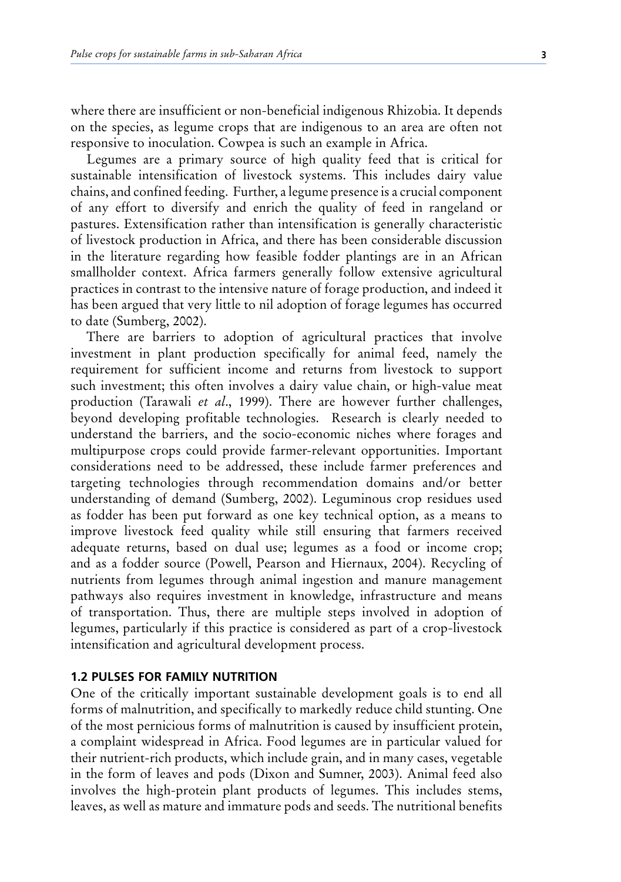where there are insufficient or non-beneficial indigenous Rhizobia. It depends on the species, as legume crops that are indigenous to an area are often not responsive to inoculation. Cowpea is such an example in Africa.

Legumes are a primary source of high quality feed that is critical for sustainable intensification of livestock systems. This includes dairy value chains, and confined feeding. Further, a legume presence is a crucial component of any effort to diversify and enrich the quality of feed in rangeland or pastures. Extensification rather than intensification is generally characteristic of livestock production in Africa, and there has been considerable discussion in the literature regarding how feasible fodder plantings are in an African smallholder context. Africa farmers generally follow extensive agricultural practices in contrast to the intensive nature of forage production, and indeed it has been argued that very little to nil adoption of forage legumes has occurred to date (Sumberg, 2002).

There are barriers to adoption of agricultural practices that involve investment in plant production specifically for animal feed, namely the requirement for sufficient income and returns from livestock to support such investment; this often involves a dairy value chain, or high-value meat production (Tarawali *et al*., 1999). There are however further challenges, beyond developing profitable technologies. Research is clearly needed to understand the barriers, and the socio-economic niches where forages and multipurpose crops could provide farmer-relevant opportunities. Important considerations need to be addressed, these include farmer preferences and targeting technologies through recommendation domains and/or better understanding of demand (Sumberg, 2002). Leguminous crop residues used as fodder has been put forward as one key technical option, as a means to improve livestock feed quality while still ensuring that farmers received adequate returns, based on dual use; legumes as a food or income crop; and as a fodder source (Powell, Pearson and Hiernaux, 2004). Recycling of nutrients from legumes through animal ingestion and manure management pathways also requires investment in knowledge, infrastructure and means of transportation. Thus, there are multiple steps involved in adoption of legumes, particularly if this practice is considered as part of a crop-livestock intensification and agricultural development process.

## 1.2 PULSES FOR FAMILY NUTRITION

One of the critically important sustainable development goals is to end all forms of malnutrition, and specifically to markedly reduce child stunting. One of the most pernicious forms of malnutrition is caused by insufficient protein, a complaint widespread in Africa. Food legumes are in particular valued for their nutrient-rich products, which include grain, and in many cases, vegetable in the form of leaves and pods (Dixon and Sumner, 2003). Animal feed also involves the high-protein plant products of legumes. This includes stems, leaves, as well as mature and immature pods and seeds. The nutritional benefits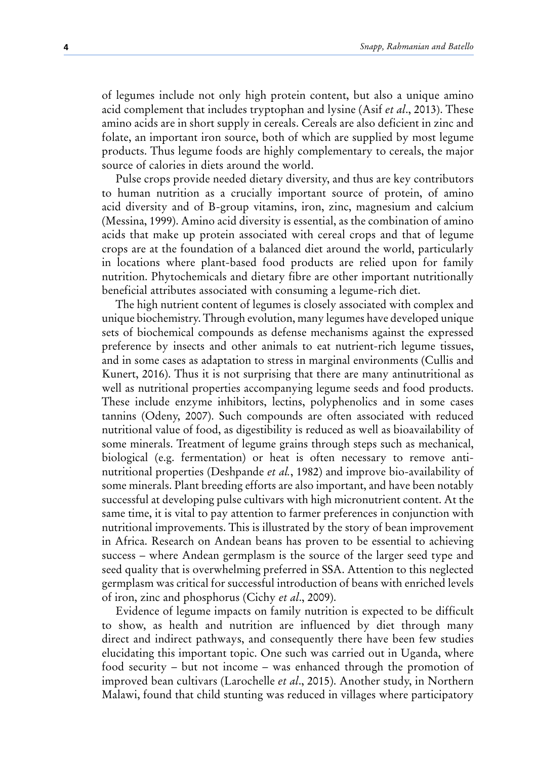of legumes include not only high protein content, but also a unique amino acid complement that includes tryptophan and lysine (Asif *et al*., 2013). These amino acids are in short supply in cereals. Cereals are also deficient in zinc and folate, an important iron source, both of which are supplied by most legume products. Thus legume foods are highly complementary to cereals, the major source of calories in diets around the world.

Pulse crops provide needed dietary diversity, and thus are key contributors to human nutrition as a crucially important source of protein, of amino acid diversity and of B-group vitamins, iron, zinc, magnesium and calcium (Messina, 1999). Amino acid diversity is essential, as the combination of amino acids that make up protein associated with cereal crops and that of legume crops are at the foundation of a balanced diet around the world, particularly in locations where plant-based food products are relied upon for family nutrition. Phytochemicals and dietary fibre are other important nutritionally beneficial attributes associated with consuming a legume-rich diet.

The high nutrient content of legumes is closely associated with complex and unique biochemistry. Through evolution, many legumes have developed unique sets of biochemical compounds as defense mechanisms against the expressed preference by insects and other animals to eat nutrient-rich legume tissues, and in some cases as adaptation to stress in marginal environments (Cullis and Kunert, 2016). Thus it is not surprising that there are many antinutritional as well as nutritional properties accompanying legume seeds and food products. These include enzyme inhibitors, lectins, polyphenolics and in some cases tannins (Odeny, 2007). Such compounds are often associated with reduced nutritional value of food, as digestibility is reduced as well as bioavailability of some minerals. Treatment of legume grains through steps such as mechanical, biological (e.g. fermentation) or heat is often necessary to remove anti-nutritional properties (Deshpande *et al.*, 1982) and improve bio-availability of some minerals. Plant breeding efforts are also important, and have been notably successful at developing pulse cultivars with high micronutrient content. At the same time, it is vital to pay attention to farmer preferences in conjunction with nutritional improvements. This is illustrated by the story of bean improvement in Africa. Research on Andean beans has proven to be essential to achieving success – where Andean germplasm is the source of the larger seed type and seed quality that is overwhelming preferred in SSA. Attention to this neglected germplasm was critical for successful introduction of beans with enriched levels of iron, zinc and phosphorus (Cichy *et al*., 2009).

Evidence of legume impacts on family nutrition is expected to be difficult to show, as health and nutrition are influenced by diet through many direct and indirect pathways, and consequently there have been few studies elucidating this important topic. One such was carried out in Uganda, where food security – but not income – was enhanced through the promotion of improved bean cultivars (Larochelle *et al*., 2015). Another study, in Northern Malawi, found that child stunting was reduced in villages where participatory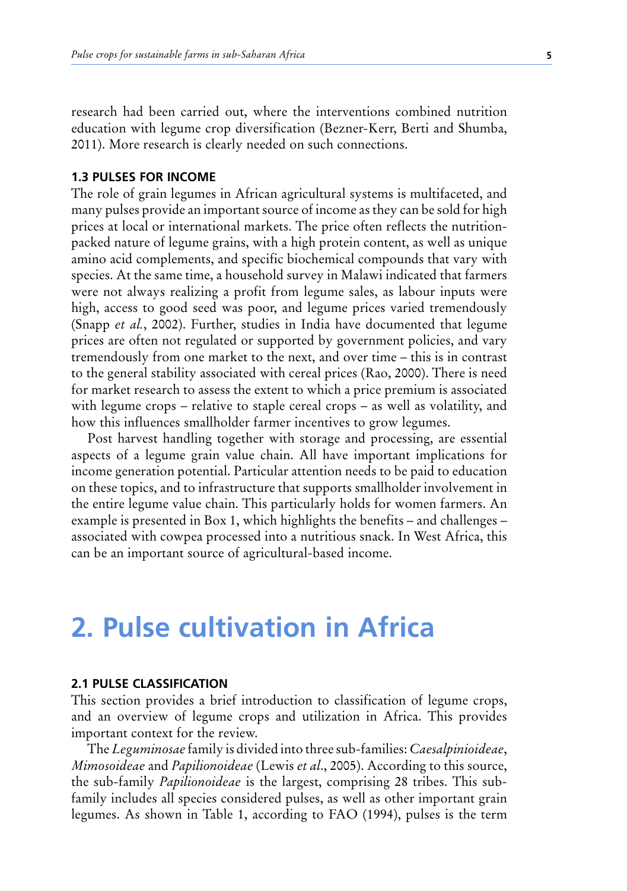research had been carried out, where the interventions combined nutrition education with legume crop diversification (Bezner-Kerr, Berti and Shumba, 2011). More research is clearly needed on such connections.

### 1.3 PULSES FOR INCOME

The role of grain legumes in African agricultural systems is multifaceted, and many pulses provide an important source of income as they can be sold for high prices at local or international markets. The price often reflects the nutrition-packed nature of legume grains, with a high protein content, as well as unique amino acid complements, and specific biochemical compounds that vary with species. At the same time, a household survey in Malawi indicated that farmers were not always realizing a profit from legume sales, as labour inputs were high, access to good seed was poor, and legume prices varied tremendously (Snapp *et al.*, 2002). Further, studies in India have documented that legume prices are often not regulated or supported by government policies, and vary tremendously from one market to the next, and over time – this is in contrast to the general stability associated with cereal prices (Rao, 2000). There is need for market research to assess the extent to which a price premium is associated with legume crops – relative to staple cereal crops – as well as volatility, and how this influences smallholder farmer incentives to grow legumes.

Post harvest handling together with storage and processing, are essential aspects of a legume grain value chain. All have important implications for income generation potential. Particular attention needs to be paid to education on these topics, and to infrastructure that supports smallholder involvement in the entire legume value chain. This particularly holds for women farmers. An example is presented in Box 1, which highlights the benefits – and challenges – associated with cowpea processed into a nutritious snack. In West Africa, this can be an important source of agricultural-based income.

# 2. Pulse cultivation in Africa

### 2.1 PULSE CLASSIFICATION

This section provides a brief introduction to classification of legume crops, and an overview of legume crops and utilization in Africa. This provides important context for the review.

The *Leguminosae* family is divided into three sub-families: *Caesalpinioideae*, *Mimosoideae* and *Papilionoideae* (Lewis *et al.*, 2005). According to this source, the sub-family *Papilionoideae* is the largest, comprising 28 tribes. This sub-family includes all species considered pulses, as well as other important grain legumes. As shown in Table 1, according to FAO (1994), pulses is the term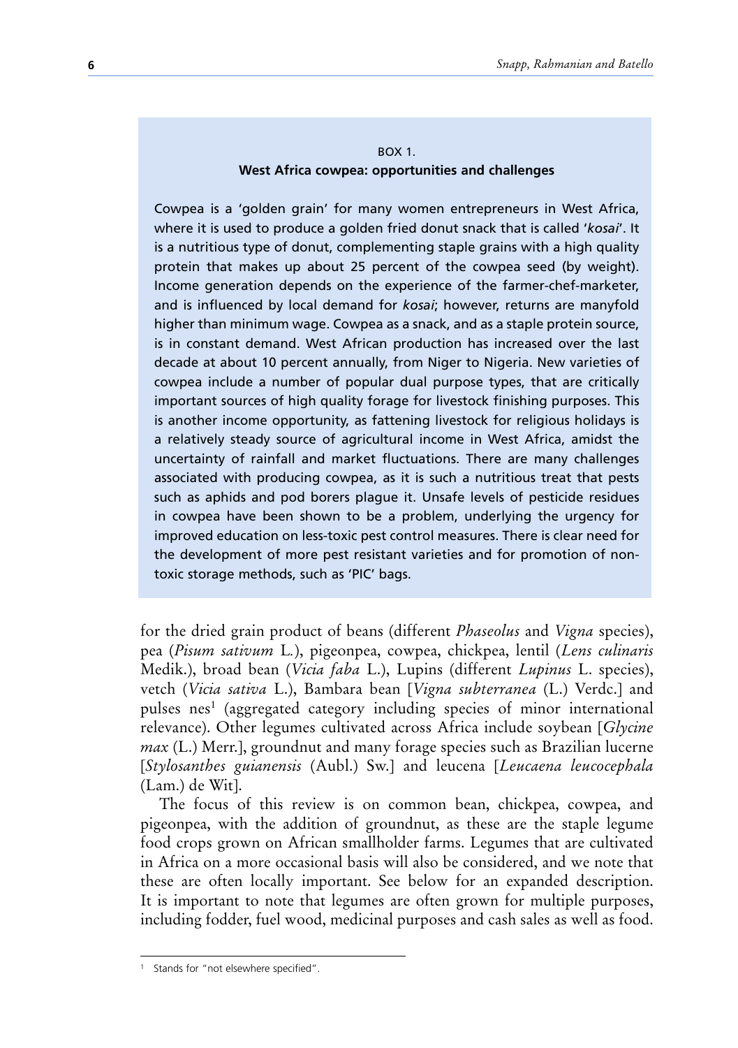BOX 1.

**West Africa cowpea: opportunities and challenges**

Cowpea is a 'golden grain' for many women entrepreneurs in West Africa, where it is used to produce a golden fried donut snack that is called '*kosai*'. It is a nutritious type of donut, complementing staple grains with a high quality protein that makes up about 25 percent of the cowpea seed (by weight). Income generation depends on the experience of the farmer-chef-marketer, and is influenced by local demand for *kosai*; however, returns are manyfold higher than minimum wage. Cowpea as a snack, and as a staple protein source, is in constant demand. West African production has increased over the last decade at about 10 percent annually, from Niger to Nigeria. New varieties of cowpea include a number of popular dual purpose types, that are critically important sources of high quality forage for livestock finishing purposes. This is another income opportunity, as fattening livestock for religious holidays is a relatively steady source of agricultural income in West Africa, amidst the uncertainty of rainfall and market fluctuations. There are many challenges associated with producing cowpea, as it is such a nutritious treat that pests such as aphids and pod borers plague it. Unsafe levels of pesticide residues in cowpea have been shown to be a problem, underlying the urgency for improved education on less-toxic pest control measures. There is clear need for the development of more pest resistant varieties and for promotion of non-toxic storage methods, such as 'PIC' bags.

for the dried grain product of beans (different *Phaseolus* and *Vigna* species), pea (*Pisum sativum* L.), pigeonpea, cowpea, chickpea, lentil (*Lens culinaris* Medik.), broad bean (*Vicia faba* L.), Lupins (different *Lupinus* L. species), vetch (*Vicia sativa* L.), Bambara bean [*Vigna subterranea* (L.) Verdc.] and pulses nes[1] (aggregated category including species of minor international relevance). Other legumes cultivated across Africa include soybean [*Glycine max* (L.) Merr.], groundnut and many forage species such as Brazilian lucerne [*Stylosanthes guianensis* (Aubl.) Sw.] and leucena [*Leucaena leucocephala* (Lam.) de Wit].

The focus of this review is on common bean, chickpea, cowpea, and pigeonpea, with the addition of groundnut, as these are the staple legume food crops grown on African smallholder farms. Legumes that are cultivated in Africa on a more occasional basis will also be considered, and we note that these are often locally important. See below for an expanded description. It is important to note that legumes are often grown for multiple purposes, including fodder, fuel wood, medicinal purposes and cash sales as well as food.

[1] Stands for "not elsewhere specified".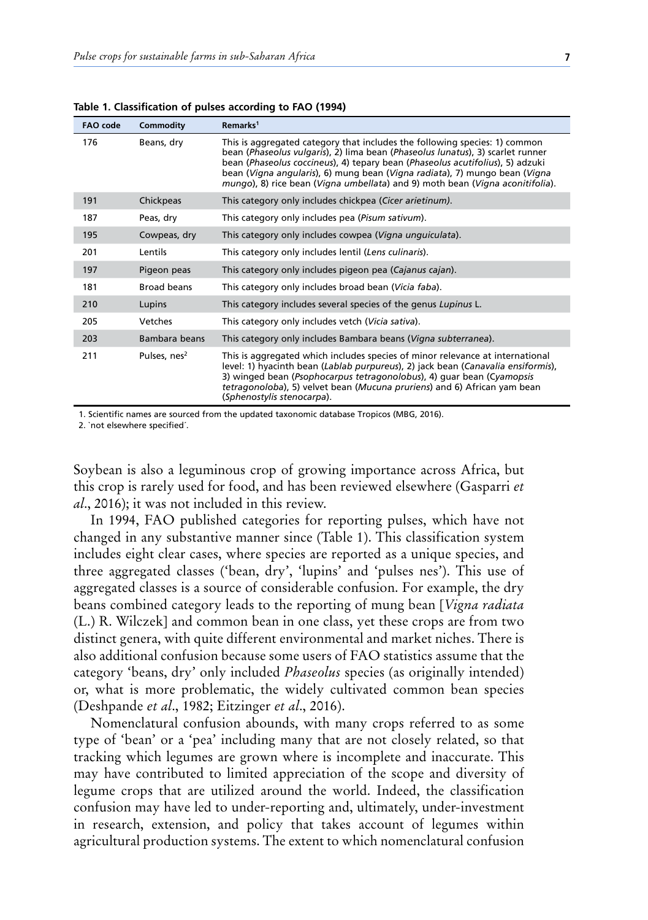**Table 1. Classification of pulses according to FAO (1994)**

| FAO code | Commodity | Remarks[1] |
|---|---|---|
| 176 | Beans, dry | This is aggregated category that includes the following species: 1) common bean (*Phaseolus vulgaris*), 2) lima bean (*Phaseolus lunatus*), 3) scarlet runner bean (*Phaseolus coccineus*), 4) tepary bean (*Phaseolus acutifolius*), 5) adzuki bean (*Vigna angularis*), 6) mung bean (*Vigna radiata*), 7) mungo bean (*Vigna mungo*), 8) rice bean (*Vigna umbellata*) and 9) moth bean (*Vigna aconitifolia*). |
| 191 | Chickpeas | This category only includes chickpea (*Cicer arietinum)*. |
| 187 | Peas, dry | This category only includes pea (*Pisum sativum*). |
| 195 | Cowpeas, dry | This category only includes cowpea (*Vigna unguiculata*). |
| 201 | Lentils | This category only includes lentil (*Lens culinaris*). |
| 197 | Pigeon peas | This category only includes pigeon pea (*Cajanus cajan*). |
| 181 | Broad beans | This category only includes broad bean (*Vicia faba*). |
| 210 | Lupins | This category includes several species of the genus *Lupinus* L. |
| 205 | Vetches | This category only includes vetch (*Vicia sativa*). |
| 203 | Bambara beans | This category only includes Bambara beans (*Vigna subterranea*). |
| 211 | Pulses, nes[2] | This is aggregated which includes species of minor relevance at international level: 1) hyacinth bean (*Lablab purpureus*), 2) jack bean (*Canavalia ensiformis*), 3) winged bean (*Psophocarpus tetragonolobus*), 4) guar bean (C*yamopsis tetragonoloba*), 5) velvet bean (*Mucuna pruriens*) and 6) African yam bean (*Sphenostylis stenocarpa*). |

1. Scientific names are sourced from the updated taxonomic database Tropicos (MBG, 2016).

2. ´not elsewhere specified´.

Soybean is also a leguminous crop of growing importance across Africa, but this crop is rarely used for food, and has been reviewed elsewhere (Gasparri *et al*., 2016); it was not included in this review.

In 1994, FAO published categories for reporting pulses, which have not changed in any substantive manner since (Table 1). This classification system includes eight clear cases, where species are reported as a unique species, and three aggregated classes ('bean, dry', 'lupins' and 'pulses nes'). This use of aggregated classes is a source of considerable confusion. For example, the dry beans combined category leads to the reporting of mung bean [*Vigna radiata* (L.) R. Wilczek] and common bean in one class, yet these crops are from two distinct genera, with quite different environmental and market niches. There is also additional confusion because some users of FAO statistics assume that the category 'beans, dry' only included *Phaseolus* species (as originally intended) or, what is more problematic, the widely cultivated common bean species (Deshpande *et al*., 1982; Eitzinger *et al*., 2016).

Nomenclatural confusion abounds, with many crops referred to as some type of 'bean' or a 'pea' including many that are not closely related, so that tracking which legumes are grown where is incomplete and inaccurate. This may have contributed to limited appreciation of the scope and diversity of legume crops that are utilized around the world. Indeed, the classification confusion may have led to under-reporting and, ultimately, under-investment in research, extension, and policy that takes account of legumes within agricultural production systems. The extent to which nomenclatural confusion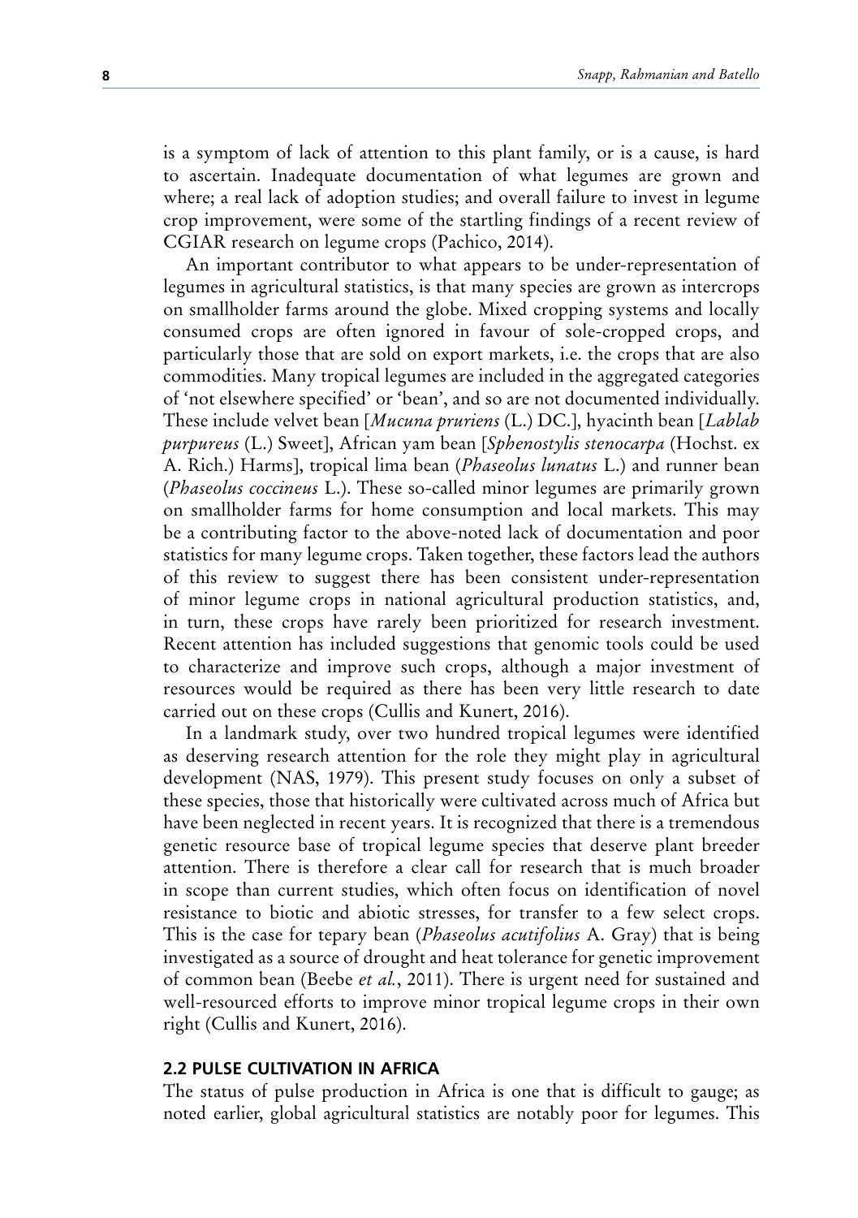is a symptom of lack of attention to this plant family, or is a cause, is hard to ascertain. Inadequate documentation of what legumes are grown and where; a real lack of adoption studies; and overall failure to invest in legume crop improvement, were some of the startling findings of a recent review of CGIAR research on legume crops (Pachico, 2014).

An important contributor to what appears to be under-representation of legumes in agricultural statistics, is that many species are grown as intercrops on smallholder farms around the globe. Mixed cropping systems and locally consumed crops are often ignored in favour of sole-cropped crops, and particularly those that are sold on export markets, i.e. the crops that are also commodities. Many tropical legumes are included in the aggregated categories of 'not elsewhere specified' or 'bean', and so are not documented individually. These include velvet bean [*Mucuna pruriens* (L.) DC.], hyacinth bean [*Lablab purpureus* (L.) Sweet], African yam bean [*Sphenostylis stenocarpa* (Hochst. ex A. Rich.) Harms], tropical lima bean (*Phaseolus lunatus* L.) and runner bean (*Phaseolus coccineus* L.). These so-called minor legumes are primarily grown on smallholder farms for home consumption and local markets. This may be a contributing factor to the above-noted lack of documentation and poor statistics for many legume crops. Taken together, these factors lead the authors of this review to suggest there has been consistent under-representation of minor legume crops in national agricultural production statistics, and, in turn, these crops have rarely been prioritized for research investment. Recent attention has included suggestions that genomic tools could be used to characterize and improve such crops, although a major investment of resources would be required as there has been very little research to date carried out on these crops (Cullis and Kunert, 2016).

In a landmark study, over two hundred tropical legumes were identified as deserving research attention for the role they might play in agricultural development (NAS, 1979). This present study focuses on only a subset of these species, those that historically were cultivated across much of Africa but have been neglected in recent years. It is recognized that there is a tremendous genetic resource base of tropical legume species that deserve plant breeder attention. There is therefore a clear call for research that is much broader in scope than current studies, which often focus on identification of novel resistance to biotic and abiotic stresses, for transfer to a few select crops. This is the case for tepary bean (*Phaseolus acutifolius* A. Gray) that is being investigated as a source of drought and heat tolerance for genetic improvement of common bean (Beebe *et al.*, 2011). There is urgent need for sustained and well-resourced efforts to improve minor tropical legume crops in their own right (Cullis and Kunert, 2016).

## 2.2 PULSE CULTIVATION IN AFRICA

The status of pulse production in Africa is one that is difficult to gauge; as noted earlier, global agricultural statistics are notably poor for legumes. This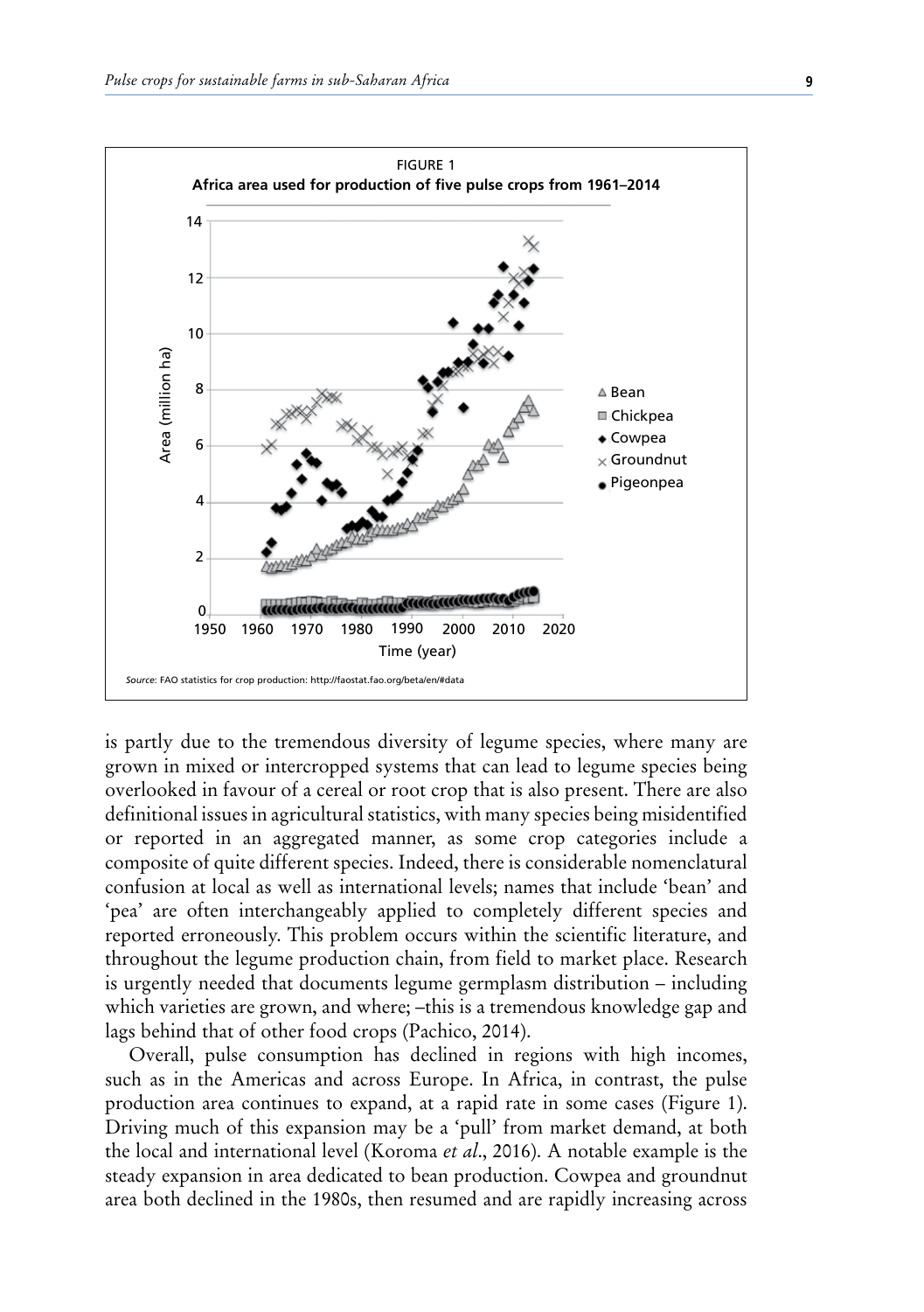FIGURE 1

**Africa area used for production of five pulse crops from 1961–2014**

*Source*: FAO statistics for crop production: http://faostat.fao.org/beta/en/#data

is partly due to the tremendous diversity of legume species, where many are grown in mixed or intercropped systems that can lead to legume species being overlooked in favour of a cereal or root crop that is also present. There are also definitional issues in agricultural statistics, with many species being misidentified or reported in an aggregated manner, as some crop categories include a composite of quite different species. Indeed, there is considerable nomenclatural confusion at local as well as international levels; names that include 'bean' and 'pea' are often interchangeably applied to completely different species and reported erroneously. This problem occurs within the scientific literature, and throughout the legume production chain, from field to market place. Research is urgently needed that documents legume germplasm distribution – including which varieties are grown, and where; –this is a tremendous knowledge gap and lags behind that of other food crops (Pachico, 2014).

Overall, pulse consumption has declined in regions with high incomes, such as in the Americas and across Europe. In Africa, in contrast, the pulse production area continues to expand, at a rapid rate in some cases (Figure 1). Driving much of this expansion may be a 'pull' from market demand, at both the local and international level (Koroma *et al*., 2016). A notable example is the steady expansion in area dedicated to bean production. Cowpea and groundnut area both declined in the 1980s, then resumed and are rapidly increasing across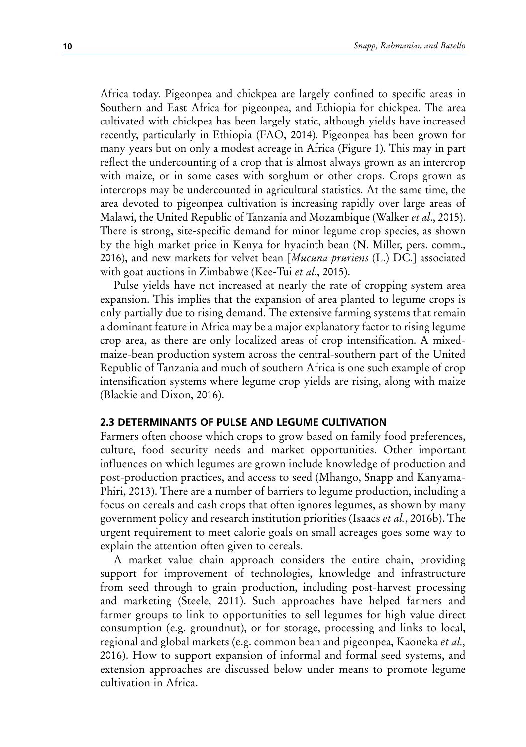Africa today. Pigeonpea and chickpea are largely confined to specific areas in Southern and East Africa for pigeonpea, and Ethiopia for chickpea. The area cultivated with chickpea has been largely static, although yields have increased recently, particularly in Ethiopia (FAO, 2014). Pigeonpea has been grown for many years but on only a modest acreage in Africa (Figure 1). This may in part reflect the undercounting of a crop that is almost always grown as an intercrop with maize, or in some cases with sorghum or other crops. Crops grown as intercrops may be undercounted in agricultural statistics. At the same time, the area devoted to pigeonpea cultivation is increasing rapidly over large areas of Malawi, the United Republic of Tanzania and Mozambique (Walker *et al*., 2015). There is strong, site-specific demand for minor legume crop species, as shown by the high market price in Kenya for hyacinth bean (N. Miller, pers. comm., 2016), and new markets for velvet bean [*Mucuna pruriens* (L.) DC.] associated with goat auctions in Zimbabwe (Kee-Tui *et al*., 2015).

Pulse yields have not increased at nearly the rate of cropping system area expansion. This implies that the expansion of area planted to legume crops is only partially due to rising demand. The extensive farming systems that remain a dominant feature in Africa may be a major explanatory factor to rising legume crop area, as there are only localized areas of crop intensification. A mixed-maize-bean production system across the central-southern part of the United Republic of Tanzania and much of southern Africa is one such example of crop intensification systems where legume crop yields are rising, along with maize (Blackie and Dixon, 2016).

## 2.3 DETERMINANTS OF PULSE AND LEGUME CULTIVATION

Farmers often choose which crops to grow based on family food preferences, culture, food security needs and market opportunities. Other important influences on which legumes are grown include knowledge of production and post-production practices, and access to seed (Mhango, Snapp and Kanyama-Phiri, 2013). There are a number of barriers to legume production, including a focus on cereals and cash crops that often ignores legumes, as shown by many government policy and research institution priorities (Isaacs *et al.*, 2016b). The urgent requirement to meet calorie goals on small acreages goes some way to explain the attention often given to cereals.

A market value chain approach considers the entire chain, providing support for improvement of technologies, knowledge and infrastructure from seed through to grain production, including post-harvest processing and marketing (Steele, 2011). Such approaches have helped farmers and farmer groups to link to opportunities to sell legumes for high value direct consumption (e.g. groundnut), or for storage, processing and links to local, regional and global markets (e.g. common bean and pigeonpea, Kaoneka *et al.,* 2016). How to support expansion of informal and formal seed systems, and extension approaches are discussed below under means to promote legume cultivation in Africa.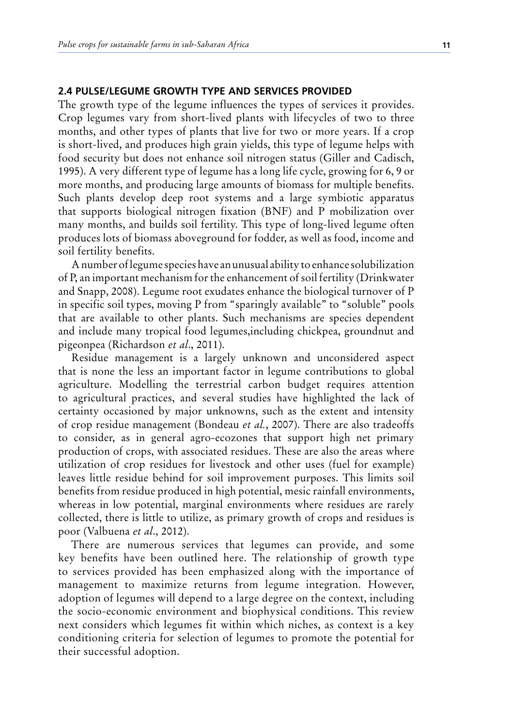## 2.4 PULSE/LEGUME GROWTH TYPE AND SERVICES PROVIDED

The growth type of the legume influences the types of services it provides. Crop legumes vary from short-lived plants with lifecycles of two to three months, and other types of plants that live for two or more years. If a crop is short-lived, and produces high grain yields, this type of legume helps with food security but does not enhance soil nitrogen status (Giller and Cadisch, 1995). A very different type of legume has a long life cycle, growing for 6, 9 or more months, and producing large amounts of biomass for multiple benefits. Such plants develop deep root systems and a large symbiotic apparatus that supports biological nitrogen fixation (BNF) and P mobilization over many months, and builds soil fertility. This type of long-lived legume often produces lots of biomass aboveground for fodder, as well as food, income and soil fertility benefits.

A number of legume species have an unusual ability to enhance solubilization of P, an important mechanism for the enhancement of soil fertility (Drinkwater and Snapp, 2008). Legume root exudates enhance the biological turnover of P in specific soil types, moving P from "sparingly available" to "soluble" pools that are available to other plants. Such mechanisms are species dependent and include many tropical food legumes,including chickpea, groundnut and pigeonpea (Richardson *et al*., 2011).

Residue management is a largely unknown and unconsidered aspect that is none the less an important factor in legume contributions to global agriculture. Modelling the terrestrial carbon budget requires attention to agricultural practices, and several studies have highlighted the lack of certainty occasioned by major unknowns, such as the extent and intensity of crop residue management (Bondeau *et al.*, 2007). There are also tradeoffs to consider, as in general agro-ecozones that support high net primary production of crops, with associated residues. These are also the areas where utilization of crop residues for livestock and other uses (fuel for example) leaves little residue behind for soil improvement purposes. This limits soil benefits from residue produced in high potential, mesic rainfall environments, whereas in low potential, marginal environments where residues are rarely collected, there is little to utilize, as primary growth of crops and residues is poor (Valbuena *et al*., 2012).

There are numerous services that legumes can provide, and some key benefits have been outlined here. The relationship of growth type to services provided has been emphasized along with the importance of management to maximize returns from legume integration. However, adoption of legumes will depend to a large degree on the context, including the socio-economic environment and biophysical conditions. This review next considers which legumes fit within which niches, as context is a key conditioning criteria for selection of legumes to promote the potential for their successful adoption.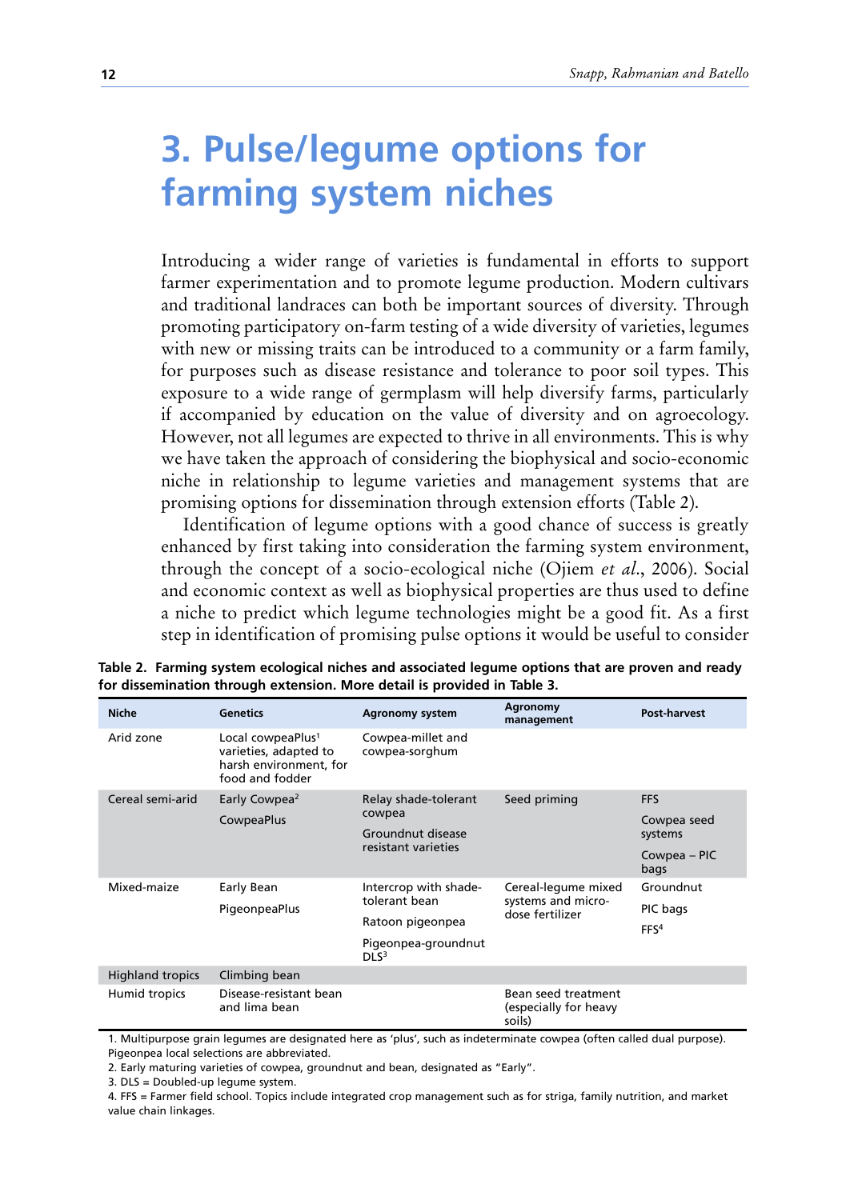# 3. Pulse/legume options for farming system niches

Introducing a wider range of varieties is fundamental in efforts to support farmer experimentation and to promote legume production. Modern cultivars and traditional landraces can both be important sources of diversity. Through promoting participatory on-farm testing of a wide diversity of varieties, legumes with new or missing traits can be introduced to a community or a farm family, for purposes such as disease resistance and tolerance to poor soil types. This exposure to a wide range of germplasm will help diversify farms, particularly if accompanied by education on the value of diversity and on agroecology. However, not all legumes are expected to thrive in all environments. This is why we have taken the approach of considering the biophysical and socio-economic niche in relationship to legume varieties and management systems that are promising options for dissemination through extension efforts (Table 2).

Identification of legume options with a good chance of success is greatly enhanced by first taking into consideration the farming system environment, through the concept of a socio-ecological niche (Ojiem *et al*., 2006). Social and economic context as well as biophysical properties are thus used to define a niche to predict which legume technologies might be a good fit. As a first step in identification of promising pulse options it would be useful to consider

**Table 2. Farming system ecological niches and associated legume options that are proven and ready for dissemination through extension. More detail is provided in Table 3.**

| Niche | Genetics | Agronomy system | Agronomy management | Post-harvest |
|---|---|---|---|---|
| Arid zone | Local cowpeaPlus[1] varieties, adapted to harsh environment, for food and fodder | Cowpea-millet and cowpea-sorghum | | |
| Cereal semi-arid | Early Cowpea[2]<br>CowpeaPlus | Relay shade-tolerant cowpea<br>Groundnut disease resistant varieties | Seed priming | FFS<br>Cowpea seed systems<br>Cowpea – PIC bags |
| Mixed-maize | Early Bean<br>PigeonpeaPlus | Intercrop with shade-tolerant bean<br>Ratoon pigeonpea<br>Pigeonpea-groundnut DLS[3] | Cereal-legume mixed systems and micro-dose fertilizer | Groundnut<br>PIC bags<br>FFS[4] |
| Highland tropics | Climbing bean | | | |
| Humid tropics | Disease-resistant bean and lima bean | | Bean seed treatment (especially for heavy soils) | |

1. Multipurpose grain legumes are designated here as 'plus', such as indeterminate cowpea (often called dual purpose). Pigeonpea local selections are abbreviated.
2. Early maturing varieties of cowpea, groundnut and bean, designated as "Early".
3. DLS = Doubled-up legume system.
4. FFS = Farmer field school. Topics include integrated crop management such as for striga, family nutrition, and market value chain linkages.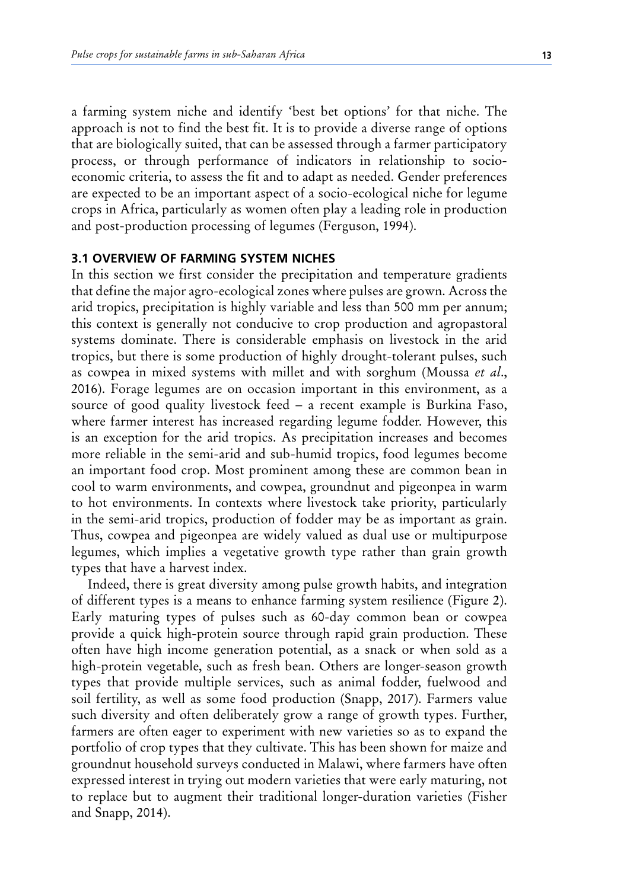a farming system niche and identify 'best bet options' for that niche. The approach is not to find the best fit. It is to provide a diverse range of options that are biologically suited, that can be assessed through a farmer participatory process, or through performance of indicators in relationship to socio-economic criteria, to assess the fit and to adapt as needed. Gender preferences are expected to be an important aspect of a socio-ecological niche for legume crops in Africa, particularly as women often play a leading role in production and post-production processing of legumes (Ferguson, 1994).

## 3.1 OVERVIEW OF FARMING SYSTEM NICHES

In this section we first consider the precipitation and temperature gradients that define the major agro-ecological zones where pulses are grown. Across the arid tropics, precipitation is highly variable and less than 500 mm per annum; this context is generally not conducive to crop production and agropastoral systems dominate. There is considerable emphasis on livestock in the arid tropics, but there is some production of highly drought-tolerant pulses, such as cowpea in mixed systems with millet and with sorghum (Moussa *et al*., 2016). Forage legumes are on occasion important in this environment, as a source of good quality livestock feed – a recent example is Burkina Faso, where farmer interest has increased regarding legume fodder. However, this is an exception for the arid tropics. As precipitation increases and becomes more reliable in the semi-arid and sub-humid tropics, food legumes become an important food crop. Most prominent among these are common bean in cool to warm environments, and cowpea, groundnut and pigeonpea in warm to hot environments. In contexts where livestock take priority, particularly in the semi-arid tropics, production of fodder may be as important as grain. Thus, cowpea and pigeonpea are widely valued as dual use or multipurpose legumes, which implies a vegetative growth type rather than grain growth types that have a harvest index.

Indeed, there is great diversity among pulse growth habits, and integration of different types is a means to enhance farming system resilience (Figure 2). Early maturing types of pulses such as 60-day common bean or cowpea provide a quick high-protein source through rapid grain production. These often have high income generation potential, as a snack or when sold as a high-protein vegetable, such as fresh bean. Others are longer-season growth types that provide multiple services, such as animal fodder, fuelwood and soil fertility, as well as some food production (Snapp, 2017). Farmers value such diversity and often deliberately grow a range of growth types. Further, farmers are often eager to experiment with new varieties so as to expand the portfolio of crop types that they cultivate. This has been shown for maize and groundnut household surveys conducted in Malawi, where farmers have often expressed interest in trying out modern varieties that were early maturing, not to replace but to augment their traditional longer-duration varieties (Fisher and Snapp, 2014).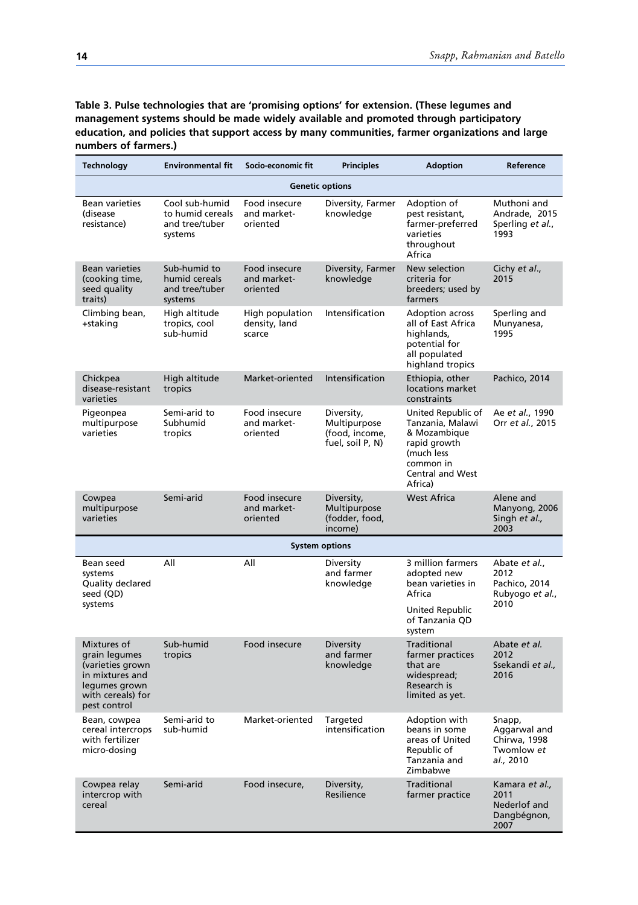**Table 3. Pulse technologies that are 'promising options' for extension. (These legumes and management systems should be made widely available and promoted through participatory education, and policies that support access by many communities, farmer organizations and large numbers of farmers.)**

| Technology | Environmental fit | Socio-economic fit | Principles | Adoption | Reference |
|---|---|---|---|---|---|
| **Genetic options** | | | | | |
| Bean varieties (disease resistance) | Cool sub-humid to humid cereals and tree/tuber systems | Food insecure and market-oriented | Diversity, Farmer knowledge | Adoption of pest resistant, farmer-preferred varieties throughout Africa | Muthoni and Andrade, 2015 Sperling *et al.*, 1993 |
| Bean varieties (cooking time, seed quality traits) | Sub-humid to humid cereals and tree/tuber systems | Food insecure and market-oriented | Diversity, Farmer knowledge | New selection criteria for breeders; used by farmers | Cichy *et al.*, 2015 |
| Climbing bean, +staking | High altitude tropics, cool sub-humid | High population density, land scarce | Intensification | Adoption across all of East Africa highlands, potential for all populated highland tropics | Sperling and Munyanesa, 1995 |
| Chickpea disease-resistant varieties | High altitude tropics | Market-oriented | Intensification | Ethiopia, other locations market constraints | Pachico, 2014 |
| Pigeonpea multipurpose varieties | Semi-arid to Subhumid tropics | Food insecure and market-oriented | Diversity, Multipurpose (food, income, fuel, soil P, N) | United Republic of Tanzania, Malawi & Mozambique rapid growth (much less common in Central and West Africa) | Ae *et al.*, 1990 Orr *et al.*, 2015 |
| Cowpea multipurpose varieties | Semi-arid | Food insecure and market-oriented | Diversity, Multipurpose (fodder, food, income) | West Africa | Alene and Manyong, 2006 Singh *et al.*, 2003 |
| **System options** | | | | | |
| Bean seed systems Quality declared seed (QD) systems | All | All | Diversity and farmer knowledge | 3 million farmers adopted new bean varieties in Africa<br>United Republic of Tanzania QD system | Abate *et al.*, 2012 Pachico, 2014 Rubyogo *et al.*, 2010 |
| Mixtures of grain legumes (varieties grown in mixtures and legumes grown with cereals) for pest control | Sub-humid tropics | Food insecure | Diversity and farmer knowledge | Traditional farmer practices that are widespread; Research is limited as yet. | Abate *et al.* 2012 Ssekandi *et al.*, 2016 |
| Bean, cowpea cereal intercrops with fertilizer micro-dosing | Semi-arid to sub-humid | Market-oriented | Targeted intensification | Adoption with beans in some areas of United Republic of Tanzania and Zimbabwe | Snapp, Aggarwal and Chirwa, 1998 Twomlow *et al.*, 2010 |
| Cowpea relay intercrop with cereal | Semi-arid | Food insecure, | Diversity, Resilience | Traditional farmer practice | Kamara *et al.*, 2011 Nederlof and Dangbégnon, 2007 |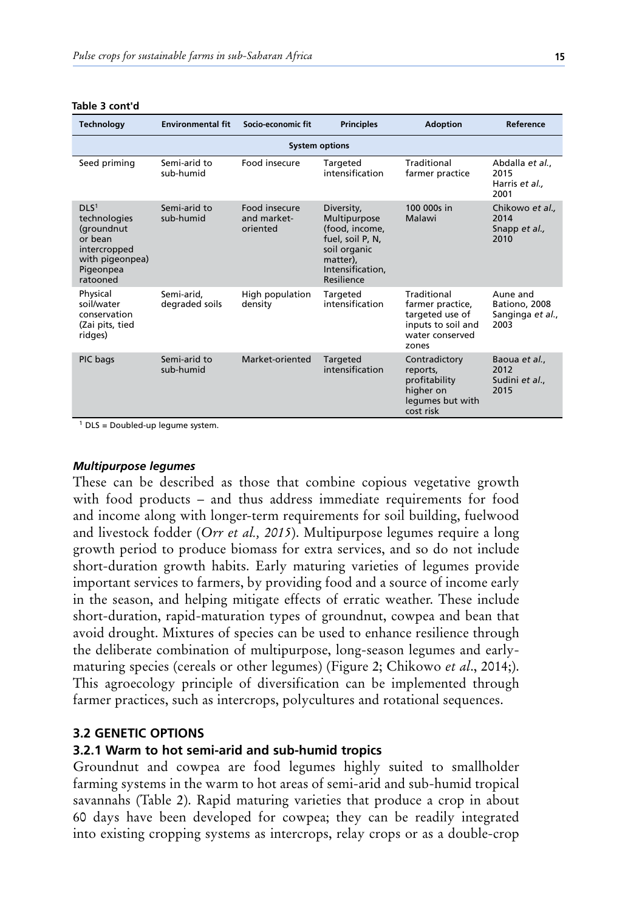**Table 3 cont'd**

| Technology | Environmental fit | Socio-economic fit | Principles | Adoption | Reference |
|---|---|---|---|---|---|
| **System options** | | | | | |
| Seed priming | Semi-arid to sub-humid | Food insecure | Targeted intensification | Traditional farmer practice | Abdalla *et al.*, 2015 Harris *et al.*, 2001 |
| DLS[1] technologies (groundnut or bean intercropped with pigeonpea) Pigeonpea ratooned | Semi-arid to sub-humid | Food insecure and market-oriented | Diversity, Multipurpose (food, income, fuel, soil P, N, soil organic matter), Intensification, Resilience | 100 000s in Malawi | Chikowo *et al.*, 2014 Snapp *et al.*, 2010 |
| Physical soil/water conservation (Zai pits, tied ridges) | Semi-arid, degraded soils | High population density | Targeted intensification | Traditional farmer practice, targeted use of inputs to soil and water conserved zones | Aune and Bationo, 2008 Sanginga *et al.*, 2003 |
| PIC bags | Semi-arid to sub-humid | Market-oriented | Targeted intensification | Contradictory reports, profitability higher on legumes but with cost risk | Baoua *et al.*, 2012 Sudini *et al.*, 2015 |

[1] DLS = Doubled-up legume system.

***Multipurpose legumes***

These can be described as those that combine copious vegetative growth with food products – and thus address immediate requirements for food and income along with longer-term requirements for soil building, fuelwood and livestock fodder (*Orr et al., 2015*). Multipurpose legumes require a long growth period to produce biomass for extra services, and so do not include short-duration growth habits. Early maturing varieties of legumes provide important services to farmers, by providing food and a source of income early in the season, and helping mitigate effects of erratic weather. These include short-duration, rapid-maturation types of groundnut, cowpea and bean that avoid drought. Mixtures of species can be used to enhance resilience through the deliberate combination of multipurpose, long-season legumes and early-maturing species (cereals or other legumes) (Figure 2; Chikowo *et al*., 2014;). This agroecology principle of diversification can be implemented through farmer practices, such as intercrops, polycultures and rotational sequences.

## 3.2 GENETIC OPTIONS

### 3.2.1 Warm to hot semi-arid and sub-humid tropics

Groundnut and cowpea are food legumes highly suited to smallholder farming systems in the warm to hot areas of semi-arid and sub-humid tropical savannahs (Table 2). Rapid maturing varieties that produce a crop in about 60 days have been developed for cowpea; they can be readily integrated into existing cropping systems as intercrops, relay crops or as a double-crop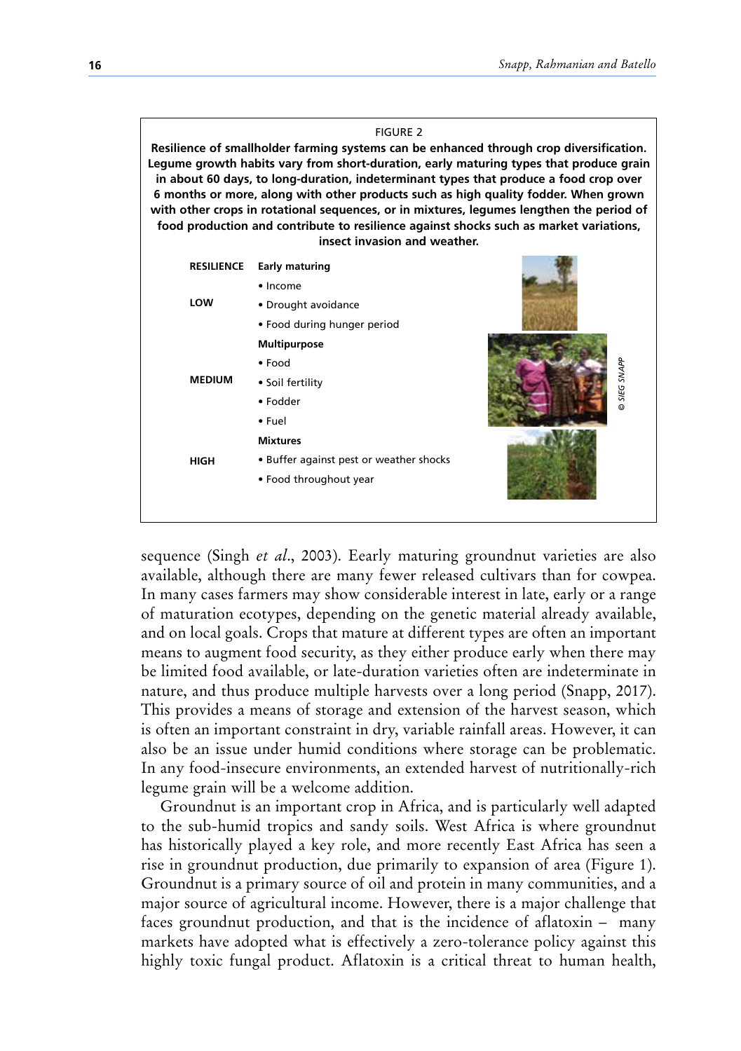FIGURE 2

**Resilience of smallholder farming systems can be enhanced through crop diversification. Legume growth habits vary from short-duration, early maturing types that produce grain in about 60 days, to long-duration, indeterminant types that produce a food crop over 6 months or more, along with other products such as high quality fodder. When grown with other crops in rotational sequences, or in mixtures, legumes lengthen the period of food production and contribute to resilience against shocks such as market variations, insect invasion and weather.**

| RESILIENCE | |
|---|---|
| | **Early maturing** |
| | • Income |
| LOW | • Drought avoidance |
| | • Food during hunger period |
| | **Multipurpose** |
| | • Food |
| MEDIUM | • Soil fertility |
| | • Fodder |
| | • Fuel |
| | **Mixtures** |
| HIGH | • Buffer against pest or weather shocks |
| | • Food throughout year |

© SIEG SNAPP

sequence (Singh *et al*., 2003). Eearly maturing groundnut varieties are also available, although there are many fewer released cultivars than for cowpea. In many cases farmers may show considerable interest in late, early or a range of maturation ecotypes, depending on the genetic material already available, and on local goals. Crops that mature at different types are often an important means to augment food security, as they either produce early when there may be limited food available, or late-duration varieties often are indeterminate in nature, and thus produce multiple harvests over a long period (Snapp, 2017). This provides a means of storage and extension of the harvest season, which is often an important constraint in dry, variable rainfall areas. However, it can also be an issue under humid conditions where storage can be problematic. In any food-insecure environments, an extended harvest of nutritionally-rich legume grain will be a welcome addition.

Groundnut is an important crop in Africa, and is particularly well adapted to the sub-humid tropics and sandy soils. West Africa is where groundnut has historically played a key role, and more recently East Africa has seen a rise in groundnut production, due primarily to expansion of area (Figure 1). Groundnut is a primary source of oil and protein in many communities, and a major source of agricultural income. However, there is a major challenge that faces groundnut production, and that is the incidence of aflatoxin – many markets have adopted what is effectively a zero-tolerance policy against this highly toxic fungal product. Aflatoxin is a critical threat to human health,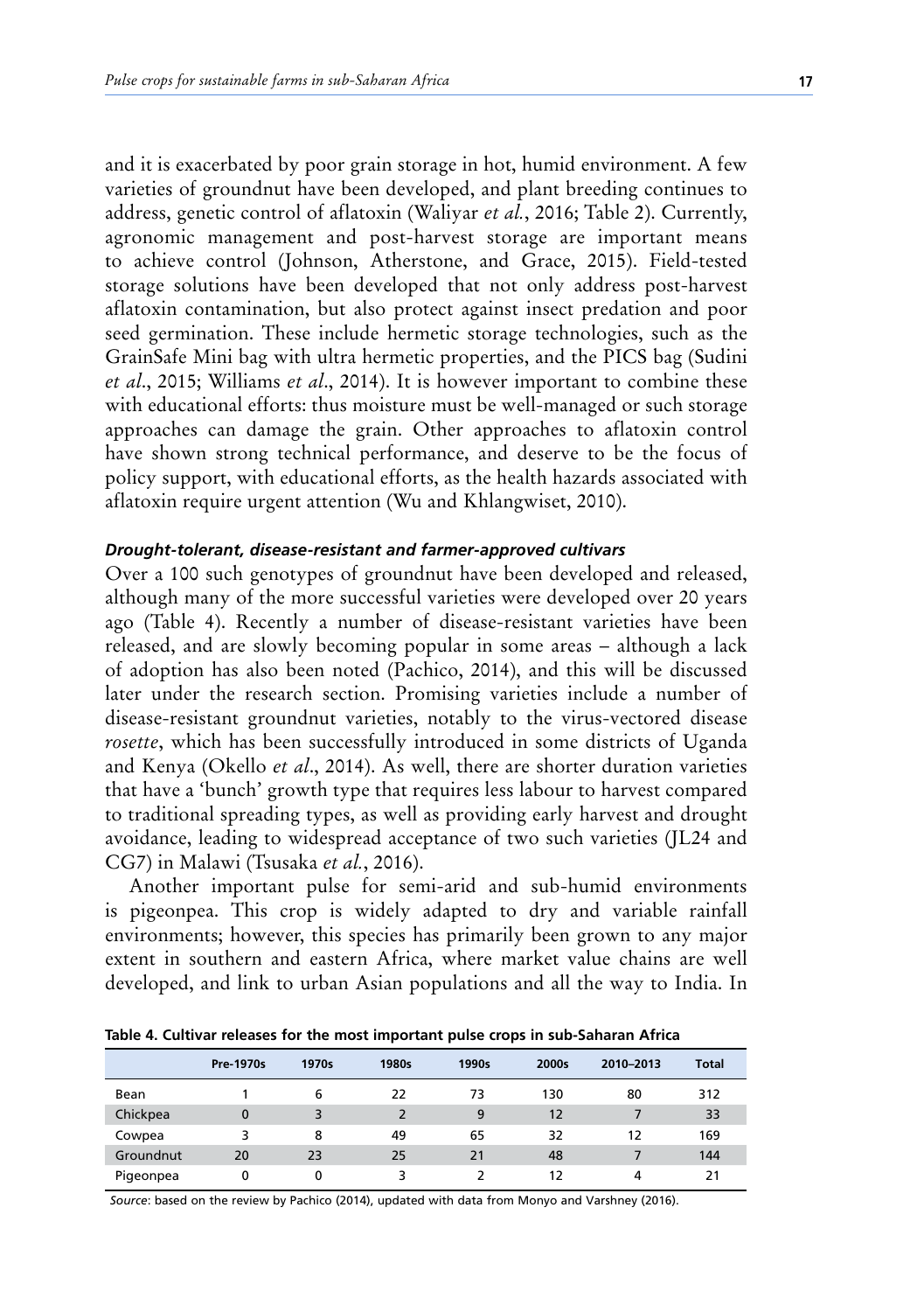and it is exacerbated by poor grain storage in hot, humid environment. A few varieties of groundnut have been developed, and plant breeding continues to address, genetic control of aflatoxin (Waliyar *et al.*, 2016; Table 2). Currently, agronomic management and post-harvest storage are important means to achieve control (Johnson, Atherstone, and Grace, 2015). Field-tested storage solutions have been developed that not only address post-harvest aflatoxin contamination, but also protect against insect predation and poor seed germination. These include hermetic storage technologies, such as the GrainSafe Mini bag with ultra hermetic properties, and the PICS bag (Sudini *et al*., 2015; Williams *et al*., 2014). It is however important to combine these with educational efforts: thus moisture must be well-managed or such storage approaches can damage the grain. Other approaches to aflatoxin control have shown strong technical performance, and deserve to be the focus of policy support, with educational efforts, as the health hazards associated with aflatoxin require urgent attention (Wu and Khlangwiset, 2010).

#### *Drought-tolerant, disease-resistant and farmer-approved cultivars*

Over a 100 such genotypes of groundnut have been developed and released, although many of the more successful varieties were developed over 20 years ago (Table 4). Recently a number of disease-resistant varieties have been released, and are slowly becoming popular in some areas – although a lack of adoption has also been noted (Pachico, 2014), and this will be discussed later under the research section. Promising varieties include a number of disease-resistant groundnut varieties, notably to the virus-vectored disease *rosette*, which has been successfully introduced in some districts of Uganda and Kenya (Okello *et al*., 2014). As well, there are shorter duration varieties that have a 'bunch' growth type that requires less labour to harvest compared to traditional spreading types, as well as providing early harvest and drought avoidance, leading to widespread acceptance of two such varieties (JL24 and CG7) in Malawi (Tsusaka *et al.*, 2016).

Another important pulse for semi-arid and sub-humid environments is pigeonpea. This crop is widely adapted to dry and variable rainfall environments; however, this species has primarily been grown to any major extent in southern and eastern Africa, where market value chains are well developed, and link to urban Asian populations and all the way to India. In

**Table 4. Cultivar releases for the most important pulse crops in sub-Saharan Africa**

| | Pre-1970s | 1970s | 1980s | 1990s | 2000s | 2010–2013 | Total |
|---|---|---|---|---|---|---|---|
| Bean | 1 | 6 | 22 | 73 | 130 | 80 | 312 |
| Chickpea | 0 | 3 | 2 | 9 | 12 | 7 | 33 |
| Cowpea | 3 | 8 | 49 | 65 | 32 | 12 | 169 |
| Groundnut | 20 | 23 | 25 | 21 | 48 | 7 | 144 |
| Pigeonpea | 0 | 0 | 3 | 2 | 12 | 4 | 21 |

*Source*: based on the review by Pachico (2014), updated with data from Monyo and Varshney (2016).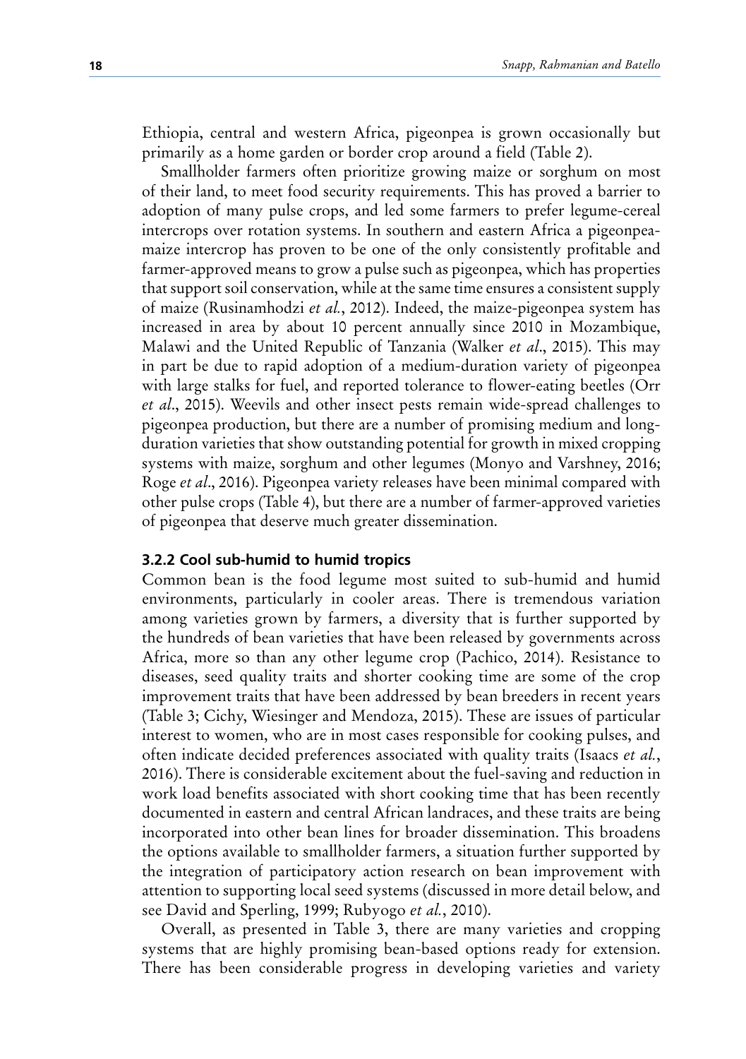Ethiopia, central and western Africa, pigeonpea is grown occasionally but primarily as a home garden or border crop around a field (Table 2).

Smallholder farmers often prioritize growing maize or sorghum on most of their land, to meet food security requirements. This has proved a barrier to adoption of many pulse crops, and led some farmers to prefer legume-cereal intercrops over rotation systems. In southern and eastern Africa a pigeonpea-maize intercrop has proven to be one of the only consistently profitable and farmer-approved means to grow a pulse such as pigeonpea, which has properties that support soil conservation, while at the same time ensures a consistent supply of maize (Rusinamhodzi *et al.*, 2012). Indeed, the maize-pigeonpea system has increased in area by about 10 percent annually since 2010 in Mozambique, Malawi and the United Republic of Tanzania (Walker *et al*., 2015). This may in part be due to rapid adoption of a medium-duration variety of pigeonpea with large stalks for fuel, and reported tolerance to flower-eating beetles (Orr *et al*., 2015). Weevils and other insect pests remain wide-spread challenges to pigeonpea production, but there are a number of promising medium and long-duration varieties that show outstanding potential for growth in mixed cropping systems with maize, sorghum and other legumes (Monyo and Varshney, 2016; Roge *et al*., 2016). Pigeonpea variety releases have been minimal compared with other pulse crops (Table 4), but there are a number of farmer-approved varieties of pigeonpea that deserve much greater dissemination.

### 3.2.2 Cool sub-humid to humid tropics

Common bean is the food legume most suited to sub-humid and humid environments, particularly in cooler areas. There is tremendous variation among varieties grown by farmers, a diversity that is further supported by the hundreds of bean varieties that have been released by governments across Africa, more so than any other legume crop (Pachico, 2014). Resistance to diseases, seed quality traits and shorter cooking time are some of the crop improvement traits that have been addressed by bean breeders in recent years (Table 3; Cichy, Wiesinger and Mendoza, 2015). These are issues of particular interest to women, who are in most cases responsible for cooking pulses, and often indicate decided preferences associated with quality traits (Isaacs *et al.*, 2016). There is considerable excitement about the fuel-saving and reduction in work load benefits associated with short cooking time that has been recently documented in eastern and central African landraces, and these traits are being incorporated into other bean lines for broader dissemination. This broadens the options available to smallholder farmers, a situation further supported by the integration of participatory action research on bean improvement with attention to supporting local seed systems (discussed in more detail below, and see David and Sperling, 1999; Rubyogo *et al.*, 2010).

Overall, as presented in Table 3, there are many varieties and cropping systems that are highly promising bean-based options ready for extension. There has been considerable progress in developing varieties and variety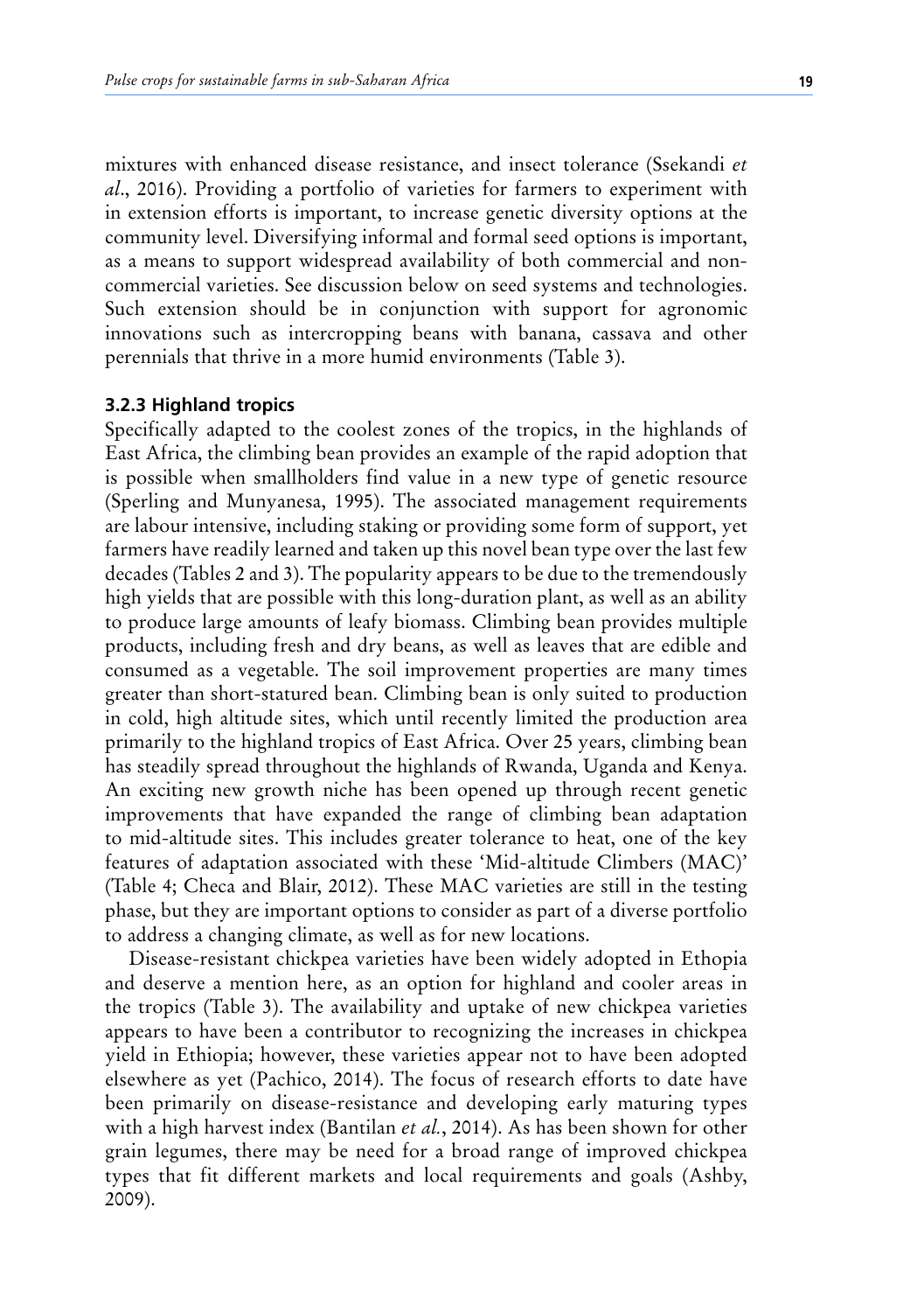mixtures with enhanced disease resistance, and insect tolerance (Ssekandi *et al*., 2016). Providing a portfolio of varieties for farmers to experiment with in extension efforts is important, to increase genetic diversity options at the community level. Diversifying informal and formal seed options is important, as a means to support widespread availability of both commercial and non-commercial varieties. See discussion below on seed systems and technologies. Such extension should be in conjunction with support for agronomic innovations such as intercropping beans with banana, cassava and other perennials that thrive in a more humid environments (Table 3).

### 3.2.3 Highland tropics

Specifically adapted to the coolest zones of the tropics, in the highlands of East Africa, the climbing bean provides an example of the rapid adoption that is possible when smallholders find value in a new type of genetic resource (Sperling and Munyanesa, 1995). The associated management requirements are labour intensive, including staking or providing some form of support, yet farmers have readily learned and taken up this novel bean type over the last few decades (Tables 2 and 3). The popularity appears to be due to the tremendously high yields that are possible with this long-duration plant, as well as an ability to produce large amounts of leafy biomass. Climbing bean provides multiple products, including fresh and dry beans, as well as leaves that are edible and consumed as a vegetable. The soil improvement properties are many times greater than short-statured bean. Climbing bean is only suited to production in cold, high altitude sites, which until recently limited the production area primarily to the highland tropics of East Africa. Over 25 years, climbing bean has steadily spread throughout the highlands of Rwanda, Uganda and Kenya. An exciting new growth niche has been opened up through recent genetic improvements that have expanded the range of climbing bean adaptation to mid-altitude sites. This includes greater tolerance to heat, one of the key features of adaptation associated with these 'Mid-altitude Climbers (MAC)' (Table 4; Checa and Blair, 2012). These MAC varieties are still in the testing phase, but they are important options to consider as part of a diverse portfolio to address a changing climate, as well as for new locations.

Disease-resistant chickpea varieties have been widely adopted in Ethopia and deserve a mention here, as an option for highland and cooler areas in the tropics (Table 3). The availability and uptake of new chickpea varieties appears to have been a contributor to recognizing the increases in chickpea yield in Ethiopia; however, these varieties appear not to have been adopted elsewhere as yet (Pachico, 2014). The focus of research efforts to date have been primarily on disease-resistance and developing early maturing types with a high harvest index (Bantilan *et al.*, 2014). As has been shown for other grain legumes, there may be need for a broad range of improved chickpea types that fit different markets and local requirements and goals (Ashby, 2009).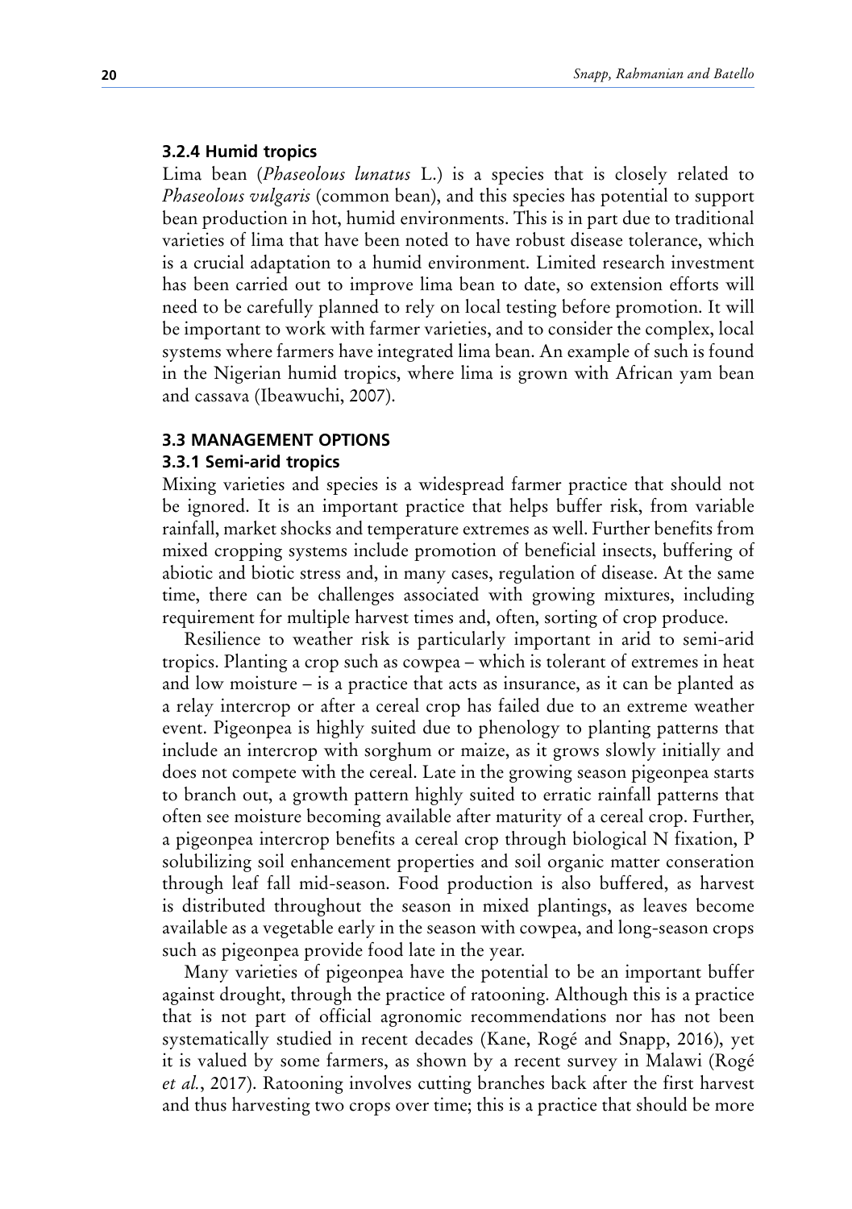### 3.2.4 Humid tropics

Lima bean (*Phaseolous lunatus* L.) is a species that is closely related to *Phaseolous vulgaris* (common bean), and this species has potential to support bean production in hot, humid environments. This is in part due to traditional varieties of lima that have been noted to have robust disease tolerance, which is a crucial adaptation to a humid environment. Limited research investment has been carried out to improve lima bean to date, so extension efforts will need to be carefully planned to rely on local testing before promotion. It will be important to work with farmer varieties, and to consider the complex, local systems where farmers have integrated lima bean. An example of such is found in the Nigerian humid tropics, where lima is grown with African yam bean and cassava (Ibeawuchi, 2007).

## 3.3 MANAGEMENT OPTIONS

### 3.3.1 Semi-arid tropics

Mixing varieties and species is a widespread farmer practice that should not be ignored. It is an important practice that helps buffer risk, from variable rainfall, market shocks and temperature extremes as well. Further benefits from mixed cropping systems include promotion of beneficial insects, buffering of abiotic and biotic stress and, in many cases, regulation of disease. At the same time, there can be challenges associated with growing mixtures, including requirement for multiple harvest times and, often, sorting of crop produce.

Resilience to weather risk is particularly important in arid to semi-arid tropics. Planting a crop such as cowpea – which is tolerant of extremes in heat and low moisture – is a practice that acts as insurance, as it can be planted as a relay intercrop or after a cereal crop has failed due to an extreme weather event. Pigeonpea is highly suited due to phenology to planting patterns that include an intercrop with sorghum or maize, as it grows slowly initially and does not compete with the cereal. Late in the growing season pigeonpea starts to branch out, a growth pattern highly suited to erratic rainfall patterns that often see moisture becoming available after maturity of a cereal crop. Further, a pigeonpea intercrop benefits a cereal crop through biological N fixation, P solubilizing soil enhancement properties and soil organic matter conservation through leaf fall mid-season. Food production is also buffered, as harvest is distributed throughout the season in mixed plantings, as leaves become available as a vegetable early in the season with cowpea, and long-season crops such as pigeonpea provide food late in the year.

Many varieties of pigeonpea have the potential to be an important buffer against drought, through the practice of ratooning. Although this is a practice that is not part of official agronomic recommendations nor has not been systematically studied in recent decades (Kane, Rogé and Snapp, 2016), yet it is valued by some farmers, as shown by a recent survey in Malawi (Rogé *et al.*, 2017). Ratooning involves cutting branches back after the first harvest and thus harvesting two crops over time; this is a practice that should be more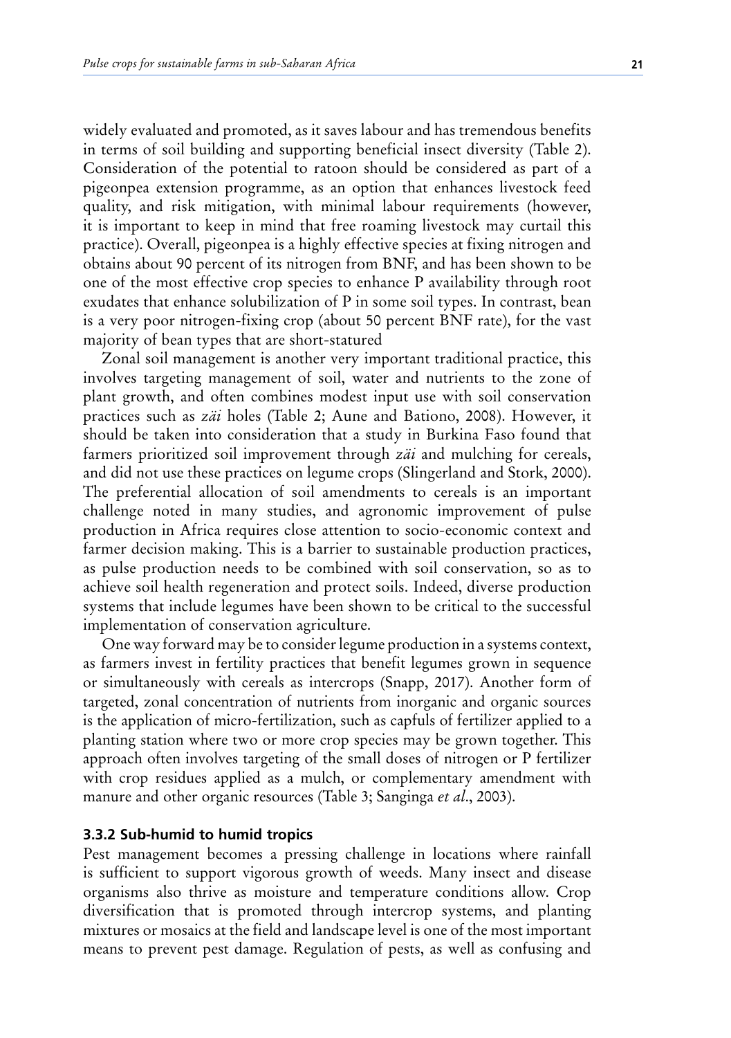widely evaluated and promoted, as it saves labour and has tremendous benefits in terms of soil building and supporting beneficial insect diversity (Table 2). Consideration of the potential to ratoon should be considered as part of a pigeonpea extension programme, as an option that enhances livestock feed quality, and risk mitigation, with minimal labour requirements (however, it is important to keep in mind that free roaming livestock may curtail this practice). Overall, pigeonpea is a highly effective species at fixing nitrogen and obtains about 90 percent of its nitrogen from BNF, and has been shown to be one of the most effective crop species to enhance P availability through root exudates that enhance solubilization of P in some soil types. In contrast, bean is a very poor nitrogen-fixing crop (about 50 percent BNF rate), for the vast majority of bean types that are short-statured

Zonal soil management is another very important traditional practice, this involves targeting management of soil, water and nutrients to the zone of plant growth, and often combines modest input use with soil conservation practices such as *zäi* holes (Table 2; Aune and Bationo, 2008). However, it should be taken into consideration that a study in Burkina Faso found that farmers prioritized soil improvement through *zäi* and mulching for cereals, and did not use these practices on legume crops (Slingerland and Stork, 2000). The preferential allocation of soil amendments to cereals is an important challenge noted in many studies, and agronomic improvement of pulse production in Africa requires close attention to socio-economic context and farmer decision making. This is a barrier to sustainable production practices, as pulse production needs to be combined with soil conservation, so as to achieve soil health regeneration and protect soils. Indeed, diverse production systems that include legumes have been shown to be critical to the successful implementation of conservation agriculture.

One way forward may be to consider legume production in a systems context, as farmers invest in fertility practices that benefit legumes grown in sequence or simultaneously with cereals as intercrops (Snapp, 2017). Another form of targeted, zonal concentration of nutrients from inorganic and organic sources is the application of micro-fertilization, such as capfuls of fertilizer applied to a planting station where two or more crop species may be grown together. This approach often involves targeting of the small doses of nitrogen or P fertilizer with crop residues applied as a mulch, or complementary amendment with manure and other organic resources (Table 3; Sanginga *et al*., 2003).

### 3.3.2 Sub-humid to humid tropics

Pest management becomes a pressing challenge in locations where rainfall is sufficient to support vigorous growth of weeds. Many insect and disease organisms also thrive as moisture and temperature conditions allow. Crop diversification that is promoted through intercrop systems, and planting mixtures or mosaics at the field and landscape level is one of the most important means to prevent pest damage. Regulation of pests, as well as confusing and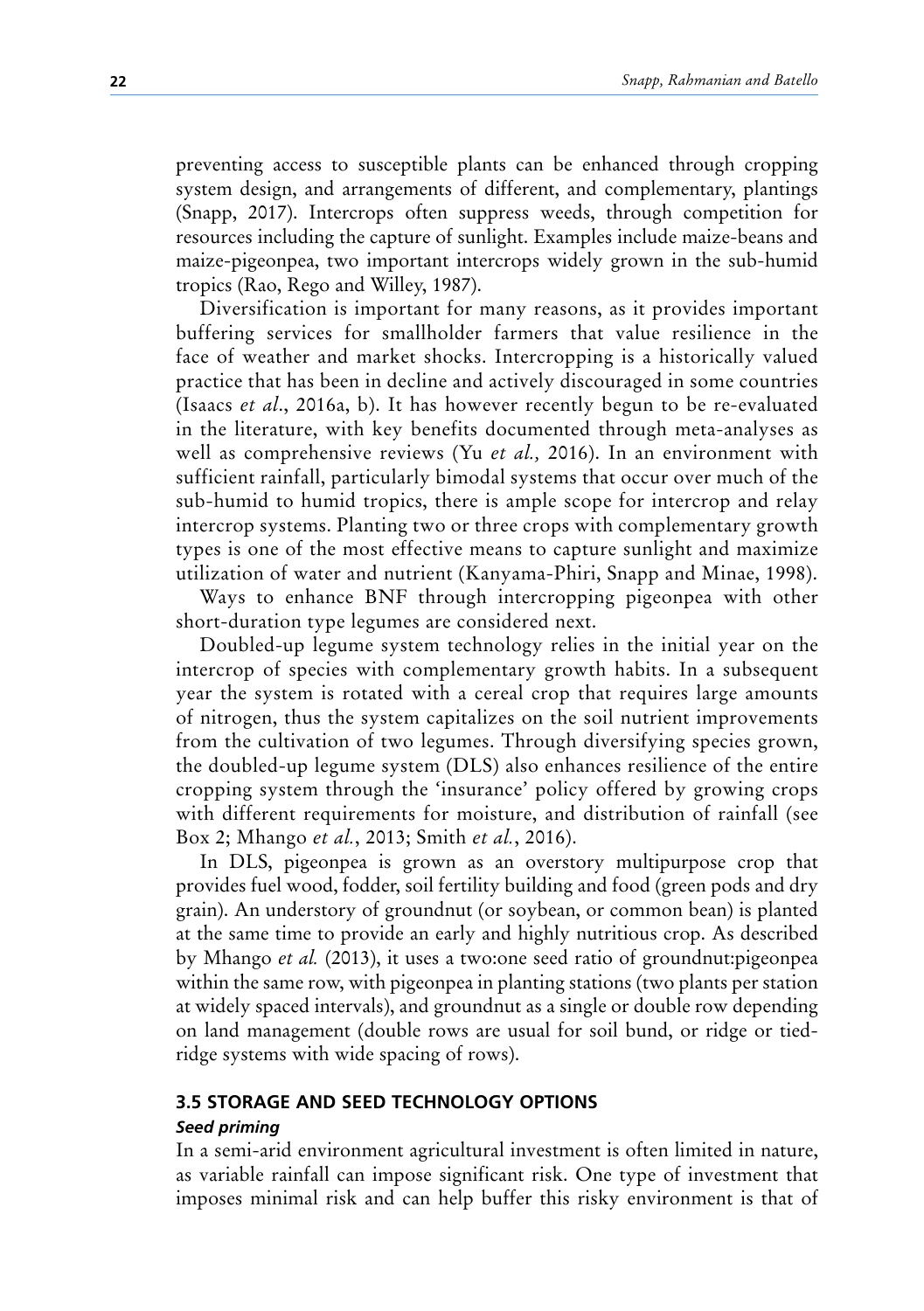preventing access to susceptible plants can be enhanced through cropping system design, and arrangements of different, and complementary, plantings (Snapp, 2017). Intercrops often suppress weeds, through competition for resources including the capture of sunlight. Examples include maize-beans and maize-pigeonpea, two important intercrops widely grown in the sub-humid tropics (Rao, Rego and Willey, 1987).

Diversification is important for many reasons, as it provides important buffering services for smallholder farmers that value resilience in the face of weather and market shocks. Intercropping is a historically valued practice that has been in decline and actively discouraged in some countries (Isaacs *et al*., 2016a, b). It has however recently begun to be re-evaluated in the literature, with key benefits documented through meta-analyses as well as comprehensive reviews (Yu *et al.,* 2016). In an environment with sufficient rainfall, particularly bimodal systems that occur over much of the sub-humid to humid tropics, there is ample scope for intercrop and relay intercrop systems. Planting two or three crops with complementary growth types is one of the most effective means to capture sunlight and maximize utilization of water and nutrient (Kanyama-Phiri, Snapp and Minae, 1998).

Ways to enhance BNF through intercropping pigeonpea with other short-duration type legumes are considered next.

Doubled-up legume system technology relies in the initial year on the intercrop of species with complementary growth habits. In a subsequent year the system is rotated with a cereal crop that requires large amounts of nitrogen, thus the system capitalizes on the soil nutrient improvements from the cultivation of two legumes. Through diversifying species grown, the doubled-up legume system (DLS) also enhances resilience of the entire cropping system through the 'insurance' policy offered by growing crops with different requirements for moisture, and distribution of rainfall (see Box 2; Mhango *et al.*, 2013; Smith *et al.*, 2016).

In DLS, pigeonpea is grown as an overstory multipurpose crop that provides fuel wood, fodder, soil fertility building and food (green pods and dry grain). An understory of groundnut (or soybean, or common bean) is planted at the same time to provide an early and highly nutritious crop. As described by Mhango *et al.* (2013), it uses a two:one seed ratio of groundnut:pigeonpea within the same row, with pigeonpea in planting stations (two plants per station at widely spaced intervals), and groundnut as a single or double row depending on land management (double rows are usual for soil bund, or ridge or tied-ridge systems with wide spacing of rows).

## 3.5 STORAGE AND SEED TECHNOLOGY OPTIONS

### *Seed priming*

In a semi-arid environment agricultural investment is often limited in nature, as variable rainfall can impose significant risk. One type of investment that imposes minimal risk and can help buffer this risky environment is that of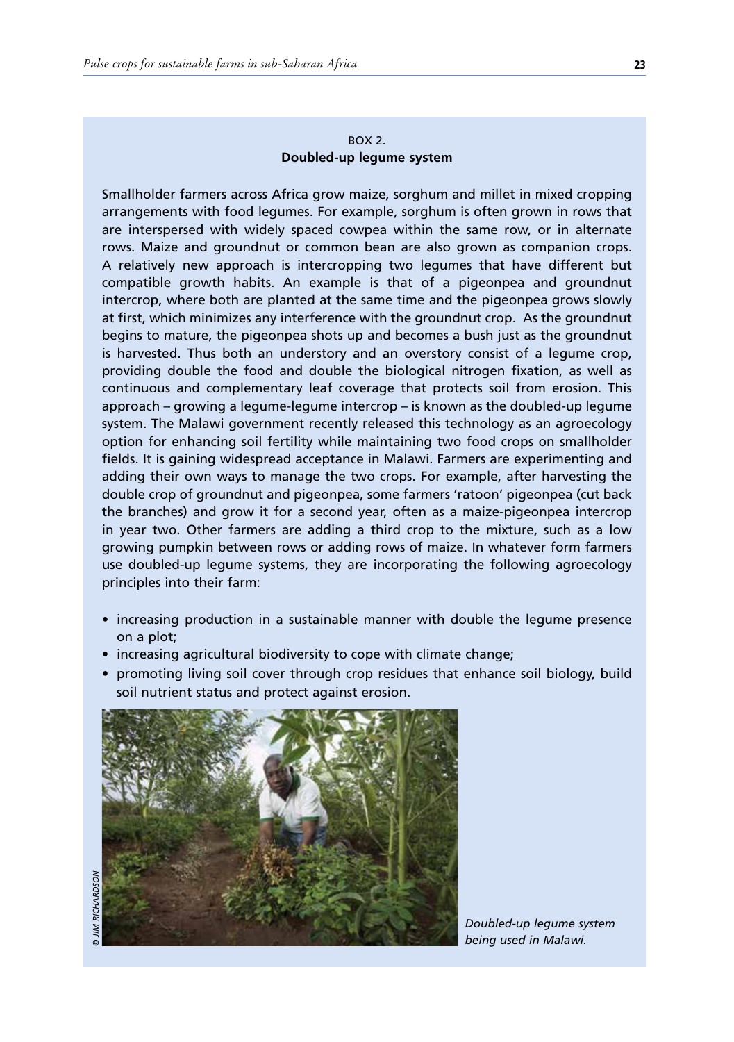BOX 2.
**Doubled-up legume system**

Smallholder farmers across Africa grow maize, sorghum and millet in mixed cropping arrangements with food legumes. For example, sorghum is often grown in rows that are interspersed with widely spaced cowpea within the same row, or in alternate rows. Maize and groundnut or common bean are also grown as companion crops. A relatively new approach is intercropping two legumes that have different but compatible growth habits. An example is that of a pigeonpea and groundnut intercrop, where both are planted at the same time and the pigeonpea grows slowly at first, which minimizes any interference with the groundnut crop. As the groundnut begins to mature, the pigeonpea shots up and becomes a bush just as the groundnut is harvested. Thus both an understory and an overstory consist of a legume crop, providing double the food and double the biological nitrogen fixation, as well as continuous and complementary leaf coverage that protects soil from erosion. This approach – growing a legume-legume intercrop – is known as the doubled-up legume system. The Malawi government recently released this technology as an agroecology option for enhancing soil fertility while maintaining two food crops on smallholder fields. It is gaining widespread acceptance in Malawi. Farmers are experimenting and adding their own ways to manage the two crops. For example, after harvesting the double crop of groundnut and pigeonpea, some farmers 'ratoon' pigeonpea (cut back the branches) and grow it for a second year, often as a maize-pigeonpea intercrop in year two. Other farmers are adding a third crop to the mixture, such as a low growing pumpkin between rows or adding rows of maize. In whatever form farmers use doubled-up legume systems, they are incorporating the following agroecology principles into their farm:

- increasing production in a sustainable manner with double the legume presence on a plot;
- increasing agricultural biodiversity to cope with climate change;
- promoting living soil cover through crop residues that enhance soil biology, build soil nutrient status and protect against erosion.

© JIM RICHARDSON

*Doubled-up legume system being used in Malawi.*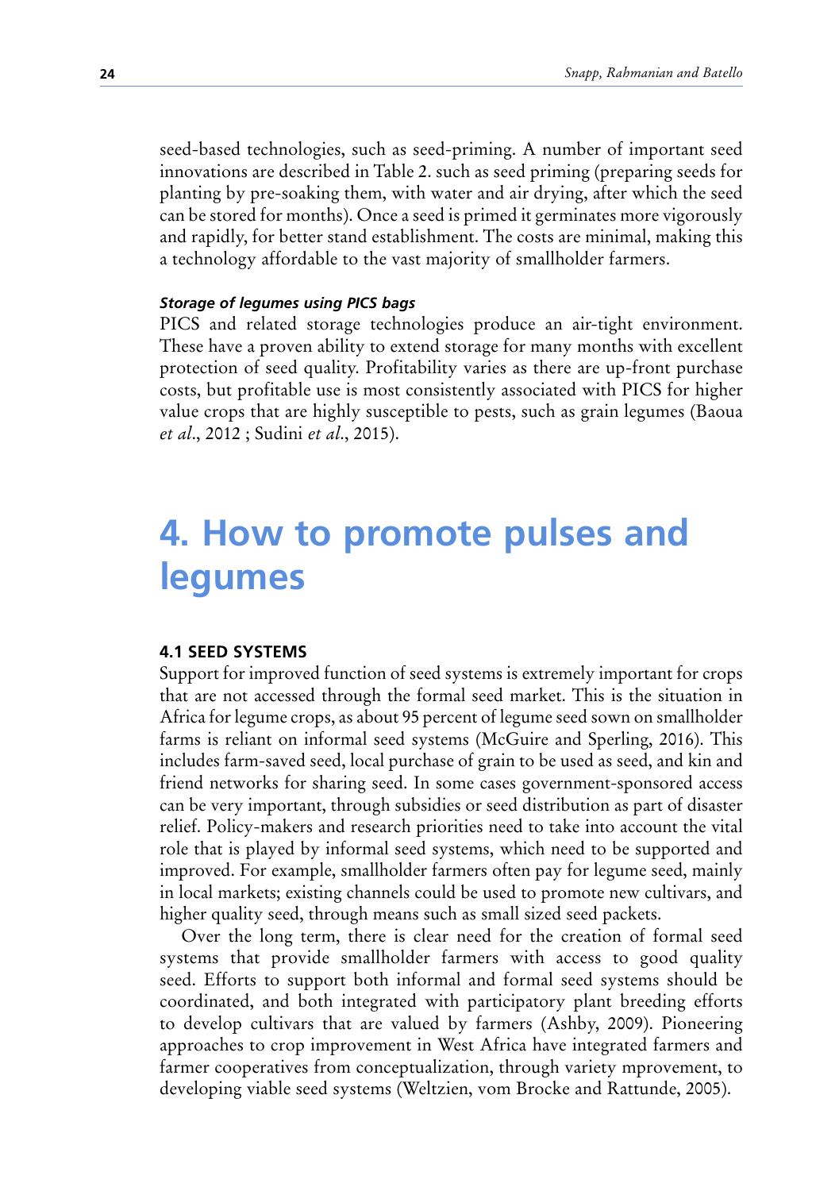seed-based technologies, such as seed-priming. A number of important seed innovations are described in Table 2. such as seed priming (preparing seeds for planting by pre-soaking them, with water and air drying, after which the seed can be stored for months). Once a seed is primed it germinates more vigorously and rapidly, for better stand establishment. The costs are minimal, making this a technology affordable to the vast majority of smallholder farmers.

#### *Storage of legumes using PICS bags*

PICS and related storage technologies produce an air-tight environment. These have a proven ability to extend storage for many months with excellent protection of seed quality. Profitability varies as there are up-front purchase costs, but profitable use is most consistently associated with PICS for higher value crops that are highly susceptible to pests, such as grain legumes (Baoua *et al*., 2012 ; Sudini *et al*., 2015).

# 4. How to promote pulses and legumes

## 4.1 SEED SYSTEMS

Support for improved function of seed systems is extremely important for crops that are not accessed through the formal seed market. This is the situation in Africa for legume crops, as about 95 percent of legume seed sown on smallholder farms is reliant on informal seed systems (McGuire and Sperling, 2016). This includes farm-saved seed, local purchase of grain to be used as seed, and kin and friend networks for sharing seed. In some cases government-sponsored access can be very important, through subsidies or seed distribution as part of disaster relief. Policy-makers and research priorities need to take into account the vital role that is played by informal seed systems, which need to be supported and improved. For example, smallholder farmers often pay for legume seed, mainly in local markets; existing channels could be used to promote new cultivars, and higher quality seed, through means such as small sized seed packets.

Over the long term, there is clear need for the creation of formal seed systems that provide smallholder farmers with access to good quality seed. Efforts to support both informal and formal seed systems should be coordinated, and both integrated with participatory plant breeding efforts to develop cultivars that are valued by farmers (Ashby, 2009). Pioneering approaches to crop improvement in West Africa have integrated farmers and farmer cooperatives from conceptualization, through variety mprovement, to developing viable seed systems (Weltzien, vom Brocke and Rattunde, 2005).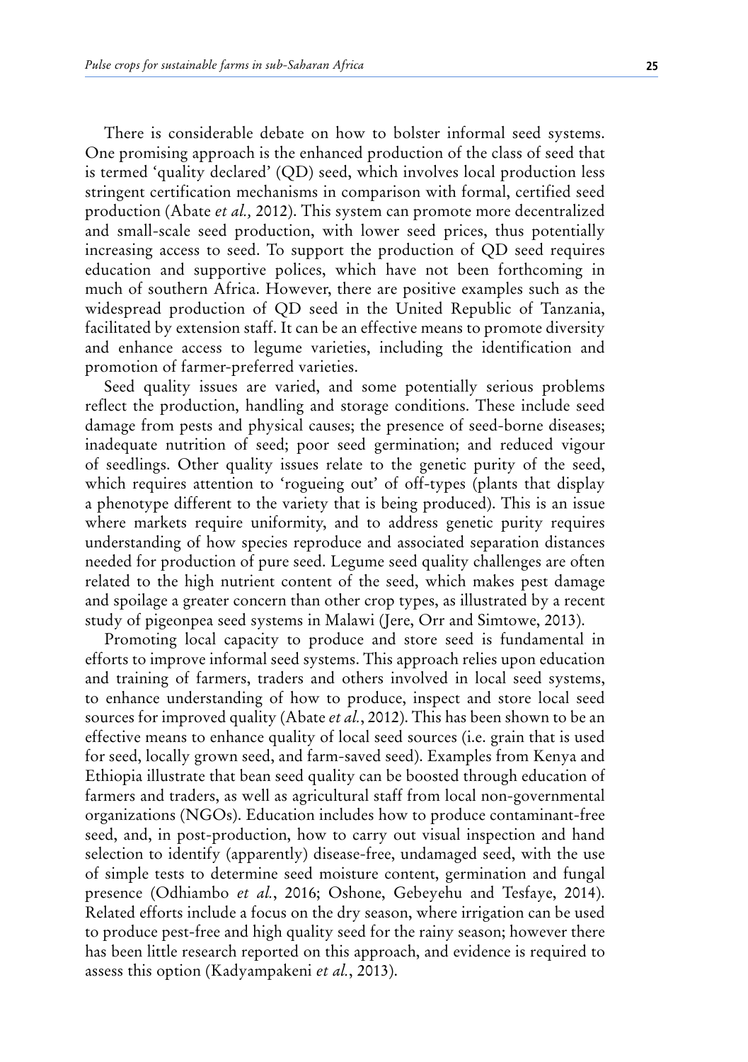There is considerable debate on how to bolster informal seed systems. One promising approach is the enhanced production of the class of seed that is termed 'quality declared' (QD) seed, which involves local production less stringent certification mechanisms in comparison with formal, certified seed production (Abate *et al.,* 2012). This system can promote more decentralized and small-scale seed production, with lower seed prices, thus potentially increasing access to seed. To support the production of QD seed requires education and supportive polices, which have not been forthcoming in much of southern Africa. However, there are positive examples such as the widespread production of QD seed in the United Republic of Tanzania, facilitated by extension staff. It can be an effective means to promote diversity and enhance access to legume varieties, including the identification and promotion of farmer-preferred varieties.

Seed quality issues are varied, and some potentially serious problems reflect the production, handling and storage conditions. These include seed damage from pests and physical causes; the presence of seed-borne diseases; inadequate nutrition of seed; poor seed germination; and reduced vigour of seedlings. Other quality issues relate to the genetic purity of the seed, which requires attention to 'rogueing out' of off-types (plants that display a phenotype different to the variety that is being produced). This is an issue where markets require uniformity, and to address genetic purity requires understanding of how species reproduce and associated separation distances needed for production of pure seed. Legume seed quality challenges are often related to the high nutrient content of the seed, which makes pest damage and spoilage a greater concern than other crop types, as illustrated by a recent study of pigeonpea seed systems in Malawi (Jere, Orr and Simtowe, 2013).

Promoting local capacity to produce and store seed is fundamental in efforts to improve informal seed systems. This approach relies upon education and training of farmers, traders and others involved in local seed systems, to enhance understanding of how to produce, inspect and store local seed sources for improved quality (Abate *et al.*, 2012). This has been shown to be an effective means to enhance quality of local seed sources (i.e. grain that is used for seed, locally grown seed, and farm-saved seed). Examples from Kenya and Ethiopia illustrate that bean seed quality can be boosted through education of farmers and traders, as well as agricultural staff from local non-governmental organizations (NGOs). Education includes how to produce contaminant-free seed, and, in post-production, how to carry out visual inspection and hand selection to identify (apparently) disease-free, undamaged seed, with the use of simple tests to determine seed moisture content, germination and fungal presence (Odhiambo *et al.*, 2016; Oshone, Gebeyehu and Tesfaye, 2014). Related efforts include a focus on the dry season, where irrigation can be used to produce pest-free and high quality seed for the rainy season; however there has been little research reported on this approach, and evidence is required to assess this option (Kadyampakeni *et al.*, 2013).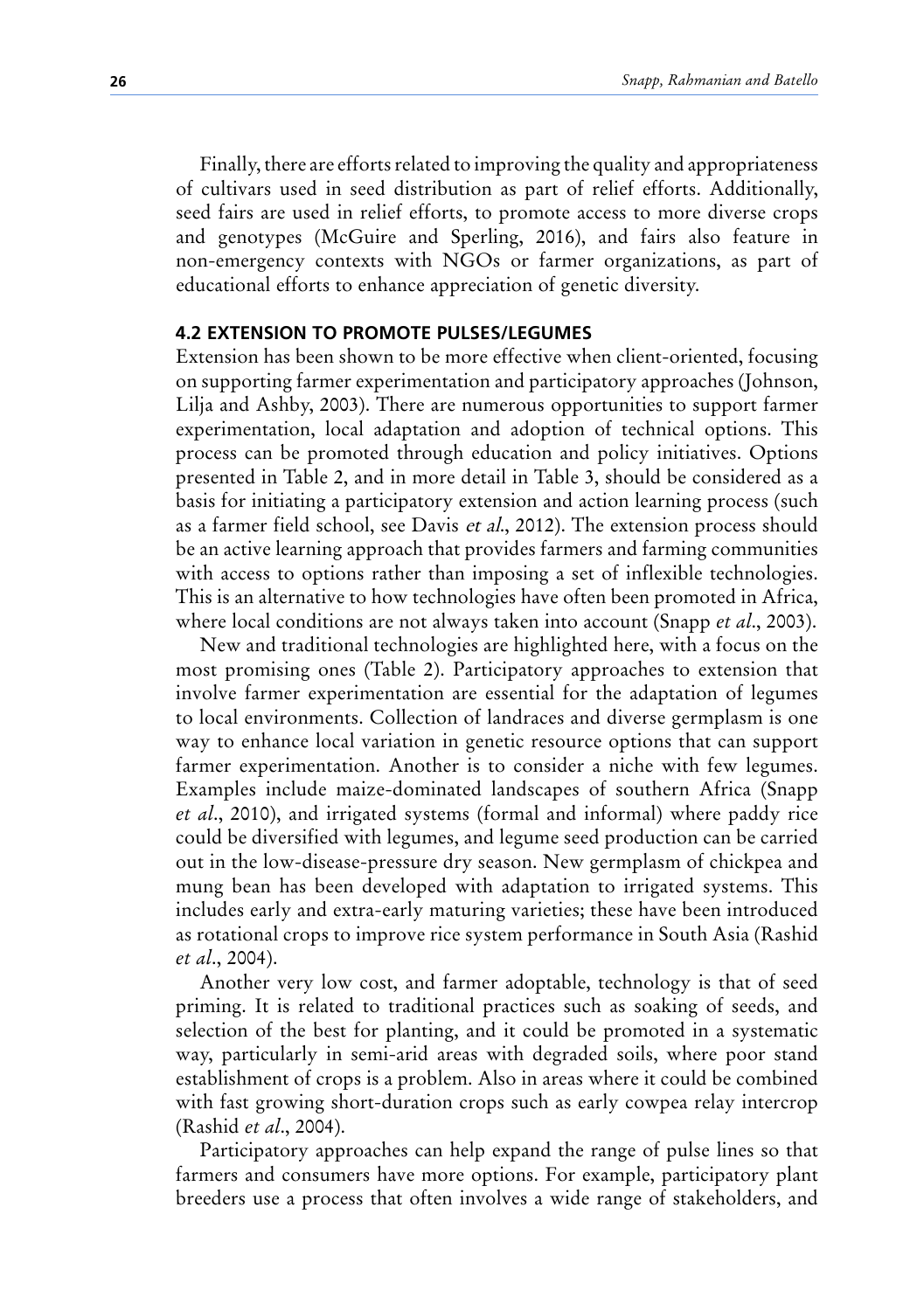Finally, there are efforts related to improving the quality and appropriateness of cultivars used in seed distribution as part of relief efforts. Additionally, seed fairs are used in relief efforts, to promote access to more diverse crops and genotypes (McGuire and Sperling, 2016), and fairs also feature in non-emergency contexts with NGOs or farmer organizations, as part of educational efforts to enhance appreciation of genetic diversity.

### 4.2 EXTENSION TO PROMOTE PULSES/LEGUMES

Extension has been shown to be more effective when client-oriented, focusing on supporting farmer experimentation and participatory approaches (Johnson, Lilja and Ashby, 2003). There are numerous opportunities to support farmer experimentation, local adaptation and adoption of technical options. This process can be promoted through education and policy initiatives. Options presented in Table 2, and in more detail in Table 3, should be considered as a basis for initiating a participatory extension and action learning process (such as a farmer field school, see Davis *et al.*, 2012). The extension process should be an active learning approach that provides farmers and farming communities with access to options rather than imposing a set of inflexible technologies. This is an alternative to how technologies have often been promoted in Africa, where local conditions are not always taken into account (Snapp *et al.*, 2003).

New and traditional technologies are highlighted here, with a focus on the most promising ones (Table 2). Participatory approaches to extension that involve farmer experimentation are essential for the adaptation of legumes to local environments. Collection of landraces and diverse germplasm is one way to enhance local variation in genetic resource options that can support farmer experimentation. Another is to consider a niche with few legumes. Examples include maize-dominated landscapes of southern Africa (Snapp *et al.*, 2010), and irrigated systems (formal and informal) where paddy rice could be diversified with legumes, and legume seed production can be carried out in the low-disease-pressure dry season. New germplasm of chickpea and mung bean has been developed with adaptation to irrigated systems. This includes early and extra-early maturing varieties; these have been introduced as rotational crops to improve rice system performance in South Asia (Rashid *et al.*, 2004).

Another very low cost, and farmer adoptable, technology is that of seed priming. It is related to traditional practices such as soaking of seeds, and selection of the best for planting, and it could be promoted in a systematic way, particularly in semi-arid areas with degraded soils, where poor stand establishment of crops is a problem. Also in areas where it could be combined with fast growing short-duration crops such as early cowpea relay intercrop (Rashid *et al.*, 2004).

Participatory approaches can help expand the range of pulse lines so that farmers and consumers have more options. For example, participatory plant breeders use a process that often involves a wide range of stakeholders, and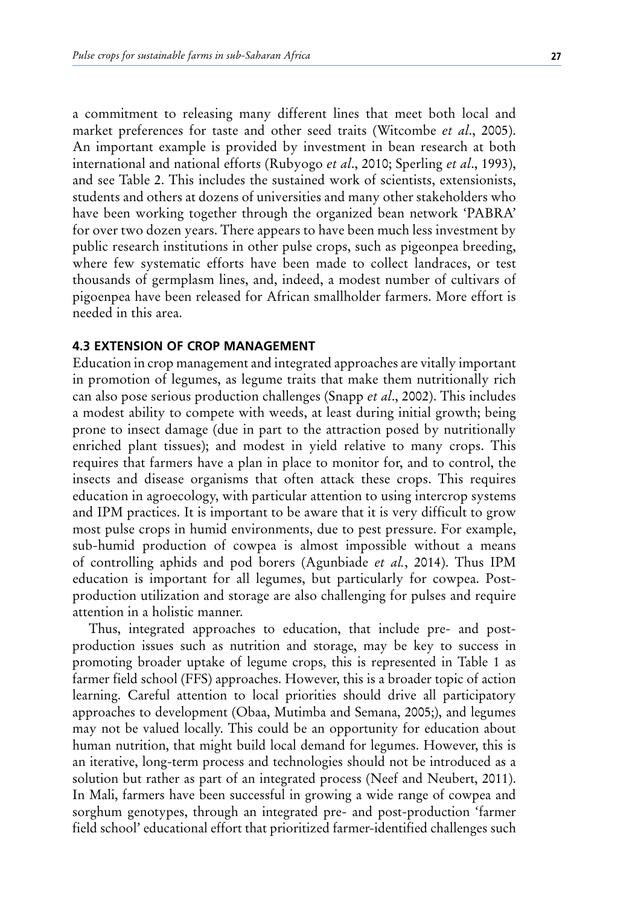a commitment to releasing many different lines that meet both local and market preferences for taste and other seed traits (Witcombe *et al*., 2005). An important example is provided by investment in bean research at both international and national efforts (Rubyogo *et al*., 2010; Sperling *et al*., 1993), and see Table 2. This includes the sustained work of scientists, extensionists, students and others at dozens of universities and many other stakeholders who have been working together through the organized bean network 'PABRA' for over two dozen years. There appears to have been much less investment by public research institutions in other pulse crops, such as pigeonpea breeding, where few systematic efforts have been made to collect landraces, or test thousands of germplasm lines, and, indeed, a modest number of cultivars of pigoenpea have been released for African smallholder farmers. More effort is needed in this area.

### 4.3 EXTENSION OF CROP MANAGEMENT

Education in crop management and integrated approaches are vitally important in promotion of legumes, as legume traits that make them nutritionally rich can also pose serious production challenges (Snapp *et al*., 2002). This includes a modest ability to compete with weeds, at least during initial growth; being prone to insect damage (due in part to the attraction posed by nutritionally enriched plant tissues); and modest in yield relative to many crops. This requires that farmers have a plan in place to monitor for, and to control, the insects and disease organisms that often attack these crops. This requires education in agroecology, with particular attention to using intercrop systems and IPM practices. It is important to be aware that it is very difficult to grow most pulse crops in humid environments, due to pest pressure. For example, sub-humid production of cowpea is almost impossible without a means of controlling aphids and pod borers (Agunbiade *et al.*, 2014). Thus IPM education is important for all legumes, but particularly for cowpea. Post-production utilization and storage are also challenging for pulses and require attention in a holistic manner.

Thus, integrated approaches to education, that include pre- and post-production issues such as nutrition and storage, may be key to success in promoting broader uptake of legume crops, this is represented in Table 1 as farmer field school (FFS) approaches. However, this is a broader topic of action learning. Careful attention to local priorities should drive all participatory approaches to development (Obaa, Mutimba and Semana, 2005;), and legumes may not be valued locally. This could be an opportunity for education about human nutrition, that might build local demand for legumes. However, this is an iterative, long-term process and technologies should not be introduced as a solution but rather as part of an integrated process (Neef and Neubert, 2011). In Mali, farmers have been successful in growing a wide range of cowpea and sorghum genotypes, through an integrated pre- and post-production 'farmer field school' educational effort that prioritized farmer-identified challenges such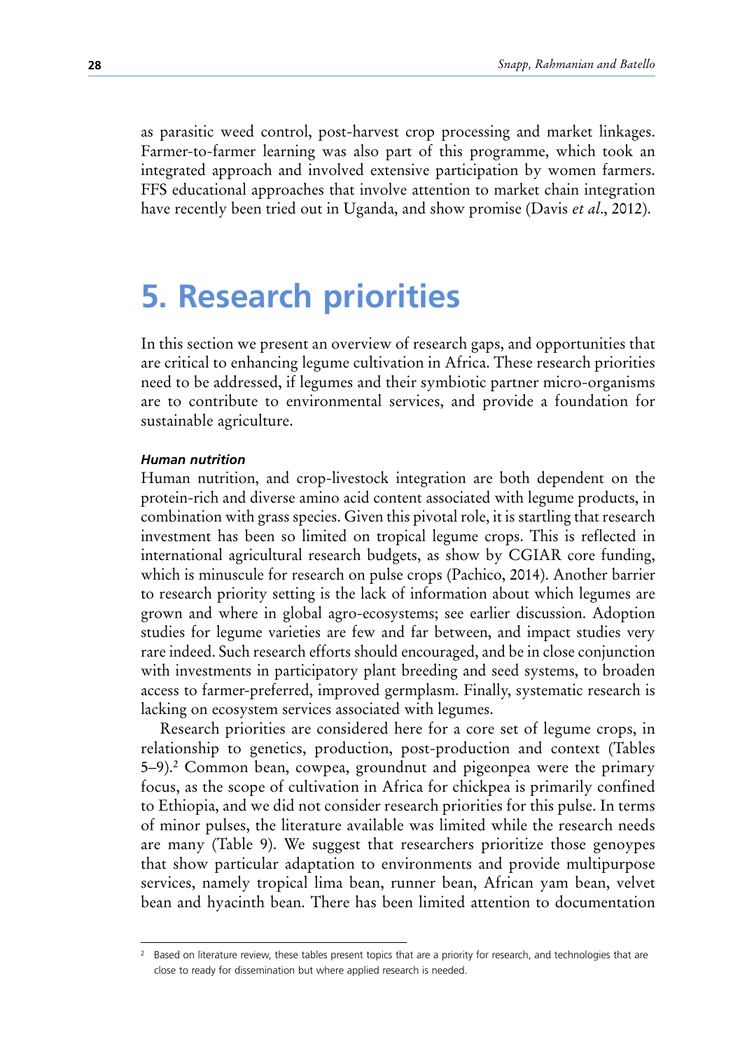as parasitic weed control, post-harvest crop processing and market linkages. Farmer-to-farmer learning was also part of this programme, which took an integrated approach and involved extensive participation by women farmers. FFS educational approaches that involve attention to market chain integration have recently been tried out in Uganda, and show promise (Davis *et al*., 2012).

# 5. Research priorities

In this section we present an overview of research gaps, and opportunities that are critical to enhancing legume cultivation in Africa. These research priorities need to be addressed, if legumes and their symbiotic partner micro-organisms are to contribute to environmental services, and provide a foundation for sustainable agriculture.

#### *Human nutrition*

Human nutrition, and crop-livestock integration are both dependent on the protein-rich and diverse amino acid content associated with legume products, in combination with grass species. Given this pivotal role, it is startling that research investment has been so limited on tropical legume crops. This is reflected in international agricultural research budgets, as show by CGIAR core funding, which is minuscule for research on pulse crops (Pachico, 2014). Another barrier to research priority setting is the lack of information about which legumes are grown and where in global agro-ecosystems; see earlier discussion. Adoption studies for legume varieties are few and far between, and impact studies very rare indeed. Such research efforts should encouraged, and be in close conjunction with investments in participatory plant breeding and seed systems, to broaden access to farmer-preferred, improved germplasm. Finally, systematic research is lacking on ecosystem services associated with legumes.

Research priorities are considered here for a core set of legume crops, in relationship to genetics, production, post-production and context (Tables 5–9).[2] Common bean, cowpea, groundnut and pigeonpea were the primary focus, as the scope of cultivation in Africa for chickpea is primarily confined to Ethiopia, and we did not consider research priorities for this pulse. In terms of minor pulses, the literature available was limited while the research needs are many (Table 9). We suggest that researchers prioritize those genoypes that show particular adaptation to environments and provide multipurpose services, namely tropical lima bean, runner bean, African yam bean, velvet bean and hyacinth bean. There has been limited attention to documentation

[2] Based on literature review, these tables present topics that are a priority for research, and technologies that are close to ready for dissemination but where applied research is needed.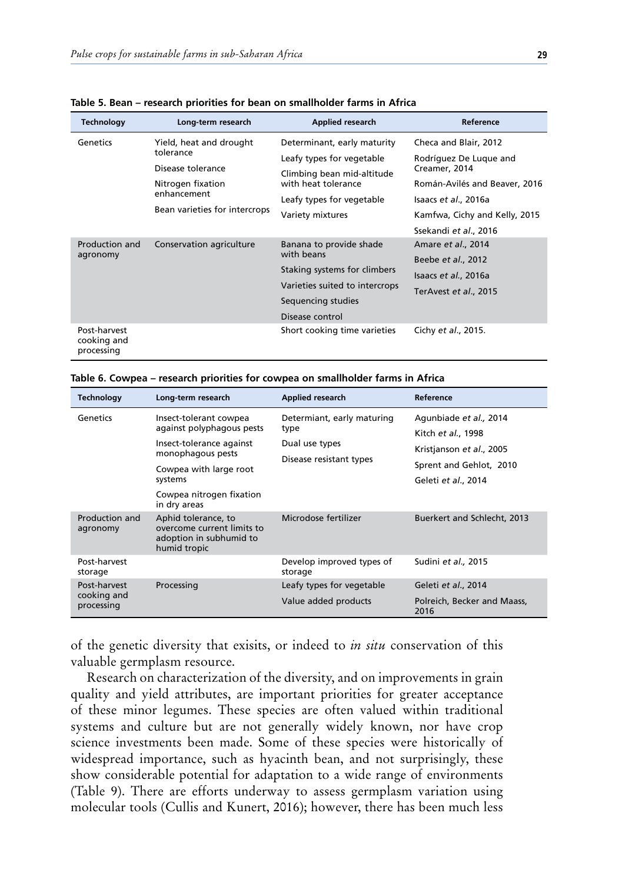**Table 5. Bean – research priorities for bean on smallholder farms in Africa**

| Technology | Long-term research | Applied research | Reference |
|---|---|---|---|
| Genetics | Yield, heat and drought tolerance<br>Disease tolerance<br>Nitrogen fixation enhancement<br>Bean varieties for intercrops | Determinant, early maturity<br>Leafy types for vegetable<br>Climbing bean mid-altitude with heat tolerance<br>Leafy types for vegetable<br>Variety mixtures | Checa and Blair, 2012<br>Rodríguez De Luque and Creamer, 2014<br>Román-Avilés and Beaver, 2016<br>Isaacs *et al*., 2016a<br>Kamfwa, Cichy and Kelly, 2015<br>Ssekandi *et al*., 2016 |
| Production and agronomy | Conservation agriculture | Banana to provide shade with beans<br>Staking systems for climbers<br>Varieties suited to intercrops<br>Sequencing studies<br>Disease control | Amare *et al*., 2014<br>Beebe *et al*., 2012<br>Isaacs *et al*., 2016a<br>TerAvest *et al*., 2015 |
| Post-harvest cooking and processing | | Short cooking time varieties | Cichy *et al*., 2015. |

**Table 6. Cowpea – research priorities for cowpea on smallholder farms in Africa**

| Technology | Long-term research | Applied research | Reference |
|---|---|---|---|
| Genetics | Insect-tolerant cowpea against polyphagous pests<br>Insect-tolerance against monophagous pests<br>Cowpea with large root systems<br>Cowpea nitrogen fixation in dry areas | Determiant, early maturing type<br>Dual use types<br>Disease resistant types | Agunbiade *et al.,* 2014<br>Kitch *et al*., 1998<br>Kristjanson *et al*., 2005<br>Sprent and Gehlot, 2010<br>Geleti *et al*., 2014 |
| Production and agronomy | Aphid tolerance, to overcome current limits to adoption in subhumid to humid tropic | Microdose fertilizer | Buerkert and Schlecht, 2013 |
| Post-harvest storage | | Develop improved types of storage | Sudini *et al.,* 2015 |
| Post-harvest cooking and processing | Processing | Leafy types for vegetable<br>Value added products | Geleti *et al*., 2014<br>Polreich, Becker and Maass, 2016 |

of the genetic diversity that exisits, or indeed to *in situ* conservation of this valuable germplasm resource.

Research on characterization of the diversity, and on improvements in grain quality and yield attributes, are important priorities for greater acceptance of these minor legumes. These species are often valued within traditional systems and culture but are not generally widely known, nor have crop science investments been made. Some of these species were historically of widespread importance, such as hyacinth bean, and not surprisingly, these show considerable potential for adaptation to a wide range of environments (Table 9). There are efforts underway to assess germplasm variation using molecular tools (Cullis and Kunert, 2016); however, there has been much less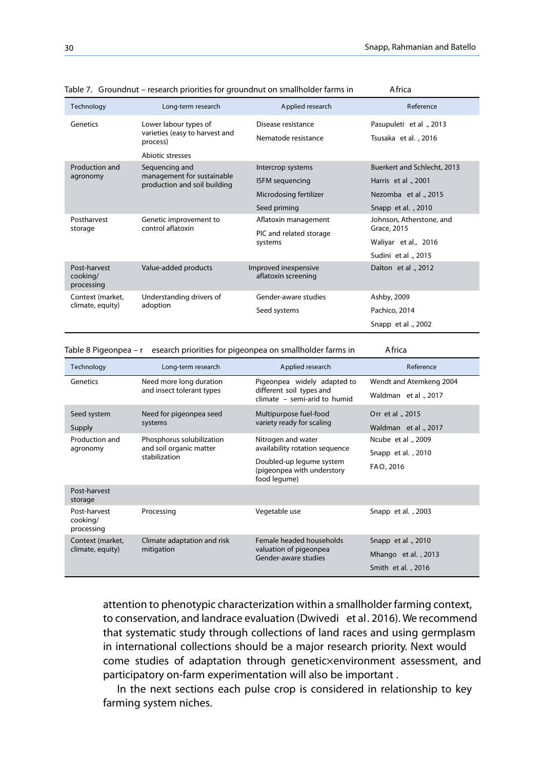Table 7. Groundnut – research priorities for groundnut on smallholder farms in Africa

| Technology | Long-term research | Applied research | Reference |
|---|---|---|---|
| Genetics | Lower labour types of varieties (easy to harvest and process) | Disease resistance | Pasupuleti et al., 2013 |
| | | Nematode resistance | Tsusaka et al., 2016 |
| | Abiotic stresses | | |
| Production and agronomy | Sequencing and management for sustainable production and soil building | Intercrop systems | Buerkert and Schlecht, 2013 |
| | | ISFM sequencing | Harris et al., 2001 |
| | | Microdosing fertilizer | Nezomba et al., 2015 |
| | | Seed priming | Snapp et al., 2010 |
| Postharvest storage | Genetic improvement to control aflatoxin | Aflatoxin management | Johnson, Atherstone, and Grace, 2015 |
| | | PIC and related storage systems | Waliyar et al., 2016 |
| | | | Sudini et al., 2015 |
| Post-harvest cooking/ processing | Value-added products | Improved inexpensive aflatoxin screening | Dalton et al., 2012 |
| Context (market, climate, equity) | Understanding drivers of adoption | Gender-aware studies | Ashby, 2009 |
| | | Seed systems | Pachico, 2014 |
| | | | Snapp et al., 2002 |

Table 8 Pigeonpea – research priorities for pigeonpea on smallholder farms in Africa

| Technology | Long-term research | Applied research | Reference |
|---|---|---|---|
| Genetics | Need more long duration and insect tolerant types | Pigeonpea widely adapted to different soil types and climate – semi-arid to humid | Wendt and Atemkeng 2004 |
| | | | Waldman et al., 2017 |
| Seed system Supply | Need for pigeonpea seed systems | Multipurpose fuel-food variety ready for scaling | Orr et al., 2015 |
| | | | Waldman et al., 2017 |
| Production and agronomy | Phosphorus solubilization and soil organic matter stabilization | Nitrogen and water availability rotation sequence | Ncube et al., 2009 |
| | | | Snapp et al., 2010 |
| | | Doubled-up legume system (pigeonpea with understory food legume) | FAO, 2016 |
| Post-harvest storage | | | |
| Post-harvest cooking/ processing | Processing | Vegetable use | Snapp et al., 2003 |
| Context (market, climate, equity) | Climate adaptation and risk mitigation | Female headed households valuation of pigeonpea Gender-aware studies | Snapp et al., 2010 |
| | | | Mhango et al., 2013 |
| | | | Smith et al., 2016 |

attention to phenotypic characterization within a smallholder farming context, to conservation, and landrace evaluation (Dwivedi et al. 2016). We recommend that systematic study through collections of land races and using germplasm in international collections should be a major research priority. Next would come studies of adaptation through genetic×environment assessment, and participatory on-farm experimentation will also be important .

In the next sections each pulse crop is considered in relationship to key farming system niches.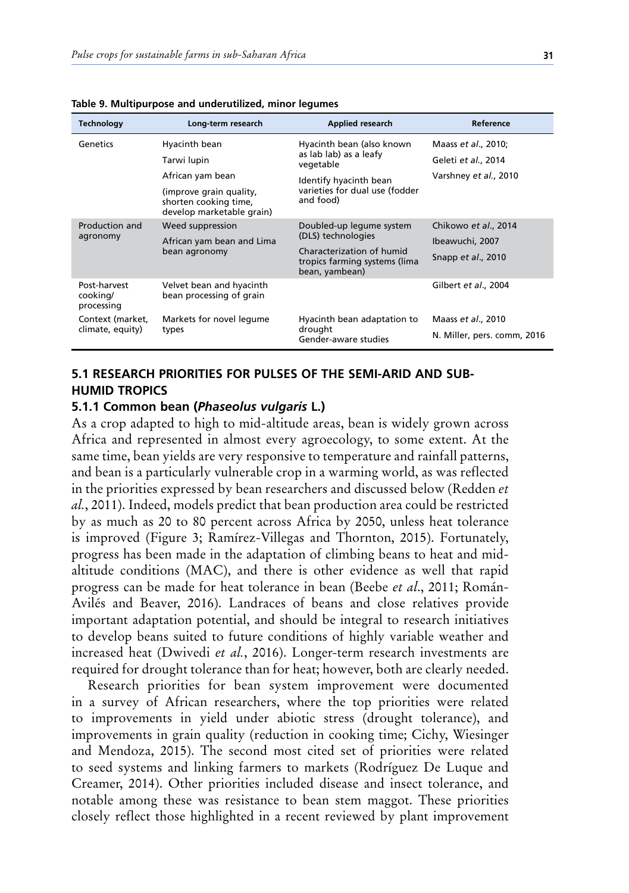**Table 9. Multipurpose and underutilized, minor legumes**

| Technology | Long-term research | Applied research | Reference |
|---|---|---|---|
| Genetics | Hyacinth bean<br>Tarwi lupin<br>African yam bean<br>(improve grain quality, shorten cooking time, develop marketable grain) | Hyacinth bean (also known as lab lab) as a leafy vegetable<br>Identify hyacinth bean varieties for dual use (fodder and food) | Maass *et al*., 2010;<br>Geleti *et al*., 2014<br>Varshney *et al*., 2010 |
| Production and agronomy | Weed suppression<br>African yam bean and Lima bean agronomy | Doubled-up legume system (DLS) technologies<br>Characterization of humid tropics farming systems (lima bean, yambean) | Chikowo *et al*., 2014<br>Ibeawuchi, 2007<br>Snapp *et al*., 2010 |
| Post-harvest cooking/ processing | Velvet bean and hyacinth bean processing of grain | | Gilbert *et al*., 2004 |
| Context (market, climate, equity) | Markets for novel legume types | Hyacinth bean adaptation to drought<br>Gender-aware studies | Maass *et al*., 2010<br>N. Miller, pers. comm, 2016 |

## 5.1 RESEARCH PRIORITIES FOR PULSES OF THE SEMI-ARID AND SUB-HUMID TROPICS

### 5.1.1 Common bean (*Phaseolus vulgaris* L.)

As a crop adapted to high to mid-altitude areas, bean is widely grown across Africa and represented in almost every agroecology, to some extent. At the same time, bean yields are very responsive to temperature and rainfall patterns, and bean is a particularly vulnerable crop in a warming world, as was reflected in the priorities expressed by bean researchers and discussed below (Redden *et al.*, 2011). Indeed, models predict that bean production area could be restricted by as much as 20 to 80 percent across Africa by 2050, unless heat tolerance is improved (Figure 3; Ramírez-Villegas and Thornton, 2015). Fortunately, progress has been made in the adaptation of climbing beans to heat and mid-altitude conditions (MAC), and there is other evidence as well that rapid progress can be made for heat tolerance in bean (Beebe *et al*., 2011; Román-Avilés and Beaver, 2016). Landraces of beans and close relatives provide important adaptation potential, and should be integral to research initiatives to develop beans suited to future conditions of highly variable weather and increased heat (Dwivedi *et al.*, 2016). Longer-term research investments are required for drought tolerance than for heat; however, both are clearly needed.

Research priorities for bean system improvement were documented in a survey of African researchers, where the top priorities were related to improvements in yield under abiotic stress (drought tolerance), and improvements in grain quality (reduction in cooking time; Cichy, Wiesinger and Mendoza, 2015). The second most cited set of priorities were related to seed systems and linking farmers to markets (Rodríguez De Luque and Creamer, 2014). Other priorities included disease and insect tolerance, and notable among these was resistance to bean stem maggot. These priorities closely reflect those highlighted in a recent reviewed by plant improvement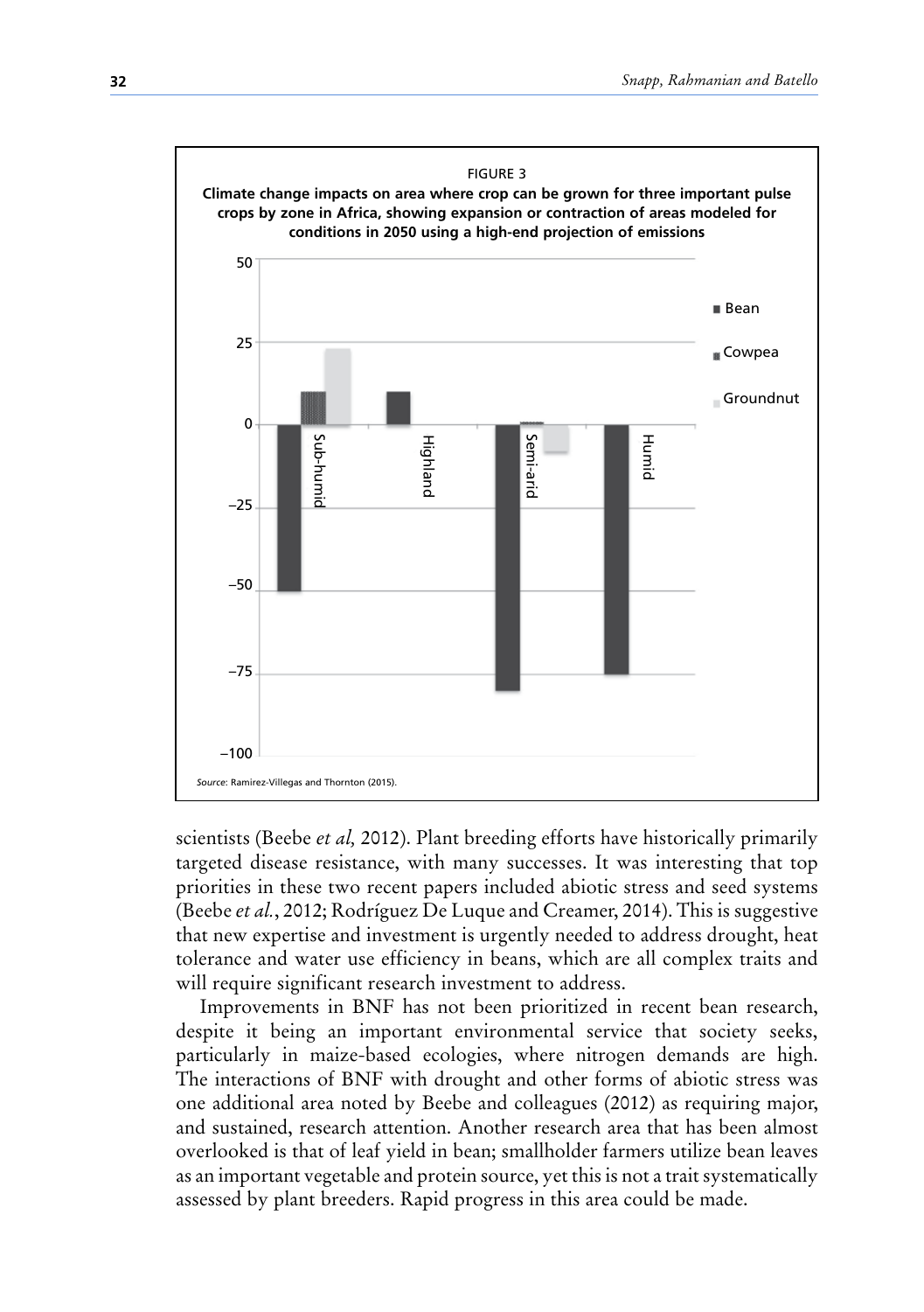FIGURE 3

**Climate change impacts on area where crop can be grown for three important pulse crops by zone in Africa, showing expansion or contraction of areas modeled for conditions in 2050 using a high-end projection of emissions**

*Source*: Ramirez-Villegas and Thornton (2015).

scientists (Beebe *et al,* 2012). Plant breeding efforts have historically primarily targeted disease resistance, with many successes. It was interesting that top priorities in these two recent papers included abiotic stress and seed systems (Beebe *et al.*, 2012; Rodríguez De Luque and Creamer, 2014). This is suggestive that new expertise and investment is urgently needed to address drought, heat tolerance and water use efficiency in beans, which are all complex traits and will require significant research investment to address.

Improvements in BNF has not been prioritized in recent bean research, despite it being an important environmental service that society seeks, particularly in maize-based ecologies, where nitrogen demands are high. The interactions of BNF with drought and other forms of abiotic stress was one additional area noted by Beebe and colleagues (2012) as requiring major, and sustained, research attention. Another research area that has been almost overlooked is that of leaf yield in bean; smallholder farmers utilize bean leaves as an important vegetable and protein source, yet this is not a trait systematically assessed by plant breeders. Rapid progress in this area could be made.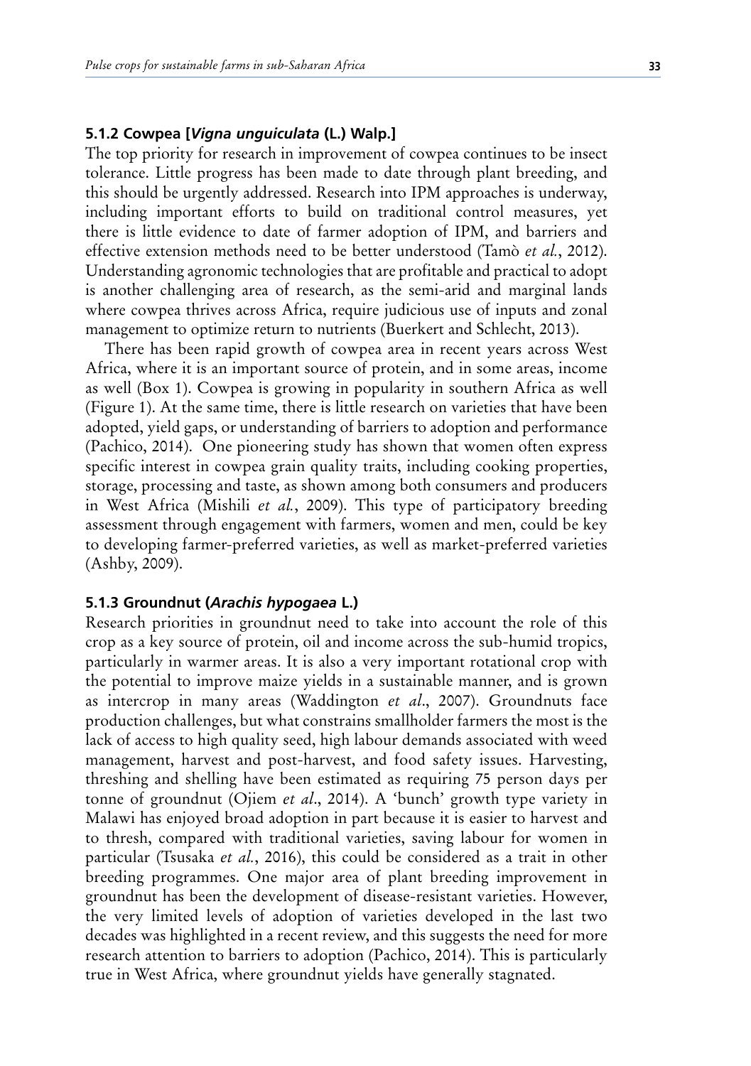### 5.1.2 Cowpea [*Vigna unguiculata* (L.) Walp.]

The top priority for research in improvement of cowpea continues to be insect tolerance. Little progress has been made to date through plant breeding, and this should be urgently addressed. Research into IPM approaches is underway, including important efforts to build on traditional control measures, yet there is little evidence to date of farmer adoption of IPM, and barriers and effective extension methods need to be better understood (Tamò *et al.*, 2012). Understanding agronomic technologies that are profitable and practical to adopt is another challenging area of research, as the semi-arid and marginal lands where cowpea thrives across Africa, require judicious use of inputs and zonal management to optimize return to nutrients (Buerkert and Schlecht, 2013).

There has been rapid growth of cowpea area in recent years across West Africa, where it is an important source of protein, and in some areas, income as well (Box 1). Cowpea is growing in popularity in southern Africa as well (Figure 1). At the same time, there is little research on varieties that have been adopted, yield gaps, or understanding of barriers to adoption and performance (Pachico, 2014). One pioneering study has shown that women often express specific interest in cowpea grain quality traits, including cooking properties, storage, processing and taste, as shown among both consumers and producers in West Africa (Mishili *et al.*, 2009). This type of participatory breeding assessment through engagement with farmers, women and men, could be key to developing farmer-preferred varieties, as well as market-preferred varieties (Ashby, 2009).

### 5.1.3 Groundnut (*Arachis hypogaea* L.)

Research priorities in groundnut need to take into account the role of this crop as a key source of protein, oil and income across the sub-humid tropics, particularly in warmer areas. It is also a very important rotational crop with the potential to improve maize yields in a sustainable manner, and is grown as intercrop in many areas (Waddington *et al*., 2007). Groundnuts face production challenges, but what constrains smallholder farmers the most is the lack of access to high quality seed, high labour demands associated with weed management, harvest and post-harvest, and food safety issues. Harvesting, threshing and shelling have been estimated as requiring 75 person days per tonne of groundnut (Ojiem *et al*., 2014). A 'bunch' growth type variety in Malawi has enjoyed broad adoption in part because it is easier to harvest and to thresh, compared with traditional varieties, saving labour for women in particular (Tsusaka *et al.*, 2016), this could be considered as a trait in other breeding programmes. One major area of plant breeding improvement in groundnut has been the development of disease-resistant varieties. However, the very limited levels of adoption of varieties developed in the last two decades was highlighted in a recent review, and this suggests the need for more research attention to barriers to adoption (Pachico, 2014). This is particularly true in West Africa, where groundnut yields have generally stagnated.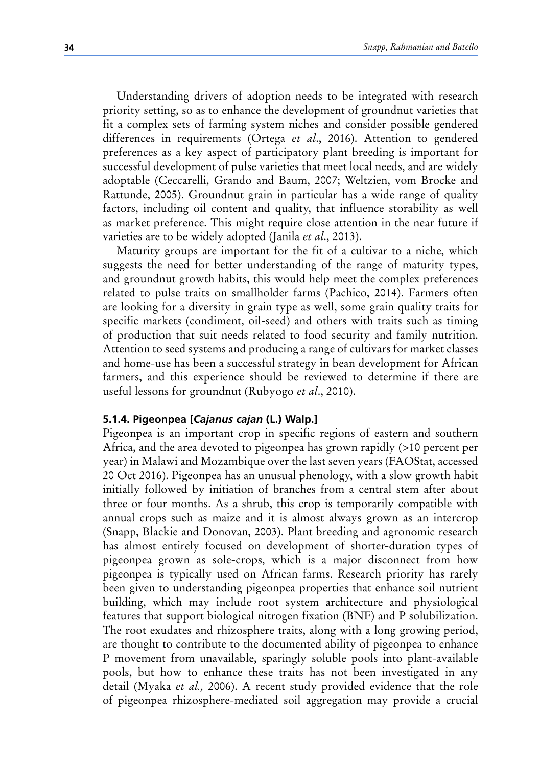Understanding drivers of adoption needs to be integrated with research priority setting, so as to enhance the development of groundnut varieties that fit a complex sets of farming system niches and consider possible gendered differences in requirements (Ortega *et al*., 2016). Attention to gendered preferences as a key aspect of participatory plant breeding is important for successful development of pulse varieties that meet local needs, and are widely adoptable (Ceccarelli, Grando and Baum, 2007; Weltzien, vom Brocke and Rattunde, 2005). Groundnut grain in particular has a wide range of quality factors, including oil content and quality, that influence storability as well as market preference. This might require close attention in the near future if varieties are to be widely adopted (Janila *et al*., 2013).

Maturity groups are important for the fit of a cultivar to a niche, which suggests the need for better understanding of the range of maturity types, and groundnut growth habits, this would help meet the complex preferences related to pulse traits on smallholder farms (Pachico, 2014). Farmers often are looking for a diversity in grain type as well, some grain quality traits for specific markets (condiment, oil-seed) and others with traits such as timing of production that suit needs related to food security and family nutrition. Attention to seed systems and producing a range of cultivars for market classes and home-use has been a successful strategy in bean development for African farmers, and this experience should be reviewed to determine if there are useful lessons for groundnut (Rubyogo *et al*., 2010).

### 5.1.4. Pigeonpea [*Cajanus cajan* (L.) Walp.]

Pigeonpea is an important crop in specific regions of eastern and southern Africa, and the area devoted to pigeonpea has grown rapidly (>10 percent per year) in Malawi and Mozambique over the last seven years (FAOStat, accessed 20 Oct 2016). Pigeonpea has an unusual phenology, with a slow growth habit initially followed by initiation of branches from a central stem after about three or four months. As a shrub, this crop is temporarily compatible with annual crops such as maize and it is almost always grown as an intercrop (Snapp, Blackie and Donovan, 2003). Plant breeding and agronomic research has almost entirely focused on development of shorter-duration types of pigeonpea grown as sole-crops, which is a major disconnect from how pigeonpea is typically used on African farms. Research priority has rarely been given to understanding pigeonpea properties that enhance soil nutrient building, which may include root system architecture and physiological features that support biological nitrogen fixation (BNF) and P solubilization. The root exudates and rhizosphere traits, along with a long growing period, are thought to contribute to the documented ability of pigeonpea to enhance P movement from unavailable, sparingly soluble pools into plant-available pools, but how to enhance these traits has not been investigated in any detail (Myaka *et al.,* 2006). A recent study provided evidence that the role of pigeonpea rhizosphere-mediated soil aggregation may provide a crucial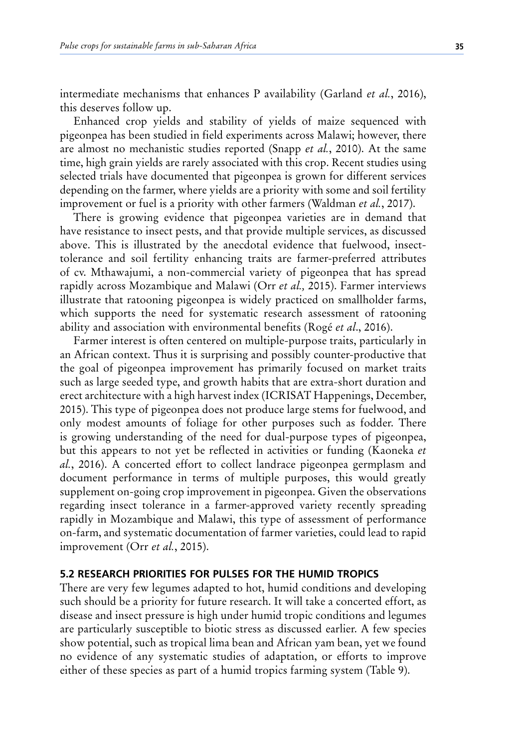intermediate mechanisms that enhances P availability (Garland *et al.*, 2016), this deserves follow up.

Enhanced crop yields and stability of yields of maize sequenced with pigeonpea has been studied in field experiments across Malawi; however, there are almost no mechanistic studies reported (Snapp *et al.*, 2010). At the same time, high grain yields are rarely associated with this crop. Recent studies using selected trials have documented that pigeonpea is grown for different services depending on the farmer, where yields are a priority with some and soil fertility improvement or fuel is a priority with other farmers (Waldman *et al.*, 2017).

There is growing evidence that pigeonpea varieties are in demand that have resistance to insect pests, and that provide multiple services, as discussed above. This is illustrated by the anecdotal evidence that fuelwood, insect-tolerance and soil fertility enhancing traits are farmer-preferred attributes of cv. Mthawajumi, a non-commercial variety of pigeonpea that has spread rapidly across Mozambique and Malawi (Orr *et al.,* 2015). Farmer interviews illustrate that ratooning pigeonpea is widely practiced on smallholder farms, which supports the need for systematic research assessment of ratooning ability and association with environmental benefits (Rogé *et al*., 2016).

Farmer interest is often centered on multiple-purpose traits, particularly in an African context. Thus it is surprising and possibly counter-productive that the goal of pigeonpea improvement has primarily focused on market traits such as large seeded type, and growth habits that are extra-short duration and erect architecture with a high harvest index (ICRISAT Happenings, December, 2015). This type of pigeonpea does not produce large stems for fuelwood, and only modest amounts of foliage for other purposes such as fodder. There is growing understanding of the need for dual-purpose types of pigeonpea, but this appears to not yet be reflected in activities or funding (Kaoneka *et al.*, 2016). A concerted effort to collect landrace pigeonpea germplasm and document performance in terms of multiple purposes, this would greatly supplement on-going crop improvement in pigeonpea. Given the observations regarding insect tolerance in a farmer-approved variety recently spreading rapidly in Mozambique and Malawi, this type of assessment of performance on-farm, and systematic documentation of farmer varieties, could lead to rapid improvement (Orr *et al.*, 2015).

## 5.2 RESEARCH PRIORITIES FOR PULSES FOR THE HUMID TROPICS

There are very few legumes adapted to hot, humid conditions and developing such should be a priority for future research. It will take a concerted effort, as disease and insect pressure is high under humid tropic conditions and legumes are particularly susceptible to biotic stress as discussed earlier. A few species show potential, such as tropical lima bean and African yam bean, yet we found no evidence of any systematic studies of adaptation, or efforts to improve either of these species as part of a humid tropics farming system (Table 9).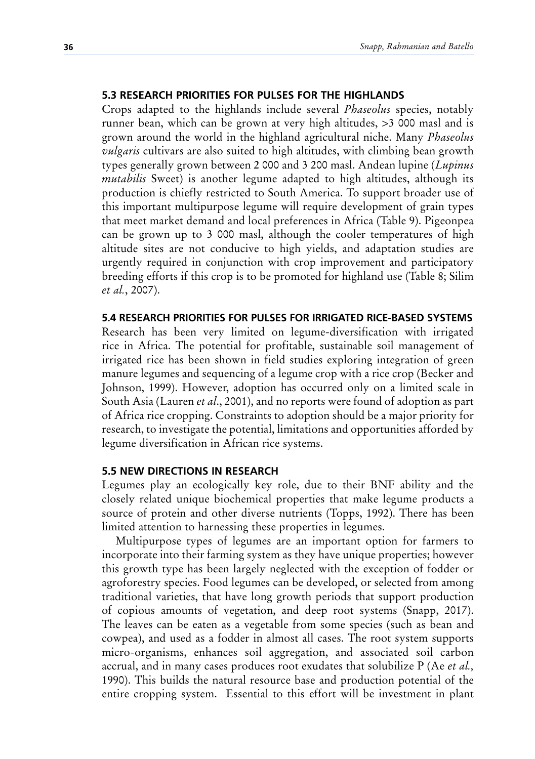## 5.3 RESEARCH PRIORITIES FOR PULSES FOR THE HIGHLANDS

Crops adapted to the highlands include several *Phaseolus* species, notably runner bean, which can be grown at very high altitudes, >3 000 masl and is grown around the world in the highland agricultural niche. Many *Phaseolus vulgaris* cultivars are also suited to high altitudes, with climbing bean growth types generally grown between 2 000 and 3 200 masl. Andean lupine (*Lupinus mutabilis* Sweet) is another legume adapted to high altitudes, although its production is chiefly restricted to South America. To support broader use of this important multipurpose legume will require development of grain types that meet market demand and local preferences in Africa (Table 9). Pigeonpea can be grown up to 3 000 masl, although the cooler temperatures of high altitude sites are not conducive to high yields, and adaptation studies are urgently required in conjunction with crop improvement and participatory breeding efforts if this crop is to be promoted for highland use (Table 8; Silim *et al.*, 2007).

## 5.4 RESEARCH PRIORITIES FOR PULSES FOR IRRIGATED RICE-BASED SYSTEMS

Research has been very limited on legume-diversification with irrigated rice in Africa. The potential for profitable, sustainable soil management of irrigated rice has been shown in field studies exploring integration of green manure legumes and sequencing of a legume crop with a rice crop (Becker and Johnson, 1999). However, adoption has occurred only on a limited scale in South Asia (Lauren *et al*., 2001), and no reports were found of adoption as part of Africa rice cropping. Constraints to adoption should be a major priority for research, to investigate the potential, limitations and opportunities afforded by legume diversification in African rice systems.

## 5.5 NEW DIRECTIONS IN RESEARCH

Legumes play an ecologically key role, due to their BNF ability and the closely related unique biochemical properties that make legume products a source of protein and other diverse nutrients (Topps, 1992). There has been limited attention to harnessing these properties in legumes.

Multipurpose types of legumes are an important option for farmers to incorporate into their farming system as they have unique properties; however this growth type has been largely neglected with the exception of fodder or agroforestry species. Food legumes can be developed, or selected from among traditional varieties, that have long growth periods that support production of copious amounts of vegetation, and deep root systems (Snapp, 2017). The leaves can be eaten as a vegetable from some species (such as bean and cowpea), and used as a fodder in almost all cases. The root system supports micro-organisms, enhances soil aggregation, and associated soil carbon accrual, and in many cases produces root exudates that solubilize P (Ae *et al.,* 1990). This builds the natural resource base and production potential of the entire cropping system. Essential to this effort will be investment in plant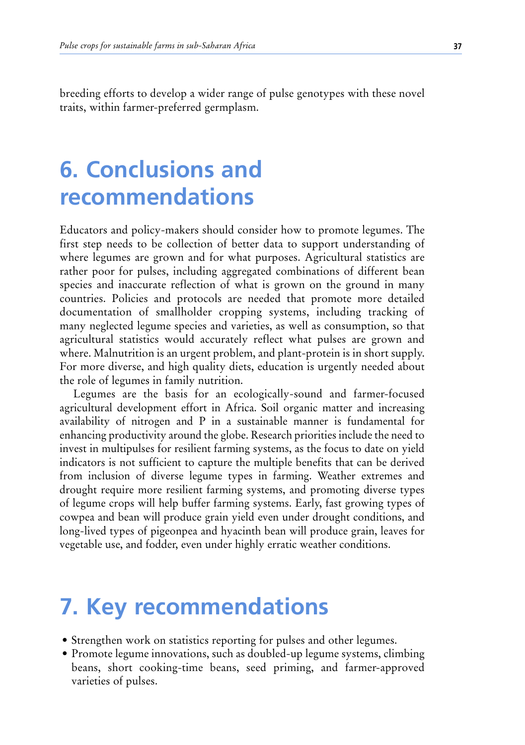breeding efforts to develop a wider range of pulse genotypes with these novel traits, within farmer-preferred germplasm.

# 6. Conclusions and recommendations

Educators and policy-makers should consider how to promote legumes. The first step needs to be collection of better data to support understanding of where legumes are grown and for what purposes. Agricultural statistics are rather poor for pulses, including aggregated combinations of different bean species and inaccurate reflection of what is grown on the ground in many countries. Policies and protocols are needed that promote more detailed documentation of smallholder cropping systems, including tracking of many neglected legume species and varieties, as well as consumption, so that agricultural statistics would accurately reflect what pulses are grown and where. Malnutrition is an urgent problem, and plant-protein is in short supply. For more diverse, and high quality diets, education is urgently needed about the role of legumes in family nutrition.

Legumes are the basis for an ecologically-sound and farmer-focused agricultural development effort in Africa. Soil organic matter and increasing availability of nitrogen and P in a sustainable manner is fundamental for enhancing productivity around the globe. Research priorities include the need to invest in multipulses for resilient farming systems, as the focus to date on yield indicators is not sufficient to capture the multiple benefits that can be derived from inclusion of diverse legume types in farming. Weather extremes and drought require more resilient farming systems, and promoting diverse types of legume crops will help buffer farming systems. Early, fast growing types of cowpea and bean will produce grain yield even under drought conditions, and long-lived types of pigeonpea and hyacinth bean will produce grain, leaves for vegetable use, and fodder, even under highly erratic weather conditions.

# 7. Key recommendations

- Strengthen work on statistics reporting for pulses and other legumes.
- Promote legume innovations, such as doubled-up legume systems, climbing beans, short cooking-time beans, seed priming, and farmer-approved varieties of pulses.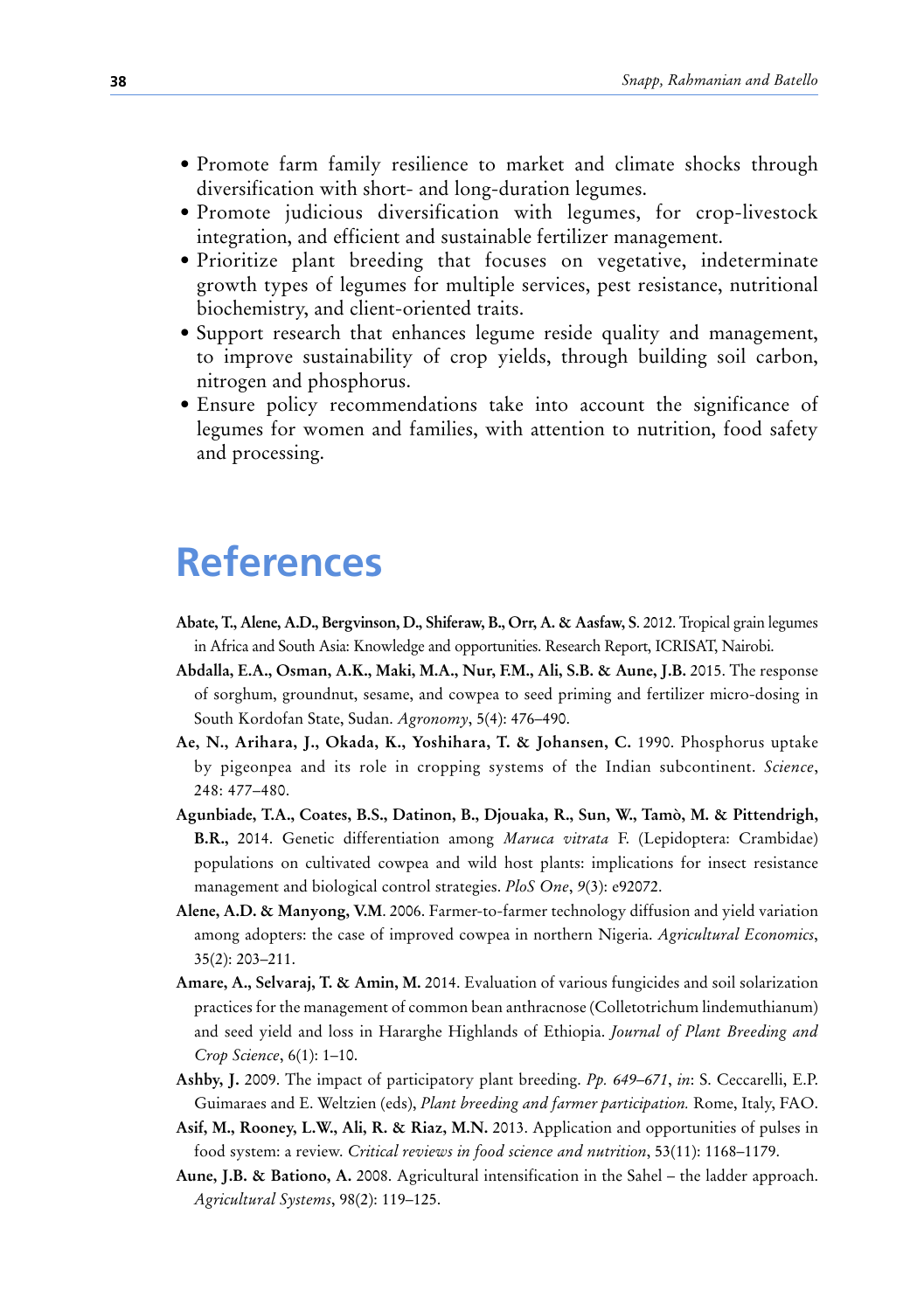- Promote farm family resilience to market and climate shocks through diversification with short- and long-duration legumes.
- Promote judicious diversification with legumes, for crop-livestock integration, and efficient and sustainable fertilizer management.
- Prioritize plant breeding that focuses on vegetative, indeterminate growth types of legumes for multiple services, pest resistance, nutritional biochemistry, and client-oriented traits.
- Support research that enhances legume reside quality and management, to improve sustainability of crop yields, through building soil carbon, nitrogen and phosphorus.
- Ensure policy recommendations take into account the significance of legumes for women and families, with attention to nutrition, food safety and processing.

# References

**Abate, T., Alene, A.D., Bergvinson, D., Shiferaw, B., Orr, A. & Aasfaw, S.** 2012. Tropical grain legumes in Africa and South Asia: Knowledge and opportunities. Research Report, ICRISAT, Nairobi.

**Abdalla, E.A., Osman, A.K., Maki, M.A., Nur, F.M., Ali, S.B. & Aune, J.B.** 2015. The response of sorghum, groundnut, sesame, and cowpea to seed priming and fertilizer micro-dosing in South Kordofan State, Sudan. *Agronomy*, 5(4): 476–490.

**Ae, N., Arihara, J., Okada, K., Yoshihara, T. & Johansen, C.** 1990. Phosphorus uptake by pigeonpea and its role in cropping systems of the Indian subcontinent. *Science*, 248: 477–480.

**Agunbiade, T.A., Coates, B.S., Datinon, B., Djouaka, R., Sun, W., Tamò, M. & Pittendrigh, B.R.,** 2014. Genetic differentiation among *Maruca vitrata* F. (Lepidoptera: Crambidae) populations on cultivated cowpea and wild host plants: implications for insect resistance management and biological control strategies. *PloS One*, *9*(3): e92072.

**Alene, A.D. & Manyong, V.M**. 2006. Farmer-to-farmer technology diffusion and yield variation among adopters: the case of improved cowpea in northern Nigeria. *Agricultural Economics*, 35(2): 203–211.

**Amare, A., Selvaraj, T. & Amin, M.** 2014. Evaluation of various fungicides and soil solarization practices for the management of common bean anthracnose (Colletotrichum lindemuthianum) and seed yield and loss in Hararghe Highlands of Ethiopia. *Journal of Plant Breeding and Crop Science*, 6(1): 1–10.

**Ashby, J.** 2009. The impact of participatory plant breeding. *Pp. 649–671*, *in*: S. Ceccarelli, E.P. Guimaraes and E. Weltzien (eds), *Plant breeding and farmer participation.* Rome, Italy, FAO.

**Asif, M., Rooney, L.W., Ali, R. & Riaz, M.N.** 2013. Application and opportunities of pulses in food system: a review. *Critical reviews in food science and nutrition*, 53(11): 1168–1179.

**Aune, J.B. & Bationo, A.** 2008. Agricultural intensification in the Sahel – the ladder approach. *Agricultural Systems*, 98(2): 119–125.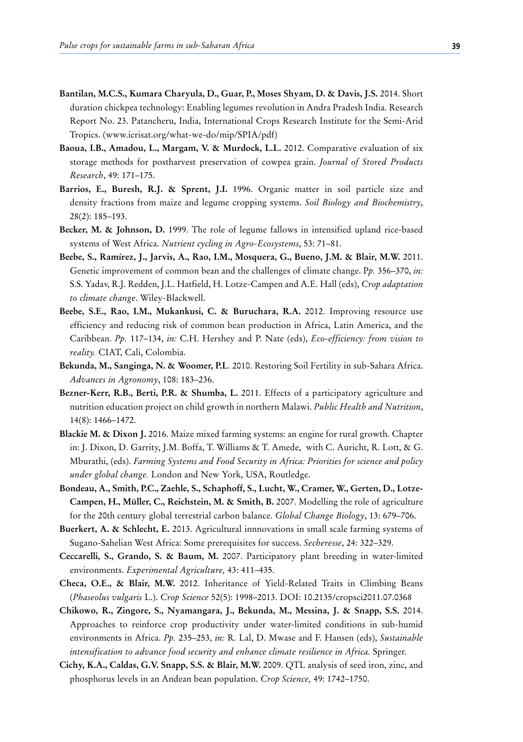**Bantilan, M.C.S., Kumara Charyula, D., Guar, P., Moses Shyam, D. & Davis, J.S.** 2014. Short duration chickpea technology: Enabling legumes revolution in Andra Pradesh India. Research Report No. 23. Patancheru, India, International Crops Research Institute for the Semi-Arid Tropics. (www.icrisat.org/what-we-do/mip/SPIA/pdf)

**Baoua, I.B., Amadou, L., Margam, V. & Murdock, L.L.** 2012. Comparative evaluation of six storage methods for postharvest preservation of cowpea grain. *Journal of Stored Products Research*, 49: 171–175.

**Barrios, E., Buresh, R.J. & Sprent, J.I.** 1996. Organic matter in soil particle size and density fractions from maize and legume cropping systems. *Soil Biology and Biochemistry*, 28(2): 185–193.

**Becker, M. & Johnson, D.** 1999. The role of legume fallows in intensified upland rice-based systems of West Africa. *Nutrient cycling in Agro-Ecosystems*, 53: 71–81.

**Beebe, S., Ramírez, J., Jarvis, A., Rao, I.M., Mosquera, G., Bueno, J.M. & Blair, M.W.** 2011. Genetic improvement of common bean and the challenges of climate change. P*p.* 356–370, *in:* S.S. Yadav, R.J. Redden, J.L. Hatfield, H. Lotze-Campen and A.E. Hall (eds), *Crop adaptation to climate change*. Wiley-Blackwell.

**Beebe, S.E., Rao, I.M., Mukankusi, C. & Buruchara, R.A.** 2012. Improving resource use efficiency and reducing risk of common bean production in Africa, Latin America, and the Caribbean. *Pp.* 117–134, *in:* C.H. Hershey and P. Nate (eds), *Eco-efficiency: from vision to reality.* CIAT, Cali, Colombia.

**Bekunda, M., Sanginga, N. & Woomer, P.L**. 2010. Restoring Soil Fertility in sub-Sahara Africa. *Advances in Agronomy*, 108: 183–236.

**Bezner-Kerr, R.B., Berti, P.R. & Shumba, L.** 2011. Effects of a participatory agriculture and nutrition education project on child growth in northern Malawi. *Public Health and Nutrition*, 14(8): 1466–1472.

**Blackie M. & Dixon J.** 2016. Maize mixed farming systems: an engine for rural growth. Chapter in: J. Dixon, D. Garrity, J.M. Boffa, T. Williams & T. Amede, with C. Auricht, R. Lott, & G. Mburathi, (eds). *Farming Systems and Food Security in Africa: Priorities for science and policy under global change.* London and New York, USA, Routledge.

**Bondeau, A., Smith, P.C., Zaehle, S., Schaphoff, S., Lucht, W., Cramer, W., Gerten, D., Lotze-Campen, H., Müller, C., Reichstein, M. & Smith, B.** 2007. Modelling the role of agriculture for the 20th century global terrestrial carbon balance. *Global Change Biology*, 13: 679–706.

**Buerkert, A. & Schlecht, E.** 2013. Agricultural innnovations in small scale farming systems of Sugano-Sahelian West Africa: Some prerequisites for success. *Secheresse*, 24: 322–329.

**Ceccarelli, S., Grando, S. & Baum, M.** 2007. Participatory plant breeding in water-limited environments. *Experimental Agriculture,* 43: 411–435.

**Checa, O.E., & Blair, M.W.** 2012. Inheritance of Yield-Related Traits in Climbing Beans (*Phaseolus vulgaris* L.). *Crop Science* 52(5): 1998–2013. DOI: 10.2135/cropsci2011.07.0368

**Chikowo, R., Zingore, S., Nyamangara, J., Bekunda, M., Messina, J. & Snapp, S.S.** 2014. Approaches to reinforce crop productivity under water-limited conditions in sub-humid environments in Africa. *Pp.* 235–253, *in:* R. Lal, D. Mwase and F. Hansen (eds), *Sustainable intensification to advance food security and enhance climate resilience in Africa.* Springer.

**Cichy, K.A., Caldas, G.V. Snapp, S.S. & Blair, M.W.** 2009. QTL analysis of seed iron, zinc, and phosphorus levels in an Andean bean population. *Crop Science,* 49: 1742–1750.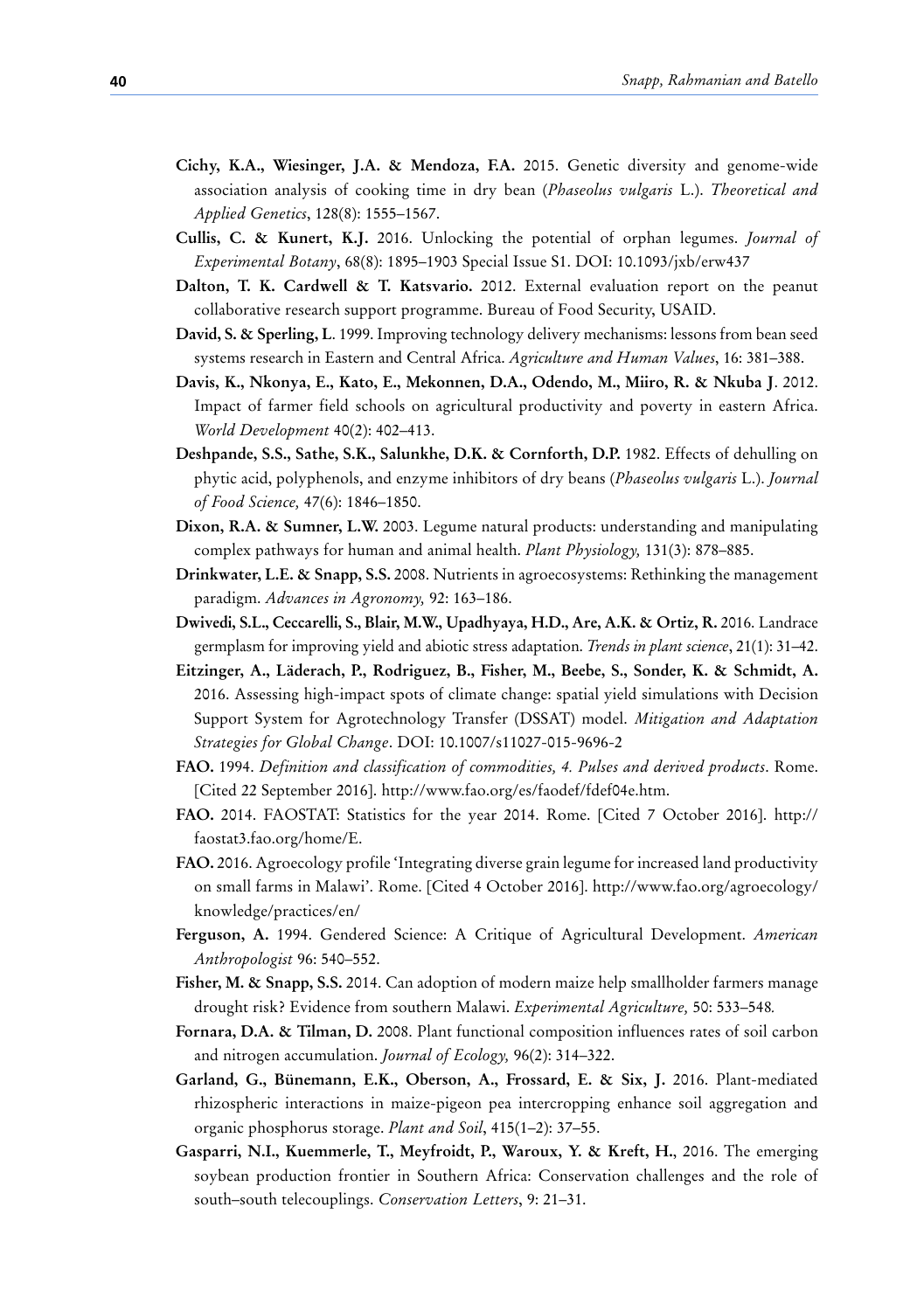**Cichy, K.A., Wiesinger, J.A. & Mendoza, F.A.** 2015. Genetic diversity and genome-wide association analysis of cooking time in dry bean (*Phaseolus vulgaris* L.). *Theoretical and Applied Genetics*, 128(8): 1555–1567.

**Cullis, C. & Kunert, K.J.** 2016. Unlocking the potential of orphan legumes. *Journal of Experimental Botany*, 68(8): 1895–1903 Special Issue S1. DOI: 10.1093/jxb/erw437

**Dalton, T. K. Cardwell & T. Katsvario.** 2012. External evaluation report on the peanut collaborative research support programme. Bureau of Food Security, USAID.

**David, S. & Sperling, L**. 1999. Improving technology delivery mechanisms: lessons from bean seed systems research in Eastern and Central Africa. *Agriculture and Human Values*, 16: 381–388.

**Davis, K., Nkonya, E., Kato, E., Mekonnen, D.A., Odendo, M., Miiro, R. & Nkuba J**. 2012. Impact of farmer field schools on agricultural productivity and poverty in eastern Africa. *World Development* 40(2): 402–413.

**Deshpande, S.S., Sathe, S.K., Salunkhe, D.K. & Cornforth, D.P.** 1982. Effects of dehulling on phytic acid, polyphenols, and enzyme inhibitors of dry beans (*Phaseolus vulgaris* L.). *Journal of Food Science,* 47(6): 1846–1850.

**Dixon, R.A. & Sumner, L.W.** 2003. Legume natural products: understanding and manipulating complex pathways for human and animal health. *Plant Physiology,* 131(3): 878–885.

**Drinkwater, L.E. & Snapp, S.S.** 2008. Nutrients in agroecosystems: Rethinking the management paradigm. *Advances in Agronomy,* 92: 163–186.

**Dwivedi, S.L., Ceccarelli, S., Blair, M.W., Upadhyaya, H.D., Are, A.K. & Ortiz, R.** 2016. Landrace germplasm for improving yield and abiotic stress adaptation. *Trends in plant science*, 21(1): 31–42.

**Eitzinger, A., Läderach, P., Rodriguez, B., Fisher, M., Beebe, S., Sonder, K. & Schmidt, A.** 2016. Assessing high-impact spots of climate change: spatial yield simulations with Decision Support System for Agrotechnology Transfer (DSSAT) model. *Mitigation and Adaptation Strategies for Global Change*. DOI: 10.1007/s11027-015-9696-2

**FAO.** 1994. *Definition and classification of commodities, 4. Pulses and derived products*. Rome. [Cited 22 September 2016]. http://www.fao.org/es/faodef/fdef04e.htm.

**FAO.** 2014. FAOSTAT: Statistics for the year 2014. Rome. [Cited 7 October 2016]. http://faostat3.fao.org/home/E.

**FAO.** 2016. Agroecology profile 'Integrating diverse grain legume for increased land productivity on small farms in Malawi'. Rome. [Cited 4 October 2016]. http://www.fao.org/agroecology/knowledge/practices/en/

**Ferguson, A.** 1994. Gendered Science: A Critique of Agricultural Development. *American Anthropologist* 96: 540–552.

**Fisher, M. & Snapp, S.S.** 2014. Can adoption of modern maize help smallholder farmers manage drought risk? Evidence from southern Malawi. *Experimental Agriculture,* 50: 533–548*.*

**Fornara, D.A. & Tilman, D.** 2008. Plant functional composition influences rates of soil carbon and nitrogen accumulation. *Journal of Ecology,* 96(2): 314–322.

**Garland, G., Bünemann, E.K., Oberson, A., Frossard, E. & Six, J.** 2016. Plant-mediated rhizospheric interactions in maize-pigeon pea intercropping enhance soil aggregation and organic phosphorus storage. *Plant and Soil*, 415(1–2): 37–55.

**Gasparri, N.I., Kuemmerle, T., Meyfroidt, P., Waroux, Y. & Kreft, H.**, 2016. The emerging soybean production frontier in Southern Africa: Conservation challenges and the role of south–south telecouplings. *Conservation Letters*, 9: 21–31.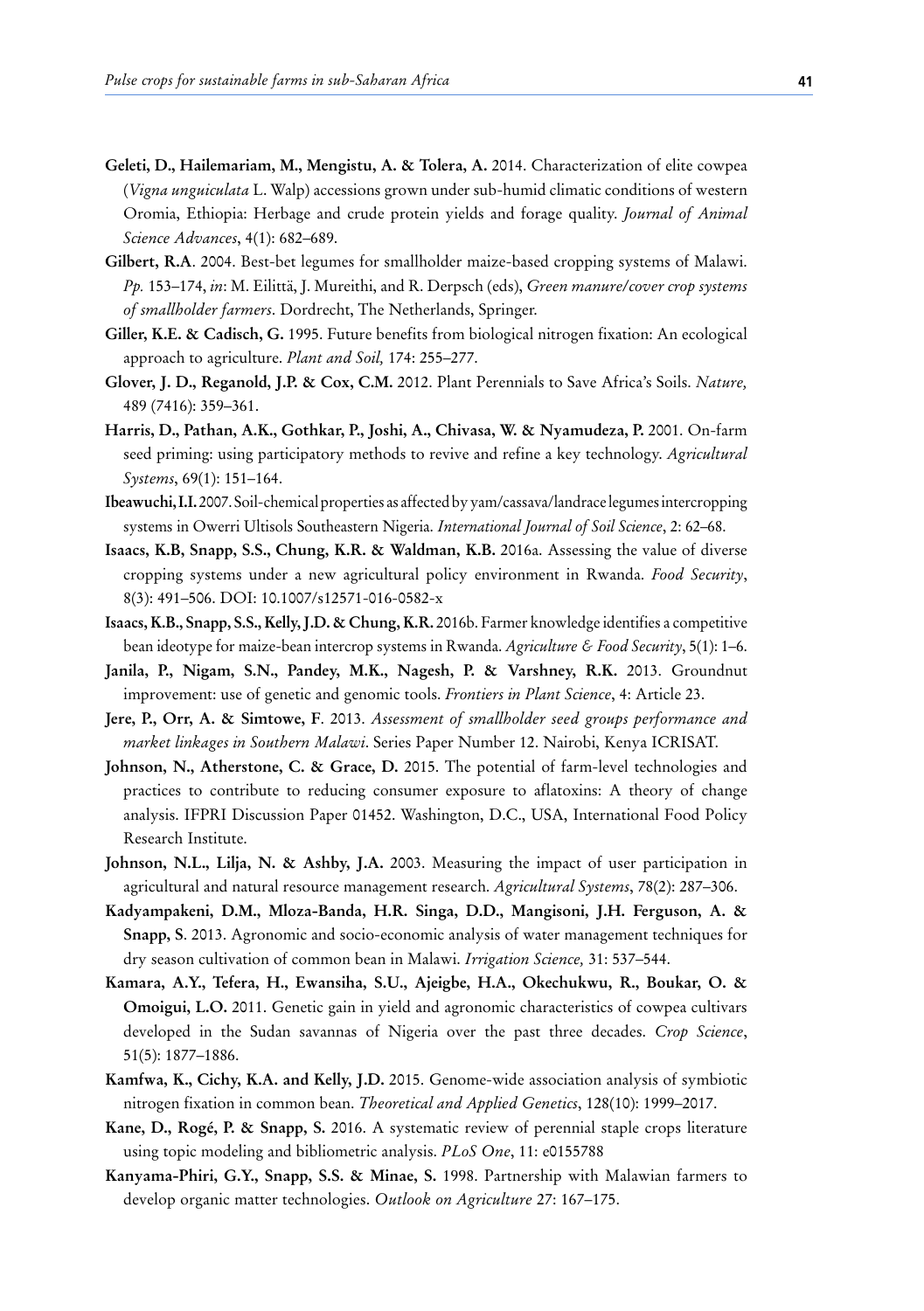**Geleti, D., Hailemariam, M., Mengistu, A. & Tolera, A.** 2014. Characterization of elite cowpea (*Vigna unguiculata* L. Walp) accessions grown under sub-humid climatic conditions of western Oromia, Ethiopia: Herbage and crude protein yields and forage quality. *Journal of Animal Science Advances*, 4(1): 682–689.

**Gilbert, R.A**. 2004. Best-bet legumes for smallholder maize-based cropping systems of Malawi. *Pp.* 153–174, *in*: M. Eilittä, J. Mureithi, and R. Derpsch (eds), *Green manure/cover crop systems of smallholder farmers*. Dordrecht, The Netherlands, Springer.

**Giller, K.E. & Cadisch, G.** 1995. Future benefits from biological nitrogen fixation: An ecological approach to agriculture. *Plant and Soil,* 174: 255–277.

**Glover, J. D., Reganold, J.P. & Cox, C.M.** 2012. Plant Perennials to Save Africa's Soils. *Nature,* 489 (7416): 359–361.

**Harris, D., Pathan, A.K., Gothkar, P., Joshi, A., Chivasa, W. & Nyamudeza, P.** 2001. On-farm seed priming: using participatory methods to revive and refine a key technology. *Agricultural Systems*, 69(1): 151–164.

**Ibeawuchi, I.I.** 2007. Soil-chemical properties as affected by yam/cassava/landrace legumes intercropping systems in Owerri Ultisols Southeastern Nigeria. *International Journal of Soil Science*, 2: 62–68.

**Isaacs, K.B, Snapp, S.S., Chung, K.R. & Waldman, K.B.** 2016a. Assessing the value of diverse cropping systems under a new agricultural policy environment in Rwanda. *Food Security*, 8(3): 491–506. DOI: 10.1007/s12571-016-0582-x

**Isaacs, K.B., Snapp, S.S., Kelly, J.D. & Chung, K.R.** 2016b. Farmer knowledge identifies a competitive bean ideotype for maize-bean intercrop systems in Rwanda. *Agriculture & Food Security*, 5(1): 1–6.

**Janila, P., Nigam, S.N., Pandey, M.K., Nagesh, P. & Varshney, R.K.** 2013. Groundnut improvement: use of genetic and genomic tools. *Frontiers in Plant Science*, 4: Article 23.

**Jere, P., Orr, A. & Simtowe, F**. 2013. *Assessment of smallholder seed groups performance and market linkages in Southern Malawi*. Series Paper Number 12. Nairobi, Kenya ICRISAT.

**Johnson, N., Atherstone, C. & Grace, D.** 2015. The potential of farm-level technologies and practices to contribute to reducing consumer exposure to aflatoxins: A theory of change analysis. IFPRI Discussion Paper 01452. Washington, D.C., USA, International Food Policy Research Institute.

**Johnson, N.L., Lilja, N. & Ashby, J.A.** 2003. Measuring the impact of user participation in agricultural and natural resource management research. *Agricultural Systems*, 78(2): 287–306.

**Kadyampakeni, D.M., Mloza-Banda, H.R. Singa, D.D., Mangisoni, J.H. Ferguson, A. & Snapp, S**. 2013. Agronomic and socio-economic analysis of water management techniques for dry season cultivation of common bean in Malawi. *Irrigation Science,* 31: 537–544.

**Kamara, A.Y., Tefera, H., Ewansiha, S.U., Ajeigbe, H.A., Okechukwu, R., Boukar, O. & Omoigui, L.O.** 2011. Genetic gain in yield and agronomic characteristics of cowpea cultivars developed in the Sudan savannas of Nigeria over the past three decades. *Crop Science*, 51(5): 1877–1886.

**Kamfwa, K., Cichy, K.A. and Kelly, J.D.** 2015. Genome-wide association analysis of symbiotic nitrogen fixation in common bean. *Theoretical and Applied Genetics*, 128(10): 1999–2017.

**Kane, D., Rogé, P. & Snapp, S.** 2016. A systematic review of perennial staple crops literature using topic modeling and bibliometric analysis. *PLoS One*, 11: e0155788

**Kanyama-Phiri, G.Y., Snapp, S.S. & Minae, S.** 1998. Partnership with Malawian farmers to develop organic matter technologies. *Outlook on Agriculture* 27: 167–175.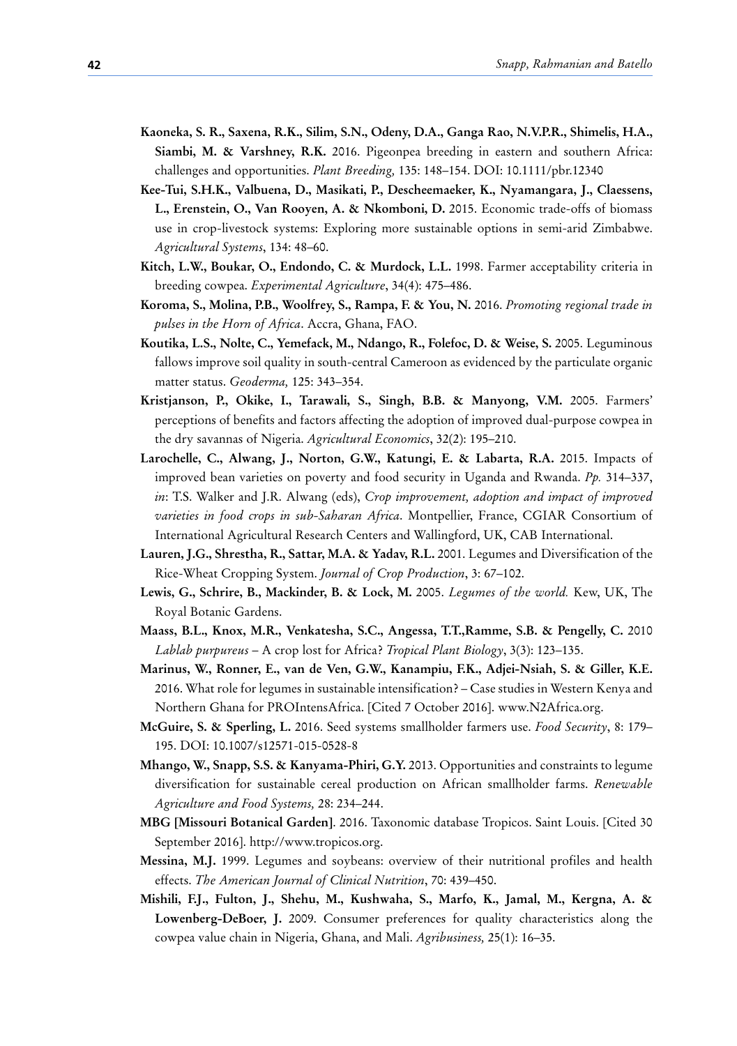**Kaoneka, S. R., Saxena, R.K., Silim, S.N., Odeny, D.A., Ganga Rao, N.V.P.R., Shimelis, H.A., Siambi, M. & Varshney, R.K.** 2016. Pigeonpea breeding in eastern and southern Africa: challenges and opportunities. *Plant Breeding,* 135: 148–154. DOI: 10.1111/pbr.12340

**Kee-Tui, S.H.K., Valbuena, D., Masikati, P., Descheemaeker, K., Nyamangara, J., Claessens, L., Erenstein, O., Van Rooyen, A. & Nkomboni, D.** 2015. Economic trade-offs of biomass use in crop-livestock systems: Exploring more sustainable options in semi-arid Zimbabwe. *Agricultural Systems*, 134: 48–60.

**Kitch, L.W., Boukar, O., Endondo, C. & Murdock, L.L.** 1998. Farmer acceptability criteria in breeding cowpea. *Experimental Agriculture*, 34(4): 475–486.

**Koroma, S., Molina, P.B., Woolfrey, S., Rampa, F. & You, N.** 2016. *Promoting regional trade in pulses in the Horn of Africa*. Accra, Ghana, FAO.

**Koutika, L.S., Nolte, C., Yemefack, M., Ndango, R., Folefoc, D. & Weise, S.** 2005. Leguminous fallows improve soil quality in south-central Cameroon as evidenced by the particulate organic matter status. *Geoderma,* 125: 343–354.

**Kristjanson, P., Okike, I., Tarawali, S., Singh, B.B. & Manyong, V.M.** 2005. Farmers' perceptions of benefits and factors affecting the adoption of improved dual-purpose cowpea in the dry savannas of Nigeria. *Agricultural Economics*, 32(2): 195–210.

**Larochelle, C., Alwang, J., Norton, G.W., Katungi, E. & Labarta, R.A.** 2015. Impacts of improved bean varieties on poverty and food security in Uganda and Rwanda. *Pp.* 314–337, *in*: T.S. Walker and J.R. Alwang (eds), *Crop improvement, adoption and impact of improved varieties in food crops in sub-Saharan Africa*. Montpellier, France, CGIAR Consortium of International Agricultural Research Centers and Wallingford, UK, CAB International.

**Lauren, J.G., Shrestha, R., Sattar, M.A. & Yadav, R.L.** 2001. Legumes and Diversification of the Rice-Wheat Cropping System. *Journal of Crop Production*, 3: 67–102.

**Lewis, G., Schrire, B., Mackinder, B. & Lock, M.** 2005. *Legumes of the world.* Kew, UK, The Royal Botanic Gardens.

**Maass, B.L., Knox, M.R., Venkatesha, S.C., Angessa, T.T.,Ramme, S.B. & Pengelly, C.** 2010 *Lablab purpureus* – A crop lost for Africa? *Tropical Plant Biology*, 3(3): 123–135.

**Marinus, W., Ronner, E., van de Ven, G.W., Kanampiu, F.K., Adjei-Nsiah, S. & Giller, K.E.** 2016. What role for legumes in sustainable intensification? – Case studies in Western Kenya and Northern Ghana for PROIntensAfrica. [Cited 7 October 2016]. www.N2Africa.org.

**McGuire, S. & Sperling, L.** 2016. Seed systems smallholder farmers use. *Food Security*, 8: 179–195. DOI: 10.1007/s12571-015-0528-8

**Mhango, W., Snapp, S.S. & Kanyama-Phiri, G.Y.** 2013. Opportunities and constraints to legume diversification for sustainable cereal production on African smallholder farms. *Renewable Agriculture and Food Systems,* 28: 234–244.

**MBG [Missouri Botanical Garden]**. 2016. Taxonomic database Tropicos. Saint Louis. [Cited 30 September 2016]. http://www.tropicos.org.

**Messina, M.J.** 1999. Legumes and soybeans: overview of their nutritional profiles and health effects. *The American Journal of Clinical Nutrition*, 70: 439–450.

**Mishili, F.J., Fulton, J., Shehu, M., Kushwaha, S., Marfo, K., Jamal, M., Kergna, A. & Lowenberg-DeBoer, J.** 2009. Consumer preferences for quality characteristics along the cowpea value chain in Nigeria, Ghana, and Mali. *Agribusiness,* 25(1): 16–35.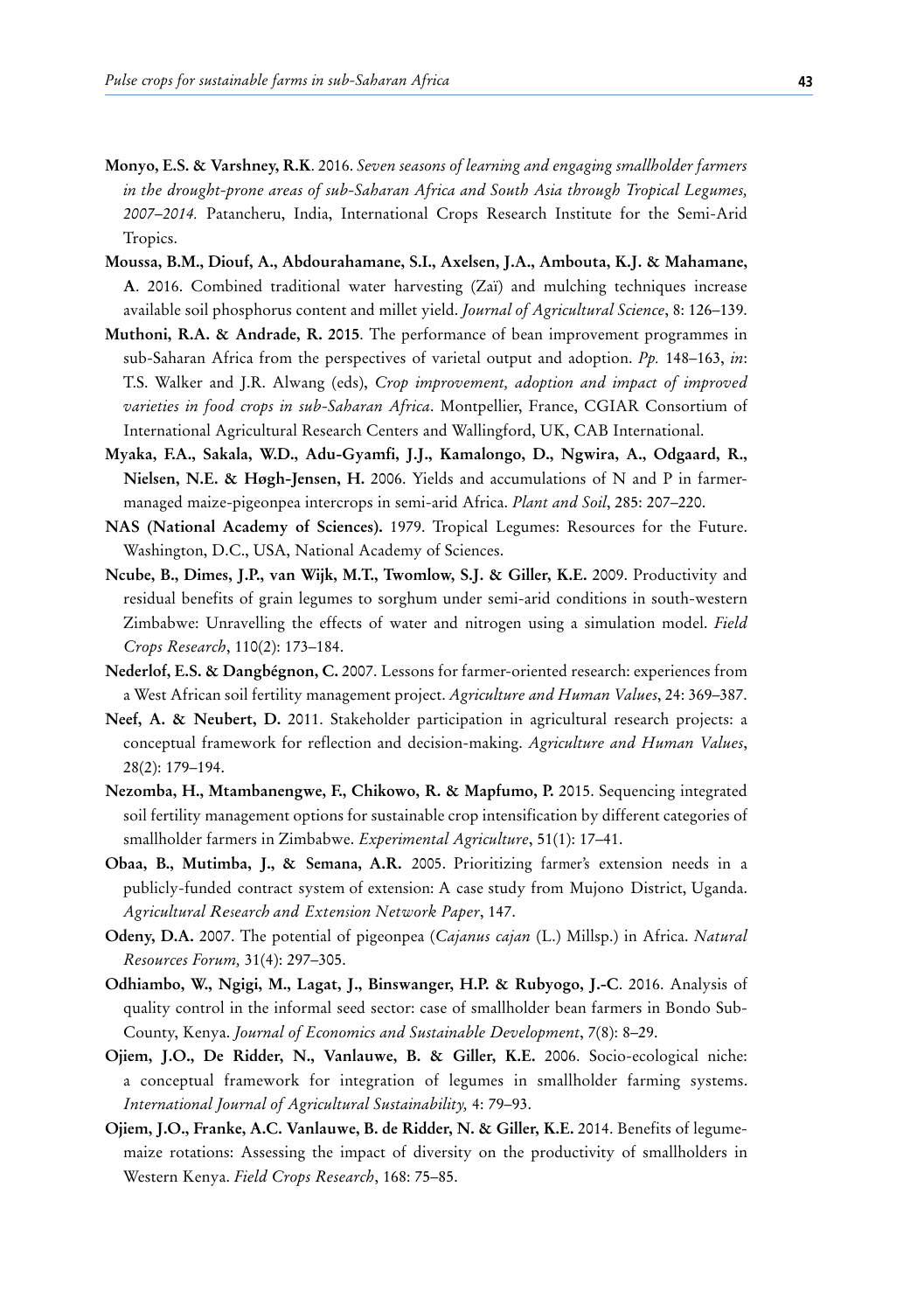**Monyo, E.S. & Varshney, R.K**. 2016. *Seven seasons of learning and engaging smallholder farmers in the drought-prone areas of sub-Saharan Africa and South Asia through Tropical Legumes, 2007–2014.* Patancheru, India, International Crops Research Institute for the Semi-Arid Tropics.

**Moussa, B.M., Diouf, A., Abdourahamane, S.I., Axelsen, J.A., Ambouta, K.J. & Mahamane, A**. 2016. Combined traditional water harvesting (Zaï) and mulching techniques increase available soil phosphorus content and millet yield. *Journal of Agricultural Science*, 8: 126–139.

**Muthoni, R.A. & Andrade, R. 2015**. The performance of bean improvement programmes in sub-Saharan Africa from the perspectives of varietal output and adoption. *Pp.* 148–163, *in*: T.S. Walker and J.R. Alwang (eds), *Crop improvement, adoption and impact of improved varieties in food crops in sub-Saharan Africa*. Montpellier, France, CGIAR Consortium of International Agricultural Research Centers and Wallingford, UK, CAB International.

**Myaka, F.A., Sakala, W.D., Adu-Gyamfi, J.J., Kamalongo, D., Ngwira, A., Odgaard, R., Nielsen, N.E. & Høgh-Jensen, H.** 2006. Yields and accumulations of N and P in farmer-managed maize-pigeonpea intercrops in semi-arid Africa. *Plant and Soil*, 285: 207–220.

**NAS (National Academy of Sciences).** 1979. Tropical Legumes: Resources for the Future. Washington, D.C., USA, National Academy of Sciences.

**Ncube, B., Dimes, J.P., van Wijk, M.T., Twomlow, S.J. & Giller, K.E.** 2009. Productivity and residual benefits of grain legumes to sorghum under semi-arid conditions in south-western Zimbabwe: Unravelling the effects of water and nitrogen using a simulation model. *Field Crops Research*, 110(2): 173–184.

**Nederlof, E.S. & Dangbégnon, C.** 2007. Lessons for farmer-oriented research: experiences from a West African soil fertility management project. *Agriculture and Human Values*, 24: 369–387.

**Neef, A. & Neubert, D.** 2011. Stakeholder participation in agricultural research projects: a conceptual framework for reflection and decision-making. *Agriculture and Human Values*, 28(2): 179–194.

**Nezomba, H., Mtambanengwe, F., Chikowo, R. & Mapfumo, P.** 2015. Sequencing integrated soil fertility management options for sustainable crop intensification by different categories of smallholder farmers in Zimbabwe. *Experimental Agriculture*, 51(1): 17–41.

**Obaa, B., Mutimba, J., & Semana, A.R.** 2005. Prioritizing farmer's extension needs in a publicly-funded contract system of extension: A case study from Mujono District, Uganda. *Agricultural Research and Extension Network Paper*, 147.

**Odeny, D.A.** 2007. The potential of pigeonpea (*Cajanus cajan* (L.) Millsp.) in Africa. *Natural Resources Forum,* 31(4): 297–305.

**Odhiambo, W., Ngigi, M., Lagat, J., Binswanger, H.P. & Rubyogo, J.-C**. 2016. Analysis of quality control in the informal seed sector: case of smallholder bean farmers in Bondo Sub-County, Kenya. *Journal of Economics and Sustainable Development*, 7(8): 8–29.

**Ojiem, J.O., De Ridder, N., Vanlauwe, B. & Giller, K.E.** 2006. Socio-ecological niche: a conceptual framework for integration of legumes in smallholder farming systems. *International Journal of Agricultural Sustainability,* 4: 79–93.

**Ojiem, J.O., Franke, A.C. Vanlauwe, B. de Ridder, N. & Giller, K.E.** 2014. Benefits of legume-maize rotations: Assessing the impact of diversity on the productivity of smallholders in Western Kenya. *Field Crops Research*, 168: 75–85.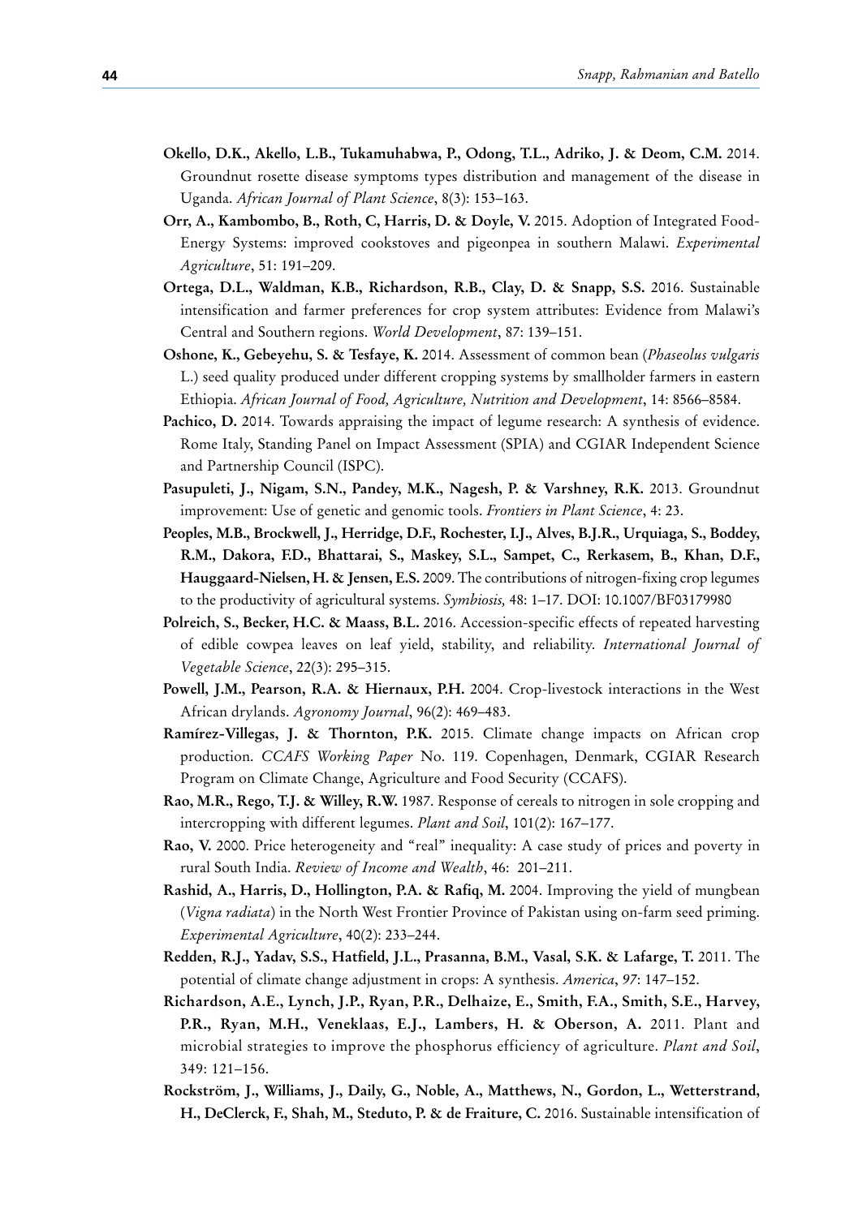**Okello, D.K., Akello, L.B., Tukamuhabwa, P., Odong, T.L., Adriko, J. & Deom, C.M.** 2014. Groundnut rosette disease symptoms types distribution and management of the disease in Uganda. *African Journal of Plant Science*, 8(3): 153–163.

**Orr, A., Kambombo, B., Roth, C, Harris, D. & Doyle, V.** 2015. Adoption of Integrated Food-Energy Systems: improved cookstoves and pigeonpea in southern Malawi. *Experimental Agriculture*, 51: 191–209.

**Ortega, D.L., Waldman, K.B., Richardson, R.B., Clay, D. & Snapp, S.S.** 2016. Sustainable intensification and farmer preferences for crop system attributes: Evidence from Malawi's Central and Southern regions. *World Development*, 87: 139–151.

**Oshone, K., Gebeyehu, S. & Tesfaye, K.** 2014. Assessment of common bean (*Phaseolus vulgaris* L.) seed quality produced under different cropping systems by smallholder farmers in eastern Ethiopia. *African Journal of Food, Agriculture, Nutrition and Development*, 14: 8566–8584.

**Pachico, D.** 2014. Towards appraising the impact of legume research: A synthesis of evidence. Rome Italy, Standing Panel on Impact Assessment (SPIA) and CGIAR Independent Science and Partnership Council (ISPC).

**Pasupuleti, J., Nigam, S.N., Pandey, M.K., Nagesh, P. & Varshney, R.K.** 2013. Groundnut improvement: Use of genetic and genomic tools. *Frontiers in Plant Science*, 4: 23.

**Peoples, M.B., Brockwell, J., Herridge, D.F., Rochester, I.J., Alves, B.J.R., Urquiaga, S., Boddey, R.M., Dakora, F.D., Bhattarai, S., Maskey, S.L., Sampet, C., Rerkasem, B., Khan, D.F., Hauggaard-Nielsen, H. & Jensen, E.S.** 2009. The contributions of nitrogen-fixing crop legumes to the productivity of agricultural systems. *Symbiosis,* 48: 1–17. DOI: 10.1007/BF03179980

**Polreich, S., Becker, H.C. & Maass, B.L.** 2016. Accession-specific effects of repeated harvesting of edible cowpea leaves on leaf yield, stability, and reliability. *International Journal of Vegetable Science*, 22(3): 295–315.

**Powell, J.M., Pearson, R.A. & Hiernaux, P.H.** 2004. Crop-livestock interactions in the West African drylands. *Agronomy Journal*, 96(2): 469–483.

**Ramírez-Villegas, J. & Thornton, P.K.** 2015. Climate change impacts on African crop production. *CCAFS Working Paper* No. 119. Copenhagen, Denmark, CGIAR Research Program on Climate Change, Agriculture and Food Security (CCAFS).

**Rao, M.R., Rego, T.J. & Willey, R.W.** 1987. Response of cereals to nitrogen in sole cropping and intercropping with different legumes. *Plant and Soil*, 101(2): 167–177.

**Rao, V.** 2000. Price heterogeneity and "real" inequality: A case study of prices and poverty in rural South India. *Review of Income and Wealth*, 46: 201–211.

**Rashid, A., Harris, D., Hollington, P.A. & Rafiq, M.** 2004. Improving the yield of mungbean (*Vigna radiata*) in the North West Frontier Province of Pakistan using on-farm seed priming. *Experimental Agriculture*, 40(2): 233–244.

**Redden, R.J., Yadav, S.S., Hatfield, J.L., Prasanna, B.M., Vasal, S.K. & Lafarge, T.** 2011. The potential of climate change adjustment in crops: A synthesis. *America*, *97*: 147–152.

**Richardson, A.E., Lynch, J.P., Ryan, P.R., Delhaize, E., Smith, F.A., Smith, S.E., Harvey, P.R., Ryan, M.H., Veneklaas, E.J., Lambers, H. & Oberson, A.** 2011. Plant and microbial strategies to improve the phosphorus efficiency of agriculture. *Plant and Soil*, 349: 121–156.

**Rockström, J., Williams, J., Daily, G., Noble, A., Matthews, N., Gordon, L., Wetterstrand, H., DeClerck, F., Shah, M., Steduto, P. & de Fraiture, C.** 2016. Sustainable intensification of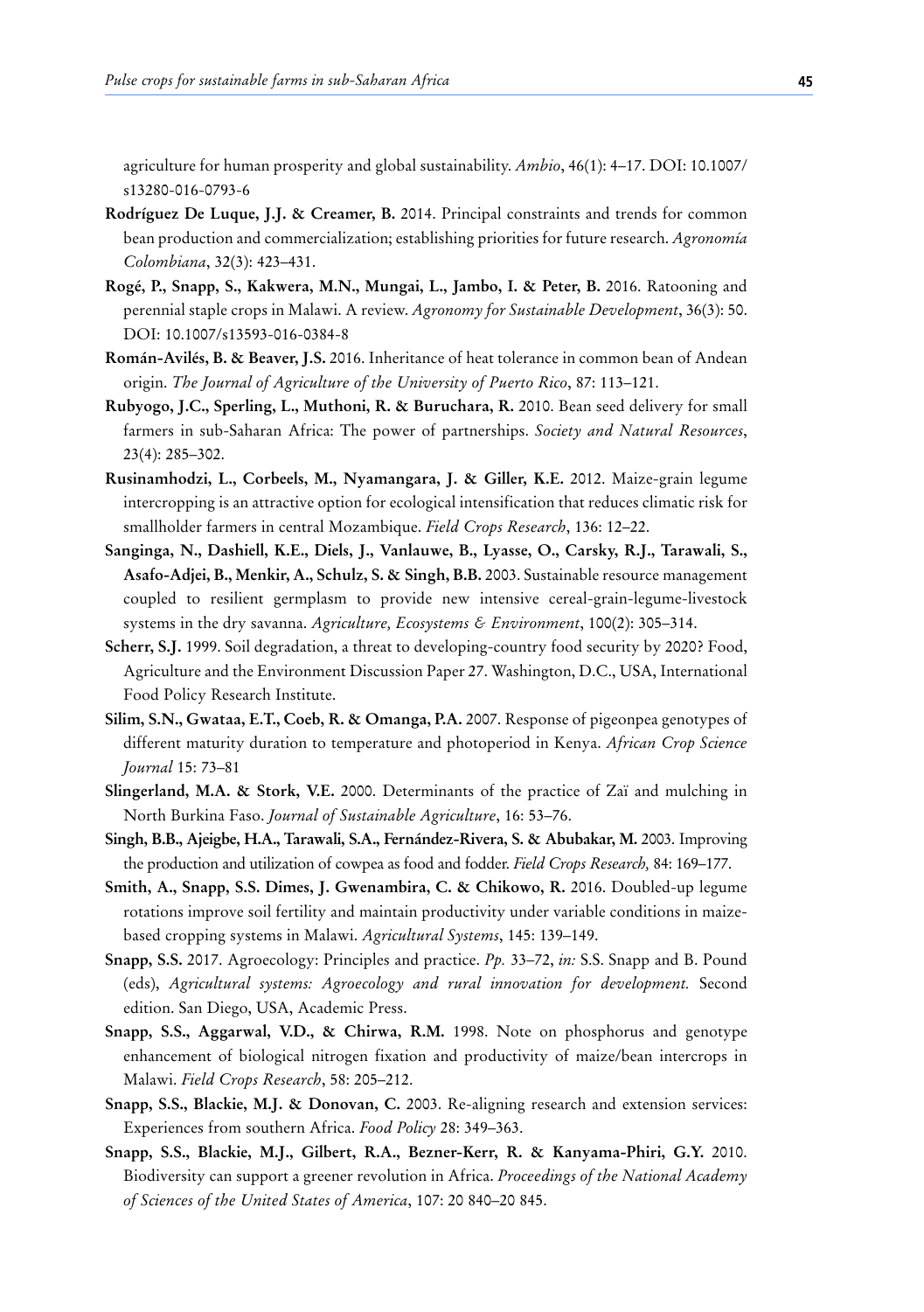agriculture for human prosperity and global sustainability. *Ambio*, 46(1): 4–17. DOI: 10.1007/s13280-016-0793-6

**Rodríguez De Luque, J.J. & Creamer, B.** 2014. Principal constraints and trends for common bean production and commercialization; establishing priorities for future research. *Agronomía Colombiana*, 32(3): 423–431.

**Rogé, P., Snapp, S., Kakwera, M.N., Mungai, L., Jambo, I. & Peter, B.** 2016. Ratooning and perennial staple crops in Malawi. A review. *Agronomy for Sustainable Development*, 36(3): 50. DOI: 10.1007/s13593-016-0384-8

**Román-Avilés, B. & Beaver, J.S.** 2016. Inheritance of heat tolerance in common bean of Andean origin. *The Journal of Agriculture of the University of Puerto Rico*, 87: 113–121.

**Rubyogo, J.C., Sperling, L., Muthoni, R. & Buruchara, R.** 2010. Bean seed delivery for small farmers in sub-Saharan Africa: The power of partnerships. *Society and Natural Resources*, 23(4): 285–302.

**Rusinamhodzi, L., Corbeels, M., Nyamangara, J. & Giller, K.E.** 2012. Maize-grain legume intercropping is an attractive option for ecological intensification that reduces climatic risk for smallholder farmers in central Mozambique. *Field Crops Research*, 136: 12–22.

**Sanginga, N., Dashiell, K.E., Diels, J., Vanlauwe, B., Lyasse, O., Carsky, R.J., Tarawali, S., Asafo-Adjei, B., Menkir, A., Schulz, S. & Singh, B.B.** 2003. Sustainable resource management coupled to resilient germplasm to provide new intensive cereal-grain-legume-livestock systems in the dry savanna. *Agriculture, Ecosystems & Environment*, 100(2): 305–314.

**Scherr, S.J.** 1999. Soil degradation, a threat to developing-country food security by 2020? Food, Agriculture and the Environment Discussion Paper 27. Washington, D.C., USA, International Food Policy Research Institute.

**Silim, S.N., Gwataa, E.T., Coeb, R. & Omanga, P.A.** 2007. Response of pigeonpea genotypes of different maturity duration to temperature and photoperiod in Kenya. *African Crop Science Journal* 15: 73–81

**Slingerland, M.A. & Stork, V.E.** 2000. Determinants of the practice of Zaï and mulching in North Burkina Faso. *Journal of Sustainable Agriculture*, 16: 53–76.

**Singh, B.B., Ajeigbe, H.A., Tarawali, S.A., Fernández-Rivera, S. & Abubakar, M.** 2003. Improving the production and utilization of cowpea as food and fodder. *Field Crops Research,* 84: 169–177.

**Smith, A., Snapp, S.S. Dimes, J. Gwenambira, C. & Chikowo, R.** 2016. Doubled-up legume rotations improve soil fertility and maintain productivity under variable conditions in maize-based cropping systems in Malawi. *Agricultural Systems*, 145: 139–149.

**Snapp, S.S.** 2017. Agroecology: Principles and practice. *Pp.* 33–72, *in:* S.S. Snapp and B. Pound (eds), *Agricultural systems: Agroecology and rural innovation for development.* Second edition. San Diego, USA, Academic Press.

**Snapp, S.S., Aggarwal, V.D., & Chirwa, R.M.** 1998. Note on phosphorus and genotype enhancement of biological nitrogen fixation and productivity of maize/bean intercrops in Malawi. *Field Crops Research*, 58: 205–212.

**Snapp, S.S., Blackie, M.J. & Donovan, C.** 2003. Re-aligning research and extension services: Experiences from southern Africa. *Food Policy* 28: 349–363.

**Snapp, S.S., Blackie, M.J., Gilbert, R.A., Bezner-Kerr, R. & Kanyama-Phiri, G.Y.** 2010. Biodiversity can support a greener revolution in Africa. *Proceedings of the National Academy of Sciences of the United States of America*, 107: 20 840–20 845.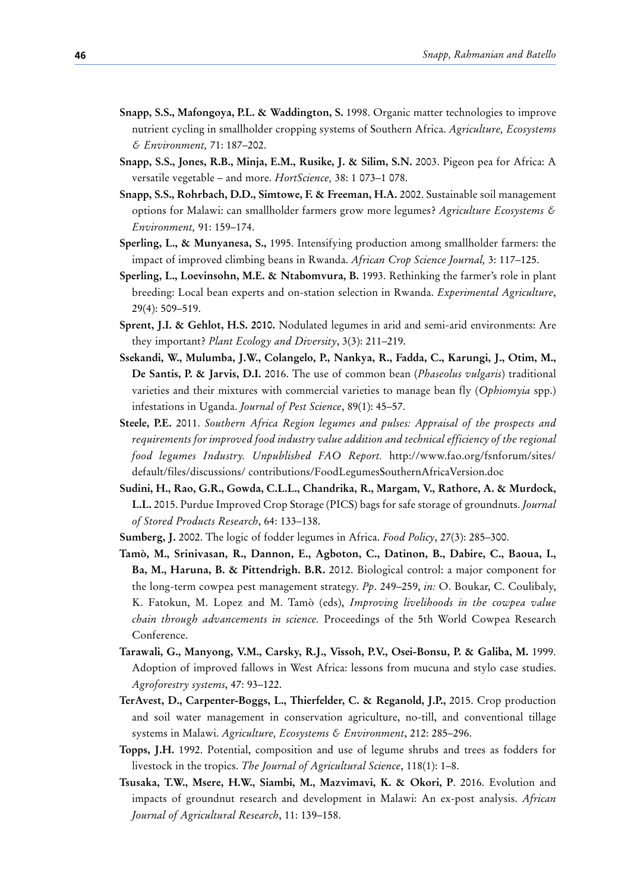**Snapp, S.S., Mafongoya, P.L. & Waddington, S.** 1998. Organic matter technologies to improve nutrient cycling in smallholder cropping systems of Southern Africa. *Agriculture, Ecosystems & Environment,* 71: 187–202.

**Snapp, S.S., Jones, R.B., Minja, E.M., Rusike, J. & Silim, S.N.** 2003. Pigeon pea for Africa: A versatile vegetable – and more. *HortScience,* 38: 1 073–1 078.

**Snapp, S.S., Rohrbach, D.D., Simtowe, F. & Freeman, H.A.** 2002. Sustainable soil management options for Malawi: can smallholder farmers grow more legumes? *Agriculture Ecosystems & Environment,* 91: 159–174.

**Sperling, L., & Munyanesa, S.,** 1995. Intensifying production among smallholder farmers: the impact of improved climbing beans in Rwanda. *African Crop Science Journal,* 3: 117–125.

**Sperling, L., Loevinsohn, M.E. & Ntabomvura, B.** 1993. Rethinking the farmer's role in plant breeding: Local bean experts and on-station selection in Rwanda. *Experimental Agriculture*, 29(4): 509–519.

**Sprent, J.I. & Gehlot, H.S. 2010.** Nodulated legumes in arid and semi-arid environments: Are they important? *Plant Ecology and Diversity*, 3(3): 211–219.

**Ssekandi, W., Mulumba, J.W., Colangelo, P., Nankya, R., Fadda, C., Karungi, J., Otim, M., De Santis, P. & Jarvis, D.I.** 2016. The use of common bean (*Phaseolus vulgaris*) traditional varieties and their mixtures with commercial varieties to manage bean fly (*Ophiomyia* spp.) infestations in Uganda. *Journal of Pest Science*, 89(1): 45–57.

**Steele, P.E.** 2011. *Southern Africa Region legumes and pulses: Appraisal of the prospects and requirements for improved food industry value addition and technical efficiency of the regional food legumes Industry. Unpublished FAO Report.* http://www.fao.org/fsnforum/sites/default/files/discussions/ contributions/FoodLegumesSouthernAfricaVersion.doc

**Sudini, H., Rao, G.R., Gowda, C.L.L., Chandrika, R., Margam, V., Rathore, A. & Murdock, L.L.** 2015. Purdue Improved Crop Storage (PICS) bags for safe storage of groundnuts. *Journal of Stored Products Research*, 64: 133–138.

**Sumberg, J.** 2002. The logic of fodder legumes in Africa. *Food Policy*, 27(3): 285–300.

**Tamò, M., Srinivasan, R., Dannon, E., Agboton, C., Datinon, B., Dabire, C., Baoua, I., Ba, M., Haruna, B. & Pittendrigh. B.R.** 2012. Biological control: a major component for the long-term cowpea pest management strategy. *Pp*. 249–259, *in:* O. Boukar, C. Coulibaly, K. Fatokun, M. Lopez and M. Tamò (eds), *Improving livelihoods in the cowpea value chain through advancements in science.* Proceedings of the 5th World Cowpea Research Conference.

**Tarawali, G., Manyong, V.M., Carsky, R.J., Vissoh, P.V., Osei-Bonsu, P. & Galiba, M.** 1999. Adoption of improved fallows in West Africa: lessons from mucuna and stylo case studies. *Agroforestry systems*, 47: 93–122.

**TerAvest, D., Carpenter-Boggs, L., Thierfelder, C. & Reganold, J.P.,** 2015. Crop production and soil water management in conservation agriculture, no-till, and conventional tillage systems in Malawi. *Agriculture, Ecosystems & Environment*, 212: 285–296.

**Topps, J.H.** 1992. Potential, composition and use of legume shrubs and trees as fodders for livestock in the tropics. *The Journal of Agricultural Science*, 118(1): 1–8.

**Tsusaka, T.W., Msere, H.W., Siambi, M., Mazvimavi, K. & Okori, P**. 2016. Evolution and impacts of groundnut research and development in Malawi: An ex-post analysis. *African Journal of Agricultural Research*, 11: 139–158.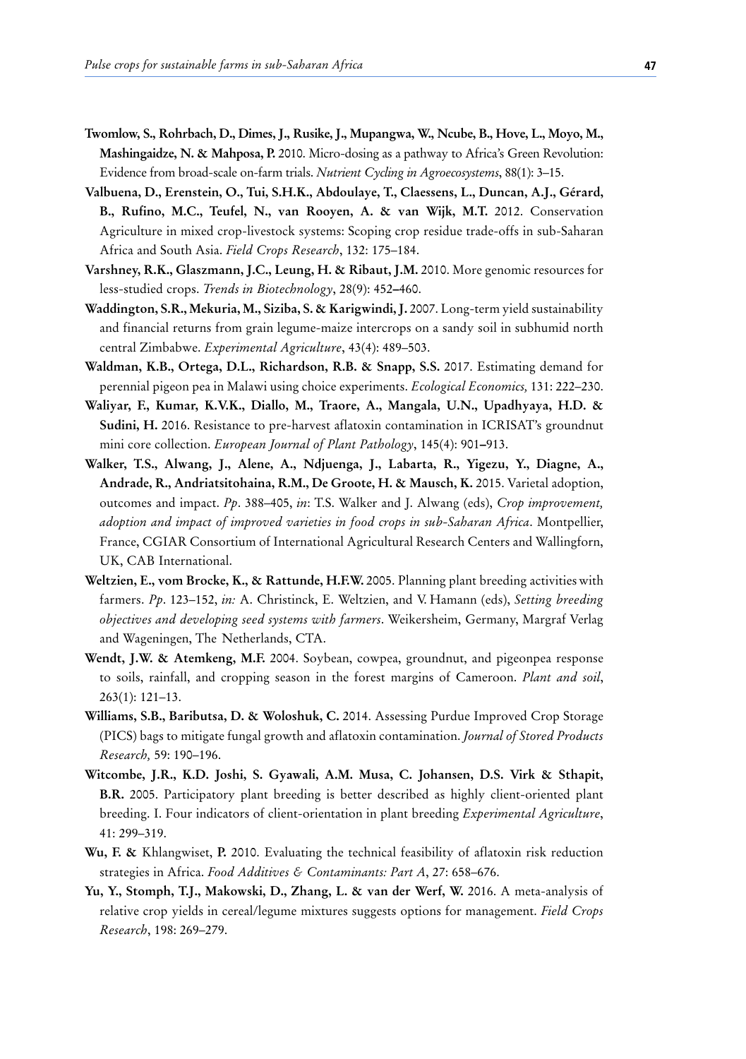**Twomlow, S., Rohrbach, D., Dimes, J., Rusike, J., Mupangwa, W., Ncube, B., Hove, L., Moyo, M., Mashingaidze, N. & Mahposa, P.** 2010. Micro-dosing as a pathway to Africa's Green Revolution: Evidence from broad-scale on-farm trials. *Nutrient Cycling in Agroecosystems*, 88(1): 3–15.

**Valbuena, D., Erenstein, O., Tui, S.H.K., Abdoulaye, T., Claessens, L., Duncan, A.J., Gérard, B., Rufino, M.C., Teufel, N., van Rooyen, A. & van Wijk, M.T.** 2012. Conservation Agriculture in mixed crop-livestock systems: Scoping crop residue trade-offs in sub-Saharan Africa and South Asia. *Field Crops Research*, 132: 175–184.

**Varshney, R.K., Glaszmann, J.C., Leung, H. & Ribaut, J.M.** 2010. More genomic resources for less-studied crops. *Trends in Biotechnology*, 28(9): 452–460.

**Waddington, S.R., Mekuria, M., Siziba, S. & Karigwindi, J.** 2007. Long-term yield sustainability and financial returns from grain legume-maize intercrops on a sandy soil in subhumid north central Zimbabwe. *Experimental Agriculture*, 43(4): 489–503.

**Waldman, K.B., Ortega, D.L., Richardson, R.B. & Snapp, S.S.** 2017. Estimating demand for perennial pigeon pea in Malawi using choice experiments. *Ecological Economics,* 131: 222–230.

**Waliyar, F., Kumar, K.V.K., Diallo, M., Traore, A., Mangala, U.N., Upadhyaya, H.D. & Sudini, H.** 2016. Resistance to pre-harvest aflatoxin contamination in ICRISAT's groundnut mini core collection. *European Journal of Plant Pathology*, 145(4): 901–913.

**Walker, T.S., Alwang, J., Alene, A., Ndjuenga, J., Labarta, R., Yigezu, Y., Diagne, A., Andrade, R., Andriatsitohaina, R.M., De Groote, H. & Mausch, K.** 2015. Varietal adoption, outcomes and impact. *Pp*. 388–405, *in*: T.S. Walker and J. Alwang (eds), *Crop improvement, adoption and impact of improved varieties in food crops in sub-Saharan Africa*. Montpellier, France, CGIAR Consortium of International Agricultural Research Centers and Wallingforn, UK, CAB International.

**Weltzien, E., vom Brocke, K., & Rattunde, H.F.W.** 2005. Planning plant breeding activities with farmers. *Pp*. 123–152, *in:* A. Christinck, E. Weltzien, and V. Hamann (eds), *Setting breeding objectives and developing seed systems with farmers*. Weikersheim, Germany, Margraf Verlag and Wageningen, The Netherlands, CTA.

**Wendt, J.W. & Atemkeng, M.F.** 2004. Soybean, cowpea, groundnut, and pigeonpea response to soils, rainfall, and cropping season in the forest margins of Cameroon. *Plant and soil*, 263(1): 121–13.

**Williams, S.B., Baributsa, D. & Woloshuk, C.** 2014. Assessing Purdue Improved Crop Storage (PICS) bags to mitigate fungal growth and aflatoxin contamination. *Journal of Stored Products Research,* 59: 190–196.

**Witcombe, J.R., K.D. Joshi, S. Gyawali, A.M. Musa, C. Johansen, D.S. Virk & Sthapit, B.R.** 2005. Participatory plant breeding is better described as highly client-oriented plant breeding. I. Four indicators of client-orientation in plant breeding *Experimental Agriculture*, 41: 299–319.

**Wu, F. &** Khlangwiset, **P.** 2010. Evaluating the technical feasibility of aflatoxin risk reduction strategies in Africa. *Food Additives & Contaminants: Part A*, 27: 658–676.

**Yu, Y., Stomph, T.J., Makowski, D., Zhang, L. & van der Werf, W.** 2016. A meta-analysis of relative crop yields in cereal/legume mixtures suggests options for management. *Field Crops Research*, 198: 269–279.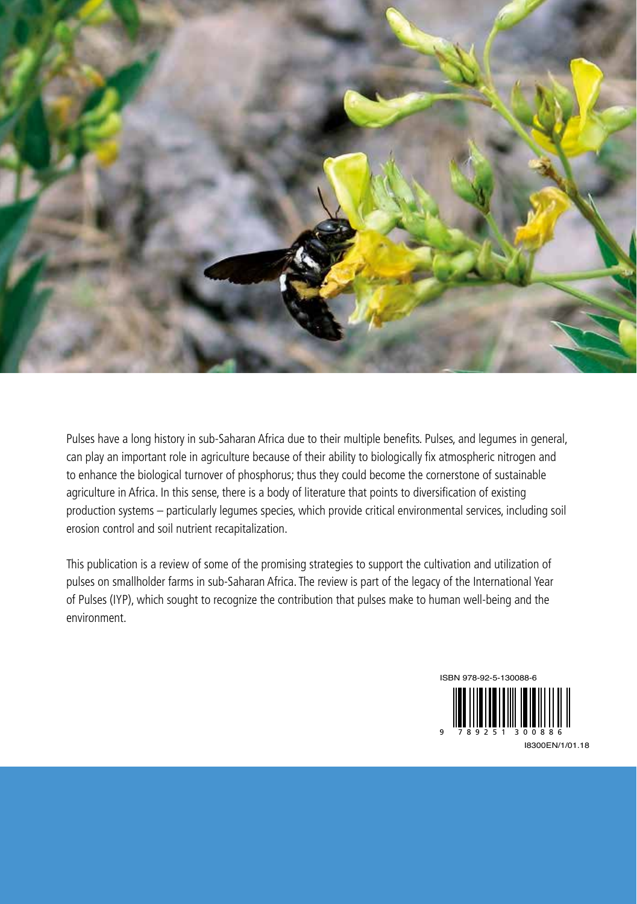Pulses have a long history in sub-Saharan Africa due to their multiple benefits. Pulses, and legumes in general, can play an important role in agriculture because of their ability to biologically fix atmospheric nitrogen and to enhance the biological turnover of phosphorus; thus they could become the cornerstone of sustainable agriculture in Africa. In this sense, there is a body of literature that points to diversification of existing production systems – particularly legumes species, which provide critical environmental services, including soil erosion control and soil nutrient recapitalization.

This publication is a review of some of the promising strategies to support the cultivation and utilization of pulses on smallholder farms in sub-Saharan Africa. The review is part of the legacy of the International Year of Pulses (IYP), which sought to recognize the contribution that pulses make to human well-being and the environment.

ISBN 978-92-5-130088-6

9 789251 300886

I8300EN/1/01.18